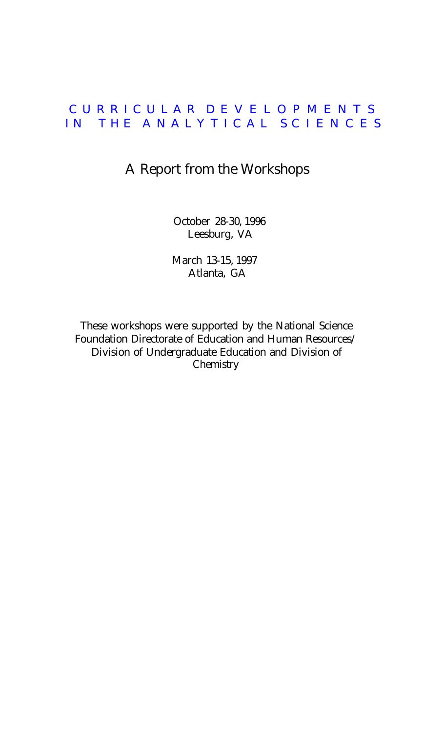# CURRICULAR DEVELOPMENTS IN THE ANALYTICAL SCIENCES

## A Report from the Workshops

October 28-30, 1996
Leesburg, VA

March 13-15, 1997
Atlanta, GA

These workshops were supported by the National Science Foundation Directorate of Education and Human Resources/ Division of Undergraduate Education and Division of Chemistry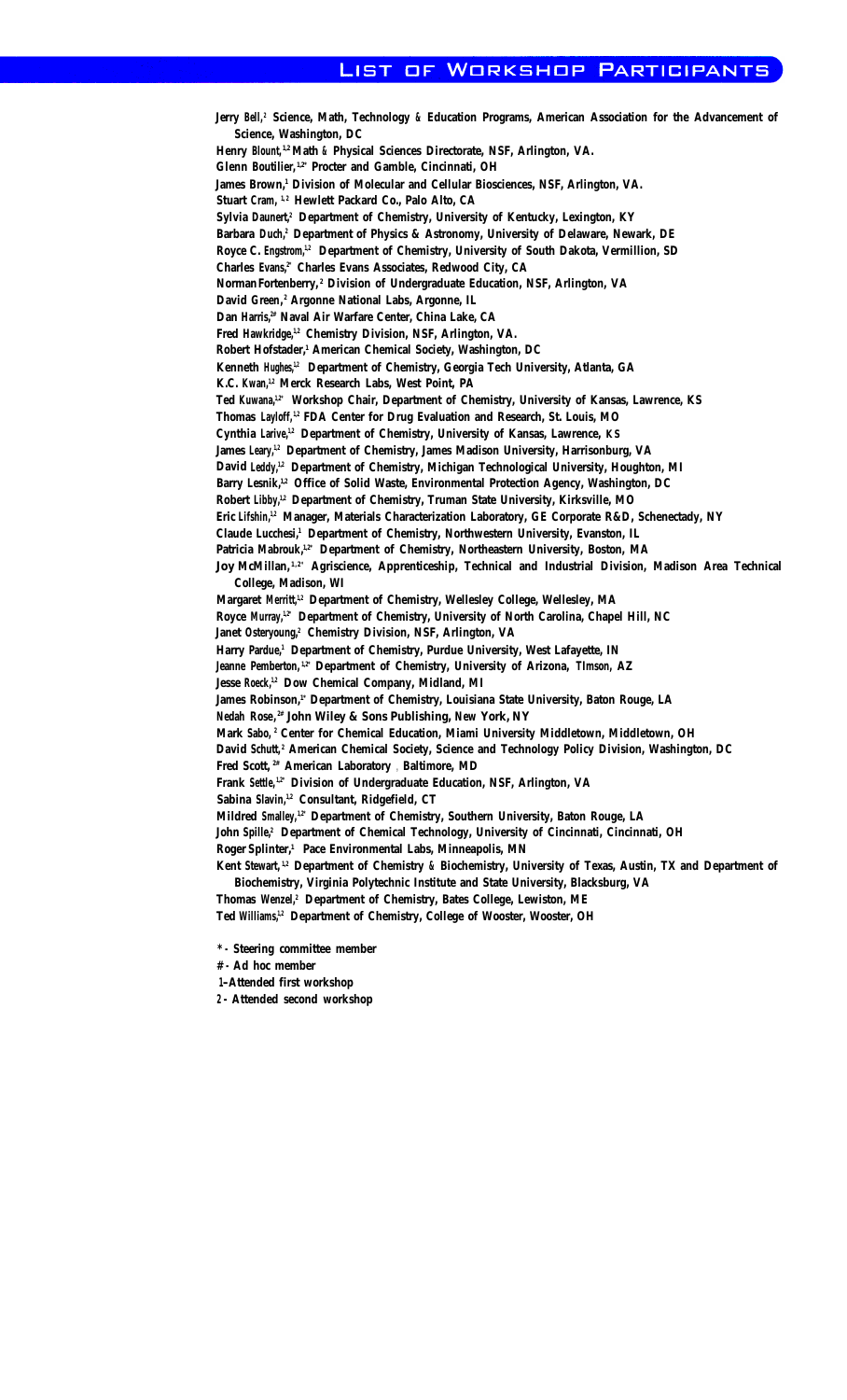# List of Workshop Participants

**Jerry Bell,[2] Science, Math, Technology & Education Programs, American Association for the Advancement of Science, Washington, DC**

**Henry Blount,[1,2] Math & Physical Sciences Directorate, NSF, Arlington, VA.**

**Glenn Boutilier,[1,2*] Procter and Gamble, Cincinnati, OH**

**James Brown,[1] Division of Molecular and Cellular Biosciences, NSF, Arlington, VA.**

**Stuart Cram,[1,2] Hewlett Packard Co., Palo Alto, CA**

**Sylvia Daunert,[2] Department of Chemistry, University of Kentucky, Lexington, KY**

**Barbara Duch,[2] Department of Physics & Astronomy, University of Delaware, Newark, DE**

**Royce C. Engstrom,[1,2] Department of Chemistry, University of South Dakota, Vermillion, SD**

**Charles Evans,[2*] Charles Evans Associates, Redwood City, CA**

**Norman Fortenberry,[2] Division of Undergraduate Education, NSF, Arlington, VA**

**David Green,[2] Argonne National Labs, Argonne, IL**

**Dan Harris,[2#] Naval Air Warfare Center, China Lake, CA**

**Fred Hawkridge,[1,2] Chemistry Division, NSF, Arlington, VA.**

**Robert Hofstader,[1] American Chemical Society, Washington, DC**

**Kenneth Hughes,[1,2] Department of Chemistry, Georgia Tech University, Atlanta, GA**

**K.C. Kwan,[1,2] Merck Research Labs, West Point, PA**

**Ted Kuwana,[1,2*] Workshop Chair, Department of Chemistry, University of Kansas, Lawrence, KS**

**Thomas Layloff,[1,2] FDA Center for Drug Evaluation and Research, St. Louis, MO**

**Cynthia Larive,[1,2] Department of Chemistry, University of Kansas, Lawrence, KS**

**James Leary,[1,2] Department of Chemistry, James Madison University, Harrisonburg, VA**

**David Leddy,[1,2] Department of Chemistry, Michigan Technological University, Houghton, MI**

**Barry Lesnik,[1,2] Office of Solid Waste, Environmental Protection Agency, Washington, DC**

**Robert Libby,[1,2] Department of Chemistry, Truman State University, Kirksville, MO**

**Eric Lifshin,[1,2] Manager, Materials Characterization Laboratory, GE Corporate R&D, Schenectady, NY**

**Claude Lucchesi,[1] Department of Chemistry, Northwestern University, Evanston, IL**

**Patricia Mabrouk,[1,2*] Department of Chemistry, Northeastern University, Boston, MA**

**Joy McMillan,[1,2*] Agriscience, Apprenticeship, Technical and Industrial Division, Madison Area Technical College, Madison, WI**

**Margaret Merritt,[1,2] Department of Chemistry, Wellesley College, Wellesley, MA**

**Royce Murray,[1,2*] Department of Chemistry, University of North Carolina, Chapel Hill, NC**

**Janet Osteryoung,[2] Chemistry Division, NSF, Arlington, VA**

**Harry Pardue,[1] Department of Chemistry, Purdue University, West Lafayette, IN**

**Jeanne Pemberton,[1,2*] Department of Chemistry, University of Arizona, Tucson, AZ**

**Jesse Roeck,[1,2] Dow Chemical Company, Midland, MI**

**James Robinson,[1*] Department of Chemistry, Louisiana State University, Baton Rouge, LA**

**Nedah Rose,[2#] John Wiley & Sons Publishing, New York, NY**

**Mark Sabo,[2] Center for Chemical Education, Miami University Middletown, Middletown, OH**

**David Schutt,[2] American Chemical Society, Science and Technology Policy Division, Washington, DC**

**Fred Scott,[2#] American Laboratory, Baltimore, MD**

**Frank Settle,[1,2*] Division of Undergraduate Education, NSF, Arlington, VA**

**Sabina Slavin,[1,2] Consultant, Ridgefield, CT**

**Mildred Smalley,[1,2*] Department of Chemistry, Southern University, Baton Rouge, LA**

**John Spille,[2] Department of Chemical Technology, University of Cincinnati, Cincinnati, OH**

**Roger Splinter,[1] Pace Environmental Labs, Minneapolis, MN**

**Kent Stewart,[1,2] Department of Chemistry & Biochemistry, University of Texas, Austin, TX and Department of Biochemistry, Virginia Polytechnic Institute and State University, Blacksburg, VA**

**Thomas Wenzel,[2] Department of Chemistry, Bates College, Lewiston, ME**

**Ted Williams,[1,2] Department of Chemistry, College of Wooster, Wooster, OH**

**\* - Steering committee member**

**# - Ad hoc member**

**1 – Attended first workshop**

**2 - Attended second workshop**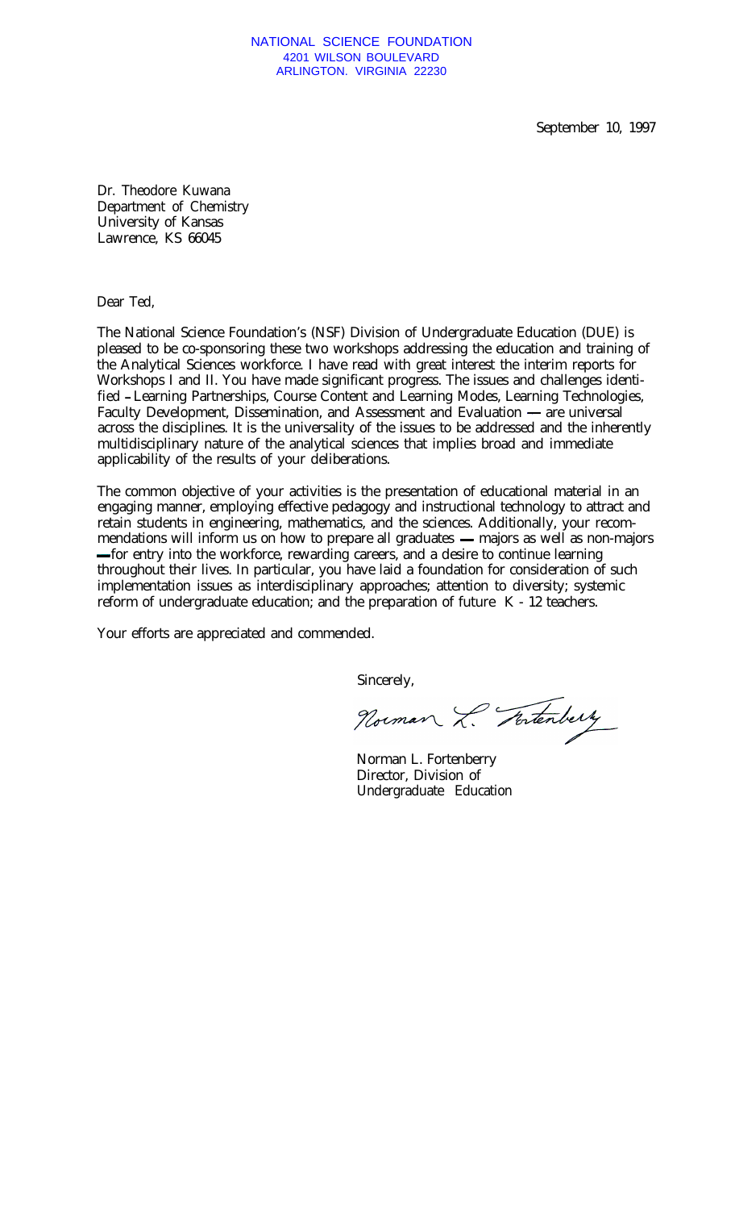NATIONAL SCIENCE FOUNDATION
4201 WILSON BOULEVARD
ARLINGTON. VIRGINIA 22230

September 10, 1997

Dr. Theodore Kuwana
Department of Chemistry
University of Kansas
Lawrence, KS 66045

Dear Ted,

The National Science Foundation's (NSF) Division of Undergraduate Education (DUE) is pleased to be co-sponsoring these two workshops addressing the education and training of the Analytical Sciences workforce. I have read with great interest the interim reports for Workshops I and II. You have made significant progress. The issues and challenges identified – Learning Partnerships, Course Content and Learning Modes, Learning Technologies, Faculty Development, Dissemination, and Assessment and Evaluation — are universal across the disciplines. It is the universality of the issues to be addressed and the inherently multidisciplinary nature of the analytical sciences that implies broad and immediate applicability of the results of your deliberations.

The common objective of your activities is the presentation of educational material in an engaging manner, employing effective pedagogy and instructional technology to attract and retain students in engineering, mathematics, and the sciences. Additionally, your recommendations will inform us on how to prepare all graduates — majors as well as non-majors — for entry into the workforce, rewarding careers, and a desire to continue learning throughout their lives. In particular, you have laid a foundation for consideration of such implementation issues as interdisciplinary approaches; attention to diversity; systemic reform of undergraduate education; and the preparation of future K - 12 teachers.

Your efforts are appreciated and commended.

Sincerely,

Norman L. Fortenberry

Norman L. Fortenberry
Director, Division of
Undergraduate Education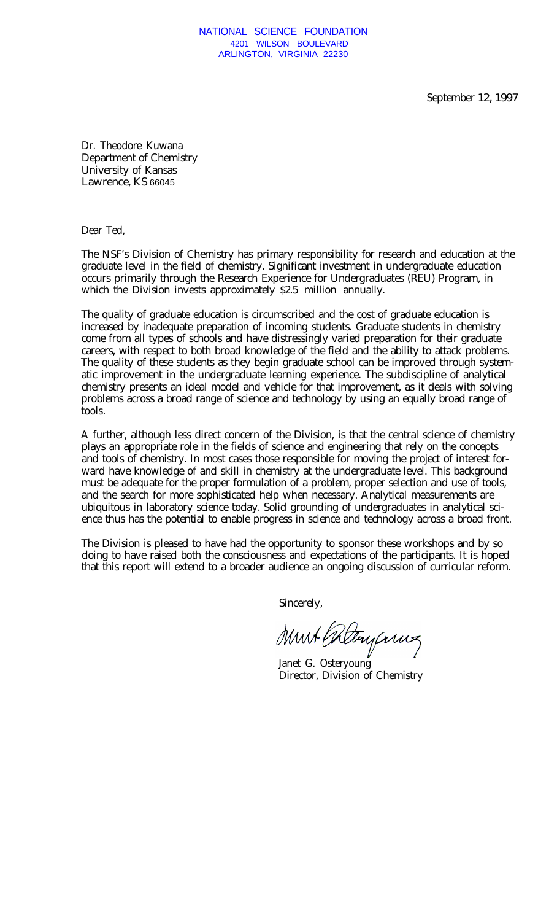NATIONAL SCIENCE FOUNDATION
4201 WILSON BOULEVARD
ARLINGTON, VIRGINIA 22230

September 12, 1997

Dr. Theodore Kuwana
Department of Chemistry
University of Kansas
Lawrence, KS 66045

Dear Ted,

The NSF's Division of Chemistry has primary responsibility for research and education at the graduate level in the field of chemistry. Significant investment in undergraduate education occurs primarily through the Research Experience for Undergraduates (REU) Program, in which the Division invests approximately $2.5 million annually.

The quality of graduate education is circumscribed and the cost of graduate education is increased by inadequate preparation of incoming students. Graduate students in chemistry come from all types of schools and have distressingly varied preparation for their graduate careers, with respect to both broad knowledge of the field and the ability to attack problems. The quality of these students as they begin graduate school can be improved through systematic improvement in the undergraduate learning experience. The subdiscipline of analytical chemistry presents an ideal model and vehicle for that improvement, as it deals with solving problems across a broad range of science and technology by using an equally broad range of tools.

A further, although less direct concern of the Division, is that the central science of chemistry plays an appropriate role in the fields of science and engineering that rely on the concepts and tools of chemistry. In most cases those responsible for moving the project of interest forward have knowledge of and skill in chemistry at the undergraduate level. This background must be adequate for the proper formulation of a problem, proper selection and use of tools, and the search for more sophisticated help when necessary. Analytical measurements are ubiquitous in laboratory science today. Solid grounding of undergraduates in analytical science thus has the potential to enable progress in science and technology across a broad front.

The Division is pleased to have had the opportunity to sponsor these workshops and by so doing to have raised both the consciousness and expectations of the participants. It is hoped that this report will extend to a broader audience an ongoing discussion of curricular reform.

Sincerely,

Janet G. Osteryoung
Director, Division of Chemistry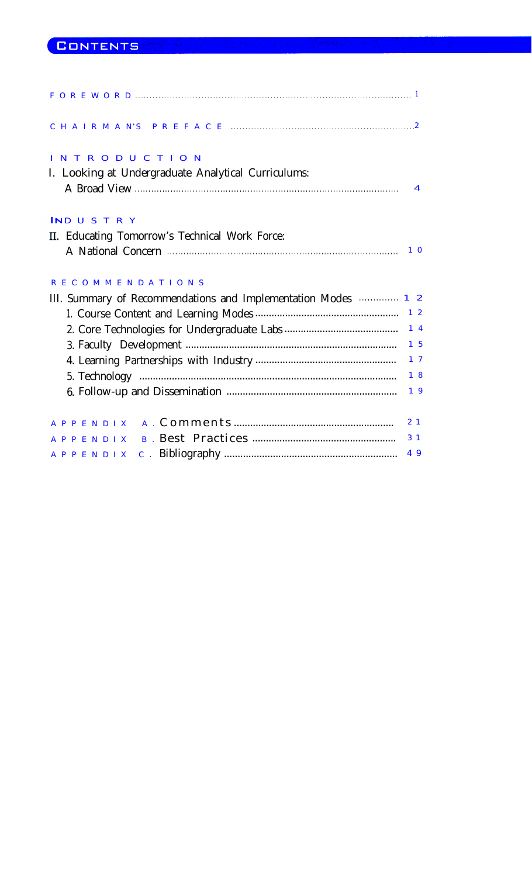# CONTENTS

FOREWORD ........ 1

CHAIRMAN'S PREFACE ........ 2

INTRODUCTION

I. Looking at Undergraduate Analytical Curriculums: A Broad View ........ 4

INDUSTRY

II. Educating Tomorrow's Technical Work Force: A National Concern ........ 10

RECOMMENDATIONS

III. Summary of Recommendations and Implementation Modes ........ 12

1. Course Content and Learning Modes ........ 12
2. Core Technologies for Undergraduate Labs ........ 14
3. Faculty Development ........ 15
4. Learning Partnerships with Industry ........ 17
5. Technology ........ 18
6. Follow-up and Dissemination ........ 19

APPENDIX A. Comments ........ 21

APPENDIX B. Best Practices ........ 31

APPENDIX C. Bibliography ........ 49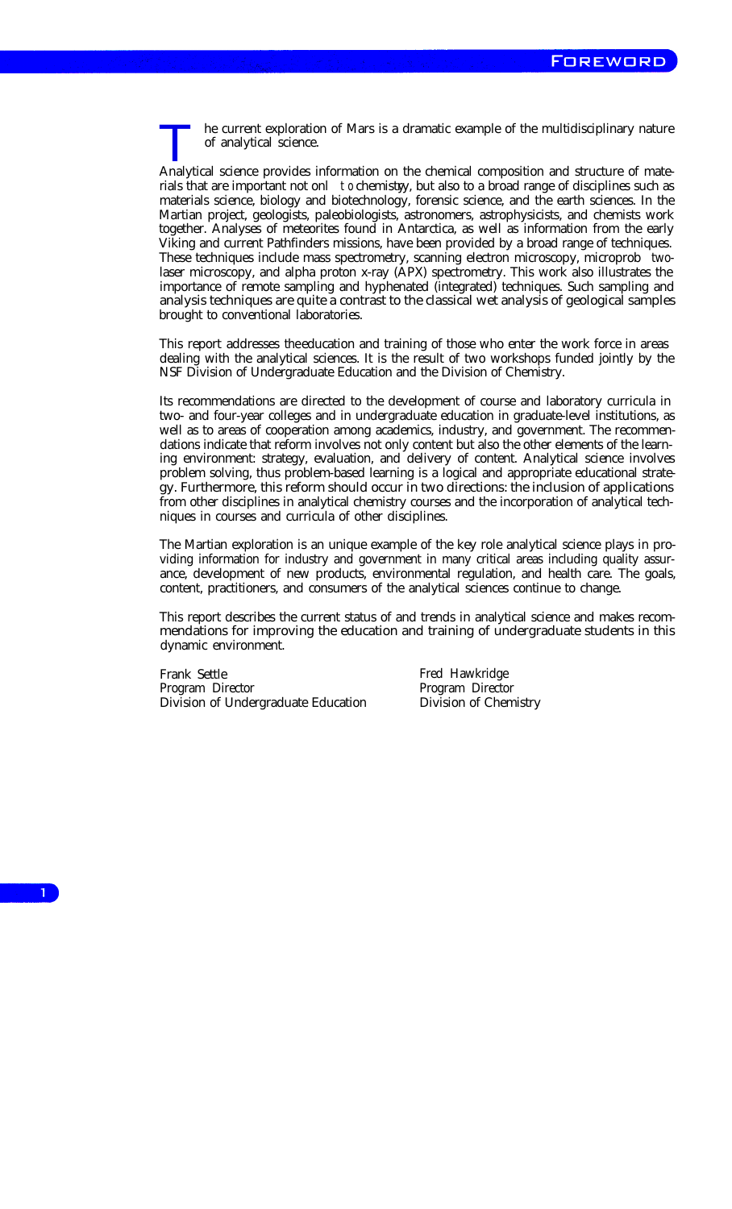# Foreword

The current exploration of Mars is a dramatic example of the multidisciplinary nature of analytical science.

Analytical science provides information on the chemical composition and structure of materials that are important not only to chemistry, but also to a broad range of disciplines such as materials science, biology and biotechnology, forensic science, and the earth sciences. In the Martian project, geologists, paleobiologists, astronomers, astrophysicists, and chemists work together. Analyses of meteorites found in Antarctica, as well as information from the early Viking and current Pathfinders missions, have been provided by a broad range of techniques. These techniques include mass spectrometry, scanning electron microscopy, microprob two-laser microscopy, and alpha proton x-ray (APX) spectrometry. This work also illustrates the importance of remote sampling and hyphenated (integrated) techniques. Such sampling and analysis techniques are quite a contrast to the classical wet analysis of geological samples brought to conventional laboratories.

This report addresses the education and training of those who enter the work force in areas dealing with the analytical sciences. It is the result of two workshops funded jointly by the NSF Division of Undergraduate Education and the Division of Chemistry.

Its recommendations are directed to the development of course and laboratory curricula in two- and four-year colleges and in undergraduate education in graduate-level institutions, as well as to areas of cooperation among academics, industry, and government. The recommendations indicate that reform involves not only content but also the other elements of the learning environment: strategy, evaluation, and delivery of content. Analytical science involves problem solving, thus problem-based learning is a logical and appropriate educational strategy. Furthermore, this reform should occur in two directions: the inclusion of applications from other disciplines in analytical chemistry courses and the incorporation of analytical techniques in courses and curricula of other disciplines.

The Martian exploration is an unique example of the key role analytical science plays in providing information for industry and government in many critical areas including quality assurance, development of new products, environmental regulation, and health care. The goals, content, practitioners, and consumers of the analytical sciences continue to change.

This report describes the current status of and trends in analytical science and makes recommendations for improving the education and training of undergraduate students in this dynamic environment.

Frank Settle
Program Director
Division of Undergraduate Education

Fred Hawkridge
Program Director
Division of Chemistry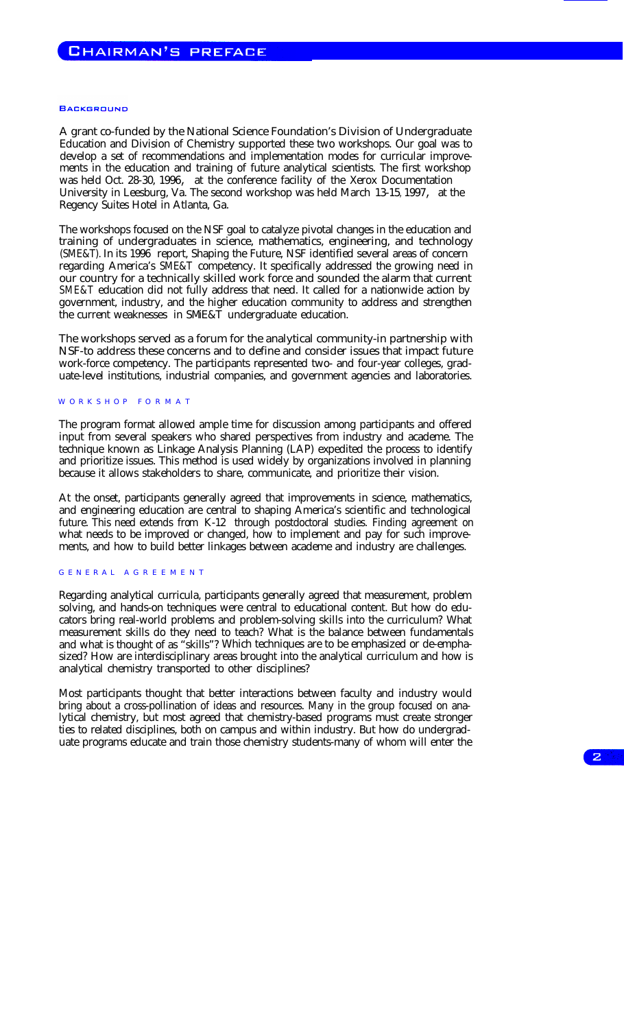# Chairman's Preface

## Background

A grant co-funded by the National Science Foundation's Division of Undergraduate Education and Division of Chemistry supported these two workshops. Our goal was to develop a set of recommendations and implementation modes for curricular improvements in the education and training of future analytical scientists. The first workshop was held Oct. 28-30, 1996, at the conference facility of the Xerox Documentation University in Leesburg, Va. The second workshop was held March 13-15, 1997, at the Regency Suites Hotel in Atlanta, Ga.

The workshops focused on the NSF goal to catalyze pivotal changes in the education and training of undergraduates in science, mathematics, engineering, and technology (SME&T). In its 1996 report, Shaping the Future, NSF identified several areas of concern regarding America's SME&T competency. It specifically addressed the growing need in our country for a technically skilled work force and sounded the alarm that current SME&T education did not fully address that need. It called for a nationwide action by government, industry, and the higher education community to address and strengthen the current weaknesses in SMiE&T undergraduate education.

The workshops served as a forum for the analytical community-in partnership with NSF-to address these concerns and to define and consider issues that impact future work-force competency. The participants represented two- and four-year colleges, graduate-level institutions, industrial companies, and government agencies and laboratories.

## Workshop Format

The program format allowed ample time for discussion among participants and offered input from several speakers who shared perspectives from industry and academe. The technique known as Linkage Analysis Planning (LAP) expedited the process to identify and prioritize issues. This method is used widely by organizations involved in planning because it allows stakeholders to share, communicate, and prioritize their vision.

At the onset, participants generally agreed that improvements in science, mathematics, and engineering education are central to shaping America's scientific and technological future. This need extends from K-12 through postdoctoral studies. Finding agreement on what needs to be improved or changed, how to implement and pay for such improvements, and how to build better linkages between academe and industry are challenges.

## General Agreement

Regarding analytical curricula, participants generally agreed that measurement, problem solving, and hands-on techniques were central to educational content. But how do educators bring real-world problems and problem-solving skills into the curriculum? What measurement skills do they need to teach? What is the balance between fundamentals and what is thought of as "skills"? Which techniques are to be emphasized or de-emphasized? How are interdisciplinary areas brought into the analytical curriculum and how is analytical chemistry transported to other disciplines?

Most participants thought that better interactions between faculty and industry would bring about a cross-pollination of ideas and resources. Many in the group focused on analytical chemistry, but most agreed that chemistry-based programs must create stronger ties to related disciplines, both on campus and within industry. But how do undergraduate programs educate and train those chemistry students-many of whom will enter the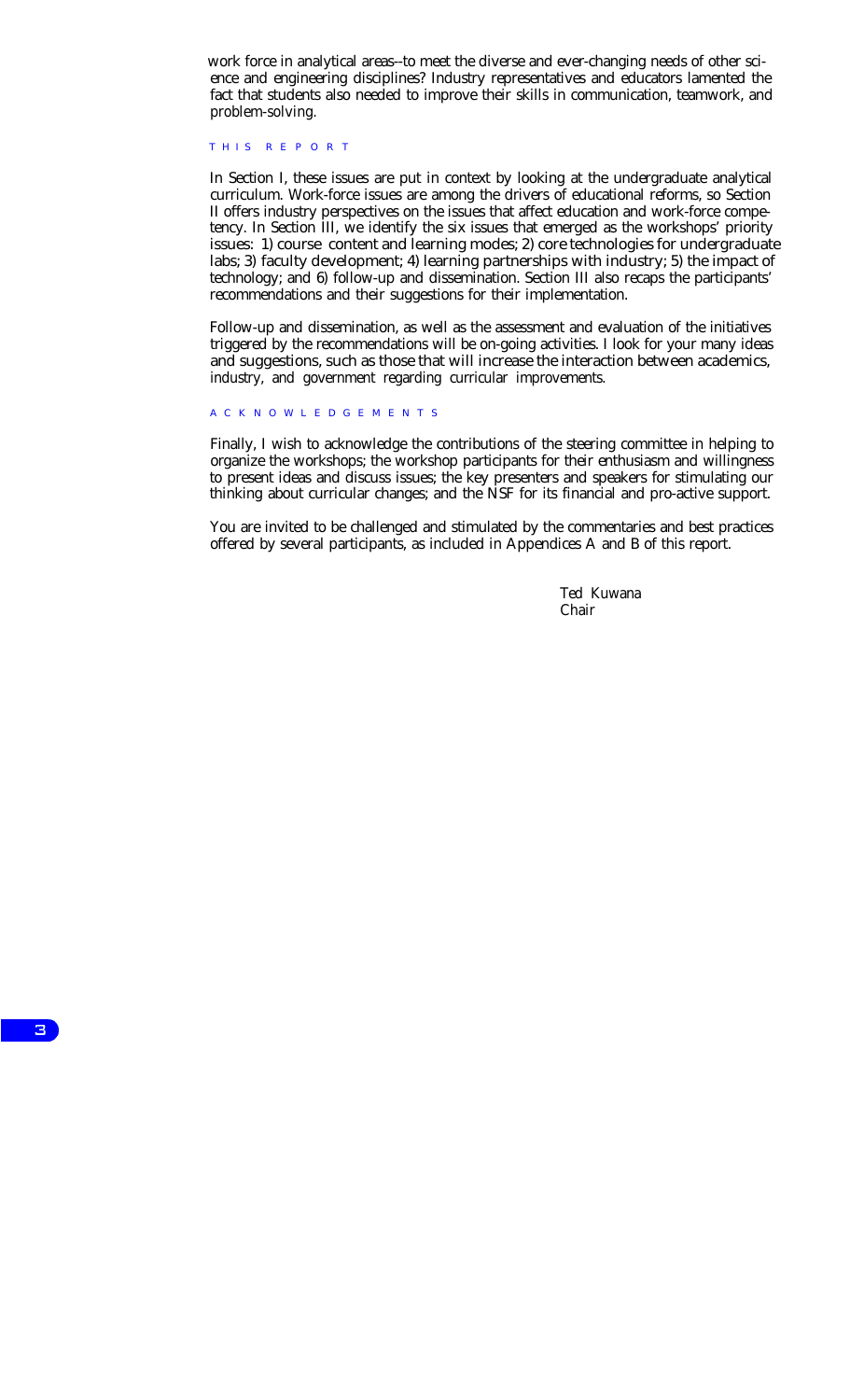work force in analytical areas--to meet the diverse and ever-changing needs of other science and engineering disciplines? Industry representatives and educators lamented the fact that students also needed to improve their skills in communication, teamwork, and problem-solving.

## THIS REPORT

In Section I, these issues are put in context by looking at the undergraduate analytical curriculum. Work-force issues are among the drivers of educational reforms, so Section II offers industry perspectives on the issues that affect education and work-force competency. In Section III, we identify the six issues that emerged as the workshops' priority issues: 1) course content and learning modes; 2) core technologies for undergraduate labs; 3) faculty development; 4) learning partnerships with industry; 5) the impact of technology; and 6) follow-up and dissemination. Section III also recaps the participants' recommendations and their suggestions for their implementation.

Follow-up and dissemination, as well as the assessment and evaluation of the initiatives triggered by the recommendations will be on-going activities. I look for your many ideas and suggestions, such as those that will increase the interaction between academics, industry, and government regarding curricular improvements.

## ACKNOWLEDGEMENTS

Finally, I wish to acknowledge the contributions of the steering committee in helping to organize the workshops; the workshop participants for their enthusiasm and willingness to present ideas and discuss issues; the key presenters and speakers for stimulating our thinking about curricular changes; and the NSF for its financial and pro-active support.

You are invited to be challenged and stimulated by the commentaries and best practices offered by several participants, as included in Appendices A and B of this report.

Ted Kuwana
Chair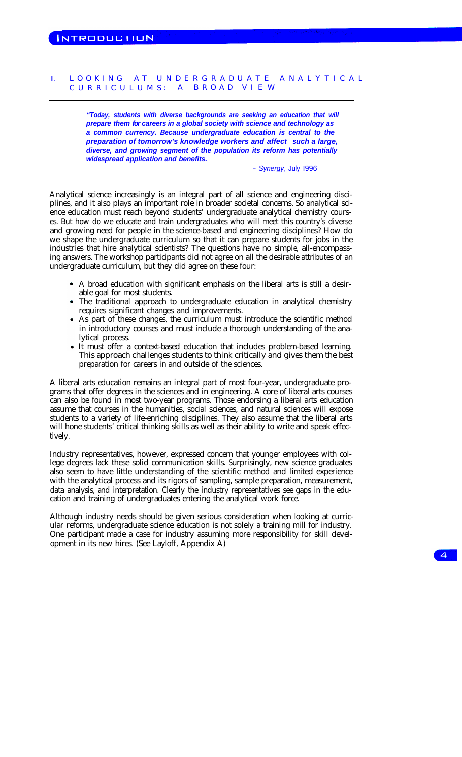## I. LOOKING AT UNDERGRADUATE ANALYTICAL CURRICULUMS: A BROAD VIEW

> ***"Today, students with diverse backgrounds are seeking an education that will prepare them for careers in a global society with science and technology as a common currency. Because undergraduate education is central to the preparation of tomorrow's knowledge workers and affect such a large, diverse, and growing segment of the population its reform has potentially widespread application and benefits.***
>
> – *Synergy*, July 1996

Analytical science increasingly is an integral part of all science and engineering disciplines, and it also plays an important role in broader societal concerns. So analytical science education must reach beyond students' undergraduate analytical chemistry courses. But how do we educate and train undergraduates who will meet this country's diverse and growing need for people in the science-based and engineering disciplines? How do we shape the undergraduate curriculum so that it can prepare students for jobs in the industries that hire analytical scientists? The questions have no simple, all-encompassing answers. The workshop participants did not agree on all the desirable attributes of an undergraduate curriculum, but they did agree on these four:

- A broad education with significant emphasis on the liberal arts is still a desirable goal for most students.
- The traditional approach to undergraduate education in analytical chemistry requires significant changes and improvements.
- As part of these changes, the curriculum must introduce the scientific method in introductory courses and must include a thorough understanding of the analytical process.
- It must offer a context-based education that includes problem-based learning. This approach challenges students to think critically and gives them the best preparation for careers in and outside of the sciences.

A liberal arts education remains an integral part of most four-year, undergraduate programs that offer degrees in the sciences and in engineering. A core of liberal arts courses can also be found in most two-year programs. Those endorsing a liberal arts education assume that courses in the humanities, social sciences, and natural sciences will expose students to a variety of life-enriching disciplines. They also assume that the liberal arts will hone students' critical thinking skills as well as their ability to write and speak effectively.

Industry representatives, however, expressed concern that younger employees with college degrees lack these solid communication skills. Surprisingly, new science graduates also seem to have little understanding of the scientific method and limited experience with the analytical process and its rigors of sampling, sample preparation, measurement, data analysis, and interpretation. Clearly the industry representatives see gaps in the education and training of undergraduates entering the analytical work force.

Although industry needs should be given serious consideration when looking at curricular reforms, undergraduate science education is not solely a training mill for industry. One participant made a case for industry assuming more responsibility for skill development in its new hires. (See Layloff, Appendix A)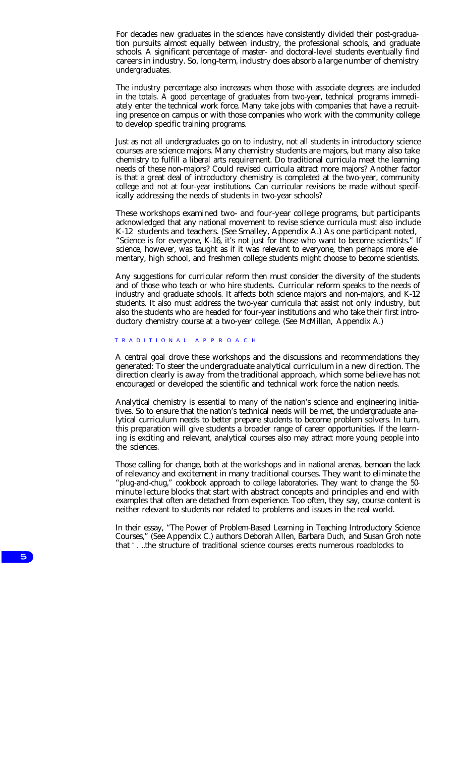For decades new graduates in the sciences have consistently divided their post-graduation pursuits almost equally between industry, the professional schools, and graduate schools. A significant percentage of master- and doctoral-level students eventually find careers in industry. So, long-term, industry does absorb a large number of chemistry undergraduates.

The industry percentage also increases when those with associate degrees are included in the totals. A good percentage of graduates from two-year, technical programs immediately enter the technical work force. Many take jobs with companies that have a recruiting presence on campus or with those companies who work with the community college to develop specific training programs.

Just as not all undergraduates go on to industry, not all students in introductory science courses are science majors. Many chemistry students are majors, but many also take chemistry to fulfill a liberal arts requirement. Do traditional curricula meet the learning needs of these non-majors? Could revised curricula attract more majors? Another factor is that a great deal of introductory chemistry is completed at the two-year, community college and not at four-year institutions. Can curricular revisions be made without specifically addressing the needs of students in two-year schools?

These workshops examined two- and four-year college programs, but participants acknowledged that any national movement to revise science curricula must also include K-12 students and teachers. (See Smalley, Appendix A.) As one participant noted, "Science is for everyone, K-16, it's not just for those who want to become scientists." If science, however, was taught as if it was relevant to everyone, then perhaps more elementary, high school, and freshmen college students might choose to become scientists.

Any suggestions for curricular reform then must consider the diversity of the students and of those who teach or who hire students. Curricular reform speaks to the needs of industry and graduate schools. It affects both science majors and non-majors, and K-12 students. It also must address the two-year curricula that assist not only industry, but also the students who are headed for four-year institutions and who take their first introductory chemistry course at a two-year college. (See McMillan, Appendix A.)

## TRADITIONAL APPROACH

A central goal drove these workshops and the discussions and recommendations they generated: To steer the undergraduate analytical curriculum in a new direction. The direction clearly is away from the traditional approach, which some believe has not encouraged or developed the scientific and technical work force the nation needs.

Analytical chemistry is essential to many of the nation's science and engineering initiatives. So to ensure that the nation's technical needs will be met, the undergraduate analytical curriculum needs to better prepare students to become problem solvers. In turn, this preparation will give students a broader range of career opportunities. If the learning is exciting and relevant, analytical courses also may attract more young people into the sciences.

Those calling for change, both at the workshops and in national arenas, bemoan the lack of relevancy and excitement in many traditional courses. They want to eliminate the "plug-and-chug," cookbook approach to college laboratories. They want to change the 50-minute lecture blocks that start with abstract concepts and principles and end with examples that often are detached from experience. Too often, they say, course content is neither relevant to students nor related to problems and issues in the real world.

In their essay, "The Power of Problem-Based Learning in Teaching Introductory Science Courses," (See Appendix C.) authors Deborah Allen, Barbara Duch, and Susan Groh note that ". ..the structure of traditional science courses erects numerous roadblocks to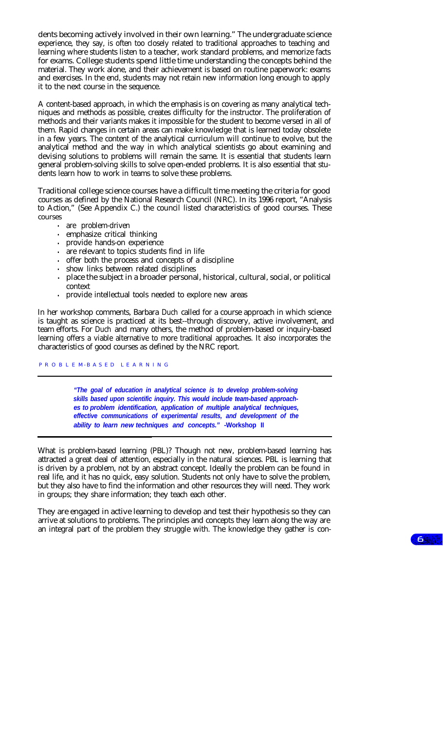dents becoming actively involved in their own learning." The undergraduate science experience, they say, is often too closely related to traditional approaches to teaching and learning where students listen to a teacher, work standard problems, and memorize facts for exams. College students spend little time understanding the concepts behind the material. They work alone, and their achievement is based on routine paperwork: exams and exercises. In the end, students may not retain new information long enough to apply it to the next course in the sequence.

A content-based approach, in which the emphasis is on covering as many analytical techniques and methods as possible, creates difficulty for the instructor. The proliferation of methods and their variants makes it impossible for the student to become versed in all of them. Rapid changes in certain areas can make knowledge that is learned today obsolete in a few years. The content of the analytical curriculum will continue to evolve, but the analytical method and the way in which analytical scientists go about examining and devising solutions to problems will remain the same. It is essential that students learn general problem-solving skills to solve open-ended problems. It is also essential that students learn how to work in teams to solve these problems.

Traditional college science courses have a difficult time meeting the criteria for good courses as defined by the National Research Council (NRC). In its 1996 report, "Analysis to Action," (See Appendix C.) the council listed characteristics of good courses. These courses

- are problem-driven
- emphasize critical thinking
- provide hands-on experience
- are relevant to topics students find in life
- offer both the process and concepts of a discipline
- show links between related disciplines
- place the subject in a broader personal, historical, cultural, social, or political context
- provide intellectual tools needed to explore new areas

In her workshop comments, Barbara Duch called for a course approach in which science is taught as science is practiced at its best--through discovery, active involvement, and team efforts. For Duch and many others, the method of problem-based or inquiry-based learning offers a viable alternative to more traditional approaches. It also incorporates the characteristics of good courses as defined by the NRC report.

## PROBLEM-BASED LEARNING

> ***"The goal of education in analytical science is to develop problem-solving skills based upon scientific inquiry. This would include team-based approaches to problem identification, application of multiple analytical techniques, effective communications of experimental results, and development of the ability to learn new techniques and concepts."* -Workshop II**

What is problem-based learning (PBL)? Though not new, problem-based learning has attracted a great deal of attention, especially in the natural sciences. PBL is learning that is driven by a problem, not by an abstract concept. Ideally the problem can be found in real life, and it has no quick, easy solution. Students not only have to solve the problem, but they also have to find the information and other resources they will need. They work in groups; they share information; they teach each other.

They are engaged in active learning to develop and test their hypothesis so they can arrive at solutions to problems. The principles and concepts they learn along the way are an integral part of the problem they struggle with. The knowledge they gather is con-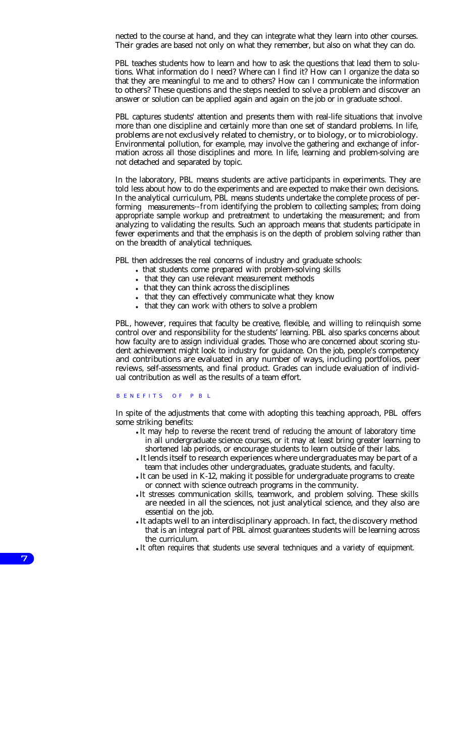nected to the course at hand, and they can integrate what they learn into other courses. Their grades are based not only on what they remember, but also on what they can do.

PBL teaches students how to learn and how to ask the questions that lead them to solutions. What information do I need? Where can I find it? How can I organize the data so that they are meaningful to me and to others? How can I communicate the information to others? These questions and the steps needed to solve a problem and discover an answer or solution can be applied again and again on the job or in graduate school.

PBL captures students' attention and presents them with real-life situations that involve more than one discipline and certainly more than one set of standard problems. In life, problems are not exclusively related to chemistry, or to biology, or to microbiology. Environmental pollution, for example, may involve the gathering and exchange of information across all those disciplines and more. In life, learning and problem-solving are not detached and separated by topic.

In the laboratory, PBL means students are active participants in experiments. They are told less about how to do the experiments and are expected to make their own decisions. In the analytical curriculum, PBL means students undertake the complete process of performing measurements--from identifying the problem to collecting samples; from doing appropriate sample workup and pretreatment to undertaking the measurement; and from analyzing to validating the results. Such an approach means that students participate in fewer experiments and that the emphasis is on the depth of problem solving rather than on the breadth of analytical techniques.

PBL then addresses the real concerns of industry and graduate schools:

- that students come prepared with problem-solving skills
- that they can use relevant measurement methods
- that they can think across the disciplines
- that they can effectively communicate what they know
- that they can work with others to solve a problem

PBL, however, requires that faculty be creative, flexible, and willing to relinquish some control over and responsibility for the students' learning. PBL also sparks concerns about how faculty are to assign individual grades. Those who are concerned about scoring student achievement might look to industry for guidance. On the job, people's competency and contributions are evaluated in any number of ways, including portfolios, peer reviews, self-assessments, and final product. Grades can include evaluation of individual contribution as well as the results of a team effort.

## BENEFITS OF PBL

In spite of the adjustments that come with adopting this teaching approach, PBL offers some striking benefits:

- It may help to reverse the recent trend of reducing the amount of laboratory time in all undergraduate science courses, or it may at least bring greater learning to shortened lab periods, or encourage students to learn outside of their labs.
- It lends itself to research experiences where undergraduates may be part of a team that includes other undergraduates, graduate students, and faculty.
- It can be used in K-12, making it possible for undergraduate programs to create or connect with science outreach programs in the community.
- It stresses communication skills, teamwork, and problem solving. These skills are needed in all the sciences, not just analytical science, and they also are essential on the job.
- It adapts well to an interdisciplinary approach. In fact, the discovery method that is an integral part of PBL almost guarantees students will be learning across the curriculum.
- It often requires that students use several techniques and a variety of equipment.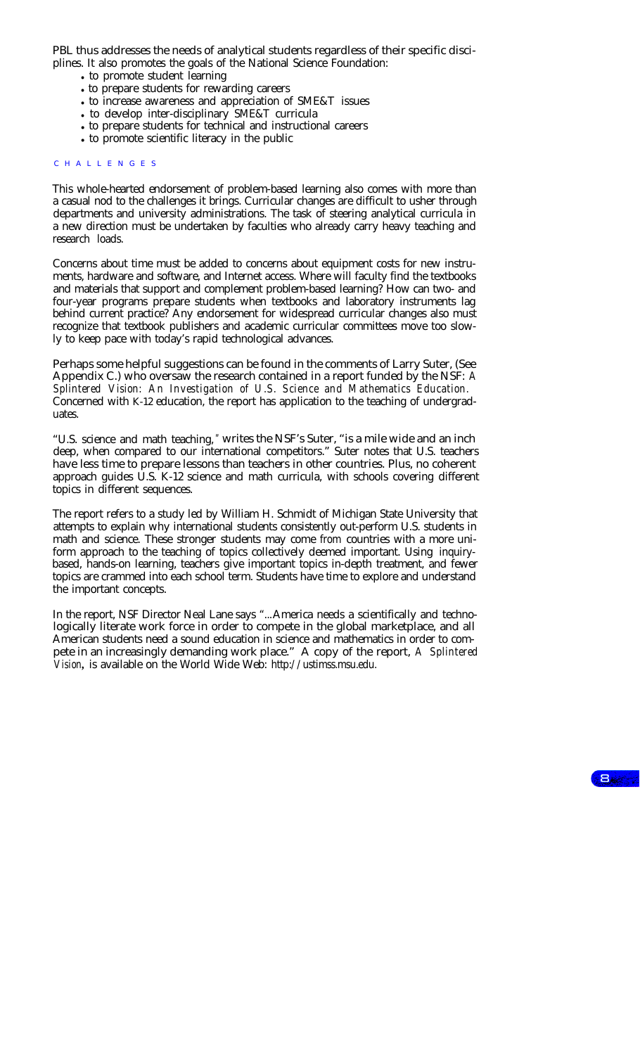PBL thus addresses the needs of analytical students regardless of their specific disciplines. It also promotes the goals of the National Science Foundation:

- to promote student learning
- to prepare students for rewarding careers
- to increase awareness and appreciation of SME&T issues
- to develop inter-disciplinary SME&T curricula
- to prepare students for technical and instructional careers
- to promote scientific literacy in the public

## CHALLENGES

This whole-hearted endorsement of problem-based learning also comes with more than a casual nod to the challenges it brings. Curricular changes are difficult to usher through departments and university administrations. The task of steering analytical curricula in a new direction must be undertaken by faculties who already carry heavy teaching and research loads.

Concerns about time must be added to concerns about equipment costs for new instruments, hardware and software, and Internet access. Where will faculty find the textbooks and materials that support and complement problem-based learning? How can two- and four-year programs prepare students when textbooks and laboratory instruments lag behind current practice? Any endorsement for widespread curricular changes also must recognize that textbook publishers and academic curricular committees move too slowly to keep pace with today's rapid technological advances.

Perhaps some helpful suggestions can be found in the comments of Larry Suter, (See Appendix C.) who oversaw the research contained in a report funded by the NSF: *A Splintered Vision: An Investigation of U.S. Science and Mathematics Education.* Concerned with K-12 education, the report has application to the teaching of undergraduates.

"U.S. science and math teaching," writes the NSF's Suter, "is a mile wide and an inch deep, when compared to our international competitors." Suter notes that U.S. teachers have less time to prepare lessons than teachers in other countries. Plus, no coherent approach guides U.S. K-12 science and math curricula, with schools covering different topics in different sequences.

The report refers to a study led by William H. Schmidt of Michigan State University that attempts to explain why international students consistently out-perform U.S. students in math and science. These stronger students may come from countries with a more uniform approach to the teaching of topics collectively deemed important. Using inquiry-based, hands-on learning, teachers give important topics in-depth treatment, and fewer topics are crammed into each school term. Students have time to explore and understand the important concepts.

In the report, NSF Director Neal Lane says "...America needs a scientifically and technologically literate work force in order to compete in the global marketplace, and all American students need a sound education in science and mathematics in order to compete in an increasingly demanding work place." A copy of the report, *A Splintered Vision*, is available on the World Wide Web: http://ustimss.msu.edu.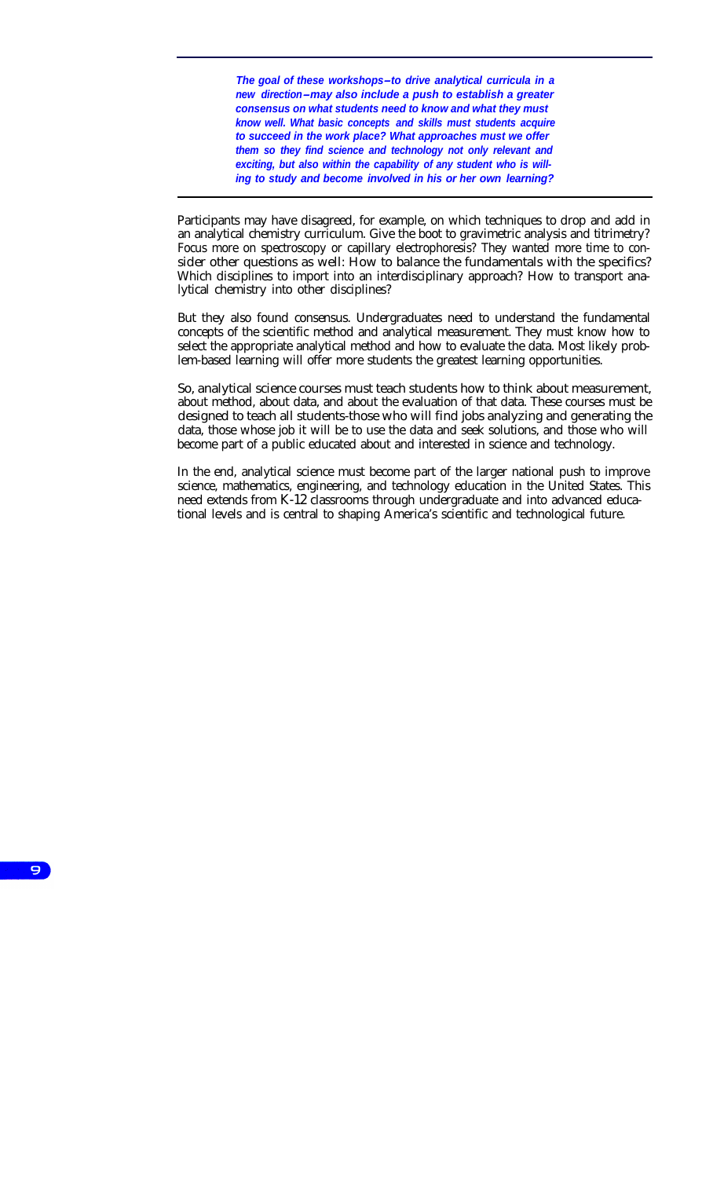***The goal of these workshops–to drive analytical curricula in a new direction–may also include a push to establish a greater consensus on what students need to know and what they must know well. What basic concepts and skills must students acquire to succeed in the work place? What approaches must we offer them so they find science and technology not only relevant and exciting, but also within the capability of any student who is willing to study and become involved in his or her own learning?***

Participants may have disagreed, for example, on which techniques to drop and add in an analytical chemistry curriculum. Give the boot to gravimetric analysis and titrimetry? Focus more on spectroscopy or capillary electrophoresis? They wanted more time to consider other questions as well: How to balance the fundamentals with the specifics? Which disciplines to import into an interdisciplinary approach? How to transport analytical chemistry into other disciplines?

But they also found consensus. Undergraduates need to understand the fundamental concepts of the scientific method and analytical measurement. They must know how to select the appropriate analytical method and how to evaluate the data. Most likely problem-based learning will offer more students the greatest learning opportunities.

So, analytical science courses must teach students how to think about measurement, about method, about data, and about the evaluation of that data. These courses must be designed to teach all students-those who will find jobs analyzing and generating the data, those whose job it will be to use the data and seek solutions, and those who will become part of a public educated about and interested in science and technology.

In the end, analytical science must become part of the larger national push to improve science, mathematics, engineering, and technology education in the United States. This need extends from K-12 classrooms through undergraduate and into advanced educational levels and is central to shaping America's scientific and technological future.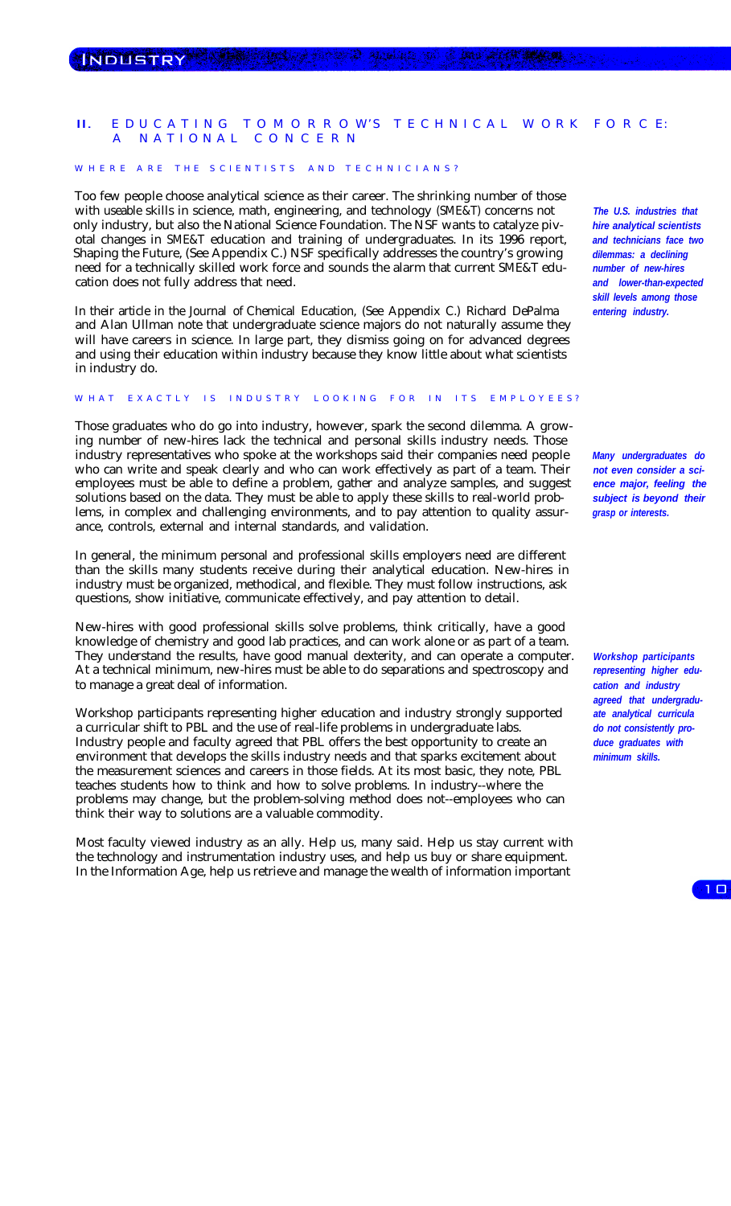## II. EDUCATING TOMORROW'S TECHNICAL WORK FORCE: A NATIONAL CONCERN

### WHERE ARE THE SCIENTISTS AND TECHNICIANS?

Too few people choose analytical science as their career. The shrinking number of those with useable skills in science, math, engineering, and technology (SME&T) concerns not only industry, but also the National Science Foundation. The NSF wants to catalyze pivotal changes in SME&T education and training of undergraduates. In its 1996 report, Shaping the Future, (See Appendix C.) NSF specifically addresses the country's growing need for a technically skilled work force and sounds the alarm that current SME&T education does not fully address that need.

***The U.S. industries that hire analytical scientists and technicians face two dilemmas: a declining number of new-hires and lower-than-expected skill levels among those entering industry.***

In their article in the Journal of Chemical Education, (See Appendix C.) Richard DePalma and Alan Ullman note that undergraduate science majors do not naturally assume they will have careers in science. In large part, they dismiss going on for advanced degrees and using their education within industry because they know little about what scientists in industry do.

### WHAT EXACTLY IS INDUSTRY LOOKING FOR IN ITS EMPLOYEES?

Those graduates who do go into industry, however, spark the second dilemma. A growing number of new-hires lack the technical and personal skills industry needs. Those industry representatives who spoke at the workshops said their companies need people who can write and speak clearly and who can work effectively as part of a team. Their employees must be able to define a problem, gather and analyze samples, and suggest solutions based on the data. They must be able to apply these skills to real-world problems, in complex and challenging environments, and to pay attention to quality assurance, controls, external and internal standards, and validation.

***Many undergraduates do not even consider a science major, feeling the subject is beyond their grasp or interests.***

In general, the minimum personal and professional skills employers need are different than the skills many students receive during their analytical education. New-hires in industry must be organized, methodical, and flexible. They must follow instructions, ask questions, show initiative, communicate effectively, and pay attention to detail.

New-hires with good professional skills solve problems, think critically, have a good knowledge of chemistry and good lab practices, and can work alone or as part of a team. They understand the results, have good manual dexterity, and can operate a computer. At a technical minimum, new-hires must be able to do separations and spectroscopy and to manage a great deal of information.

***Workshop participants representing higher education and industry agreed that undergraduate analytical curricula do not consistently produce graduates with minimum skills.***

Workshop participants representing higher education and industry strongly supported a curricular shift to PBL and the use of real-life problems in undergraduate labs. Industry people and faculty agreed that PBL offers the best opportunity to create an environment that develops the skills industry needs and that sparks excitement about the measurement sciences and careers in those fields. At its most basic, they note, PBL teaches students how to think and how to solve problems. In industry--where the problems may change, but the problem-solving method does not--employees who can think their way to solutions are a valuable commodity.

Most faculty viewed industry as an ally. Help us, many said. Help us stay current with the technology and instrumentation industry uses, and help us buy or share equipment. In the Information Age, help us retrieve and manage the wealth of information important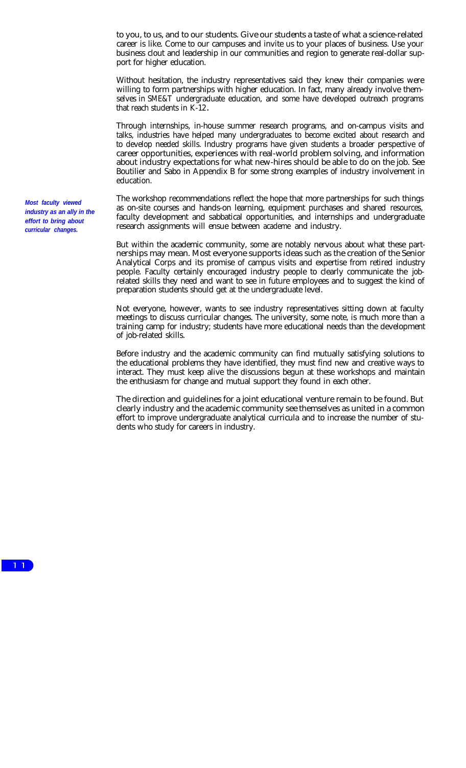to you, to us, and to our students. Give our students a taste of what a science-related career is like. Come to our campuses and invite us to your places of business. Use your business clout and leadership in our communities and region to generate real-dollar support for higher education.

Without hesitation, the industry representatives said they knew their companies were willing to form partnerships with higher education. In fact, many already involve themselves in SME&T undergraduate education, and some have developed outreach programs that reach students in K-12.

Through internships, in-house summer research programs, and on-campus visits and talks, industries have helped many undergraduates to become excited about research and to develop needed skills. Industry programs have given students a broader perspective of career opportunities, experiences with real-world problem solving, and information about industry expectations for what new-hires should be able to do on the job. See Boutilier and Sabo in Appendix B for some strong examples of industry involvement in education.

***Most faculty viewed industry as an ally in the effort to bring about curricular changes.***

The workshop recommendations reflect the hope that more partnerships for such things as on-site courses and hands-on learning, equipment purchases and shared resources, faculty development and sabbatical opportunities, and internships and undergraduate research assignments will ensue between academe and industry.

But within the academic community, some are notably nervous about what these partnerships may mean. Most everyone supports ideas such as the creation of the Senior Analytical Corps and its promise of campus visits and expertise from retired industry people. Faculty certainly encouraged industry people to clearly communicate the job-related skills they need and want to see in future employees and to suggest the kind of preparation students should get at the undergraduate level.

Not everyone, however, wants to see industry representatives sitting down at faculty meetings to discuss curricular changes. The university, some note, is much more than a training camp for industry; students have more educational needs than the development of job-related skills.

Before industry and the academic community can find mutually satisfying solutions to the educational problems they have identified, they must find new and creative ways to interact. They must keep alive the discussions begun at these workshops and maintain the enthusiasm for change and mutual support they found in each other.

The direction and guidelines for a joint educational venture remain to be found. But clearly industry and the academic community see themselves as united in a common effort to improve undergraduate analytical curricula and to increase the number of students who study for careers in industry.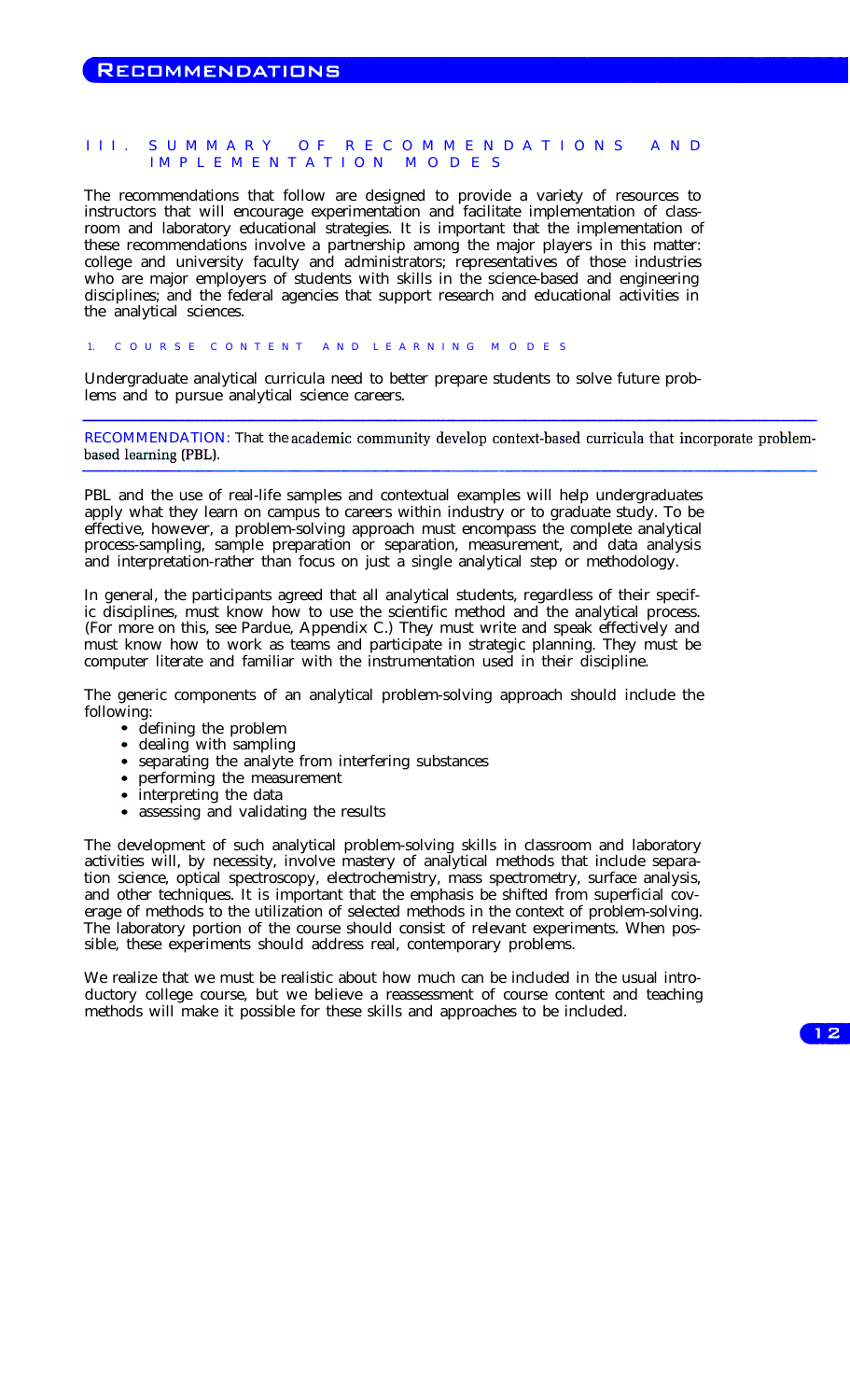## III. SUMMARY OF RECOMMENDATIONS AND IMPLEMENTATION MODES

The recommendations that follow are designed to provide a variety of resources to instructors that will encourage experimentation and facilitate implementation of classroom and laboratory educational strategies. It is important that the implementation of these recommendations involve a partnership among the major players in this matter: college and university faculty and administrators; representatives of those industries who are major employers of students with skills in the science-based and engineering disciplines; and the federal agencies that support research and educational activities in the analytical sciences.

### 1. COURSE CONTENT AND LEARNING MODES

Undergraduate analytical curricula need to better prepare students to solve future problems and to pursue analytical science careers.

---

RECOMMENDATION: That the academic community develop context-based curricula that incorporate problem-based learning (PBL).

---

PBL and the use of real-life samples and contextual examples will help undergraduates apply what they learn on campus to careers within industry or to graduate study. To be effective, however, a problem-solving approach must encompass the complete analytical process-sampling, sample preparation or separation, measurement, and data analysis and interpretation-rather than focus on just a single analytical step or methodology.

In general, the participants agreed that all analytical students, regardless of their specific disciplines, must know how to use the scientific method and the analytical process. (For more on this, see Pardue, Appendix C.) They must write and speak effectively and must know how to work as teams and participate in strategic planning. They must be computer literate and familiar with the instrumentation used in their discipline.

The generic components of an analytical problem-solving approach should include the following:

- defining the problem
- dealing with sampling
- separating the analyte from interfering substances
- performing the measurement
- interpreting the data
- assessing and validating the results

The development of such analytical problem-solving skills in classroom and laboratory activities will, by necessity, involve mastery of analytical methods that include separation science, optical spectroscopy, electrochemistry, mass spectrometry, surface analysis, and other techniques. It is important that the emphasis be shifted from superficial coverage of methods to the utilization of selected methods in the context of problem-solving. The laboratory portion of the course should consist of relevant experiments. When possible, these experiments should address real, contemporary problems.

We realize that we must be realistic about how much can be included in the usual introductory college course, but we believe a reassessment of course content and teaching methods will make it possible for these skills and approaches to be included.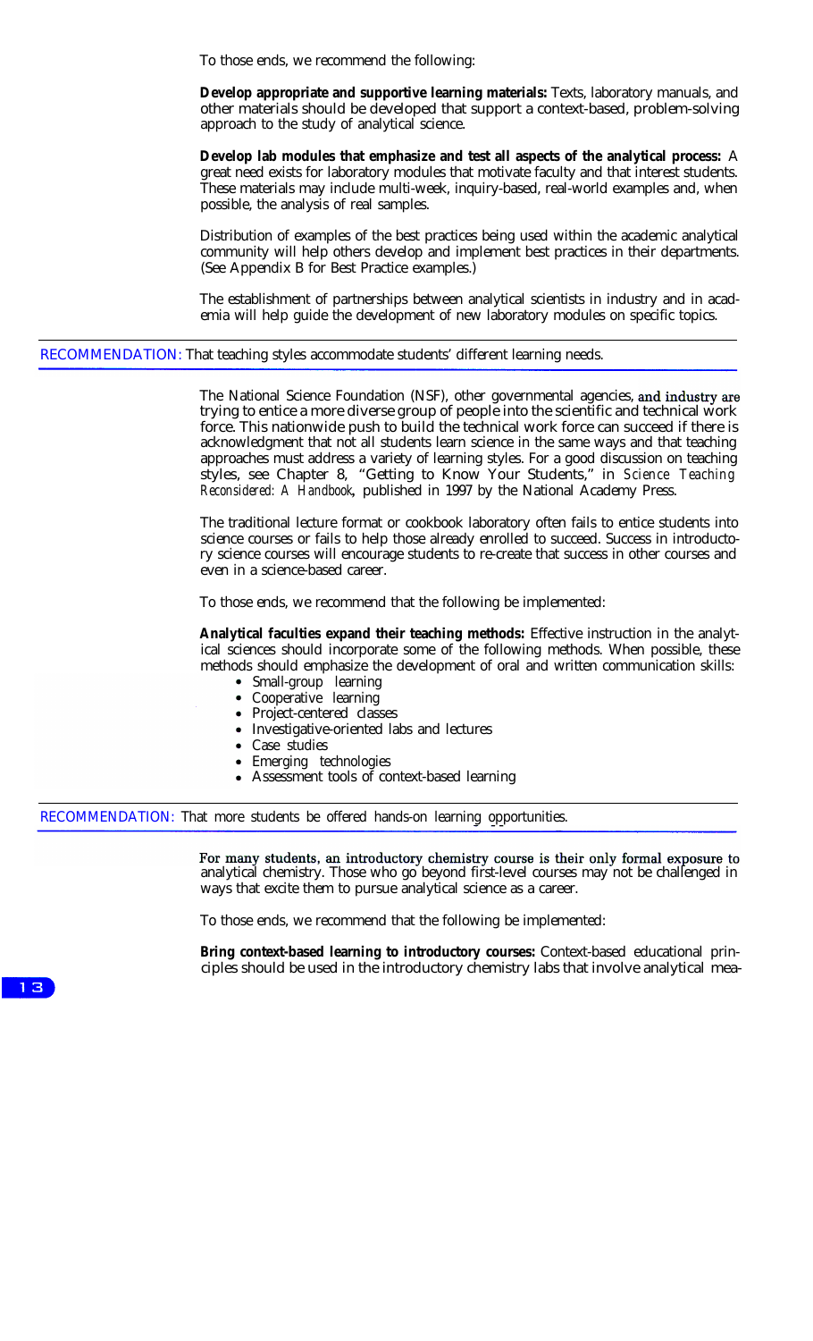To those ends, we recommend the following:

**Develop appropriate and supportive learning materials:** Texts, laboratory manuals, and other materials should be developed that support a context-based, problem-solving approach to the study of analytical science.

**Develop lab modules that emphasize and test all aspects of the analytical process:** A great need exists for laboratory modules that motivate faculty and that interest students. These materials may include multi-week, inquiry-based, real-world examples and, when possible, the analysis of real samples.

Distribution of examples of the best practices being used within the academic analytical community will help others develop and implement best practices in their departments. (See Appendix B for Best Practice examples.)

The establishment of partnerships between analytical scientists in industry and in academia will help guide the development of new laboratory modules on specific topics.

## RECOMMENDATION: That teaching styles accommodate students' different learning needs.

The National Science Foundation (NSF), other governmental agencies, and industry are trying to entice a more diverse group of people into the scientific and technical work force. This nationwide push to build the technical work force can succeed if there is acknowledgment that not all students learn science in the same ways and that teaching approaches must address a variety of learning styles. For a good discussion on teaching styles, see Chapter 8, "Getting to Know Your Students," in *Science Teaching Reconsidered: A Handbook*, published in 1997 by the National Academy Press.

The traditional lecture format or cookbook laboratory often fails to entice students into science courses or fails to help those already enrolled to succeed. Success in introductory science courses will encourage students to re-create that success in other courses and even in a science-based career.

To those ends, we recommend that the following be implemented:

**Analytical faculties expand their teaching methods:** Effective instruction in the analytical sciences should incorporate some of the following methods. When possible, these methods should emphasize the development of oral and written communication skills:

- Small-group learning
- Cooperative learning
- Project-centered classes
- Investigative-oriented labs and lectures
- Case studies
- Emerging technologies
- Assessment tools of context-based learning

## RECOMMENDATION: That more students be offered hands-on learning opportunities.

For many students, an introductory chemistry course is their only formal exposure to analytical chemistry. Those who go beyond first-level courses may not be challenged in ways that excite them to pursue analytical science as a career.

To those ends, we recommend that the following be implemented:

**Bring context-based learning to introductory courses:** Context-based educational principles should be used in the introductory chemistry labs that involve analytical mea-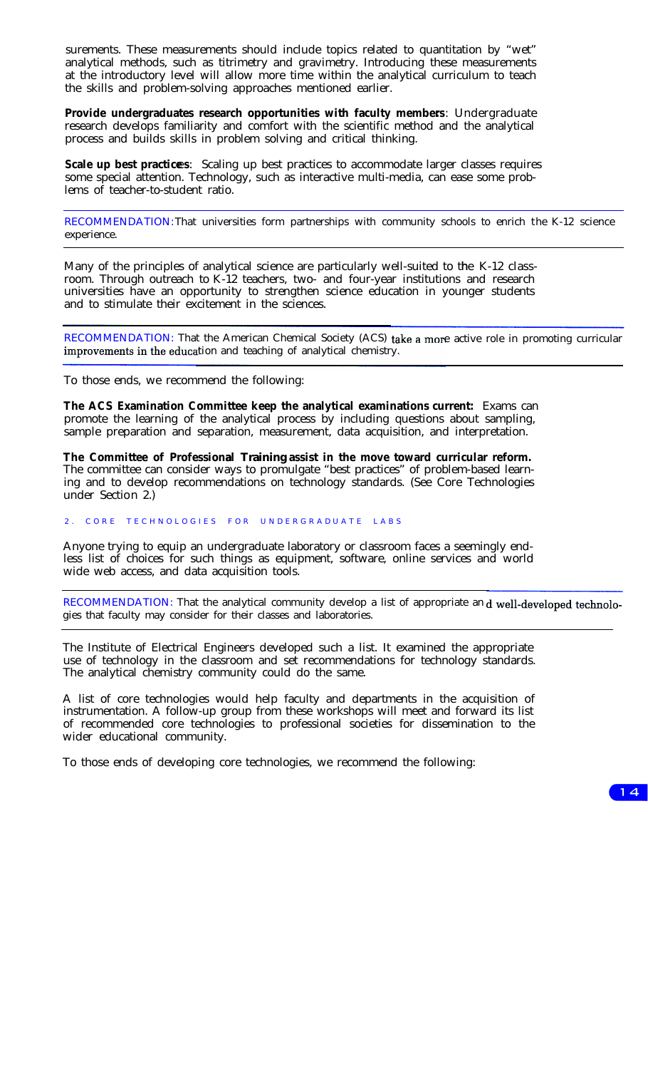surements. These measurements should include topics related to quantitation by "wet" analytical methods, such as titrimetry and gravimetry. Introducing these measurements at the introductory level will allow more time within the analytical curriculum to teach the skills and problem-solving approaches mentioned earlier.

**Provide undergraduates research opportunities with faculty members**: Undergraduate research develops familiarity and comfort with the scientific method and the analytical process and builds skills in problem solving and critical thinking.

**Scale up best practices**: Scaling up best practices to accommodate larger classes requires some special attention. Technology, such as interactive multi-media, can ease some problems of teacher-to-student ratio.

---

RECOMMENDATION: That universities form partnerships with community schools to enrich the K-12 science experience.

---

Many of the principles of analytical science are particularly well-suited to the K-12 classroom. Through outreach to K-12 teachers, two- and four-year institutions and research universities have an opportunity to strengthen science education in younger students and to stimulate their excitement in the sciences.

---

RECOMMENDATION: That the American Chemical Society (ACS) take a more active role in promoting curricular improvements in the education and teaching of analytical chemistry.

---

To those ends, we recommend the following:

**The ACS Examination Committee keep the analytical examinations current:** Exams can promote the learning of the analytical process by including questions about sampling, sample preparation and separation, measurement, data acquisition, and interpretation.

**The Committee of Professional Training assist in the move toward curricular reform.** The committee can consider ways to promulgate "best practices" of problem-based learning and to develop recommendations on technology standards. (See Core Technologies under Section 2.)

## 2. CORE TECHNOLOGIES FOR UNDERGRADUATE LABS

Anyone trying to equip an undergraduate laboratory or classroom faces a seemingly endless list of choices for such things as equipment, software, online services and world wide web access, and data acquisition tools.

---

RECOMMENDATION: That the analytical community develop a list of appropriate and well-developed technologies that faculty may consider for their classes and laboratories.

---

The Institute of Electrical Engineers developed such a list. It examined the appropriate use of technology in the classroom and set recommendations for technology standards. The analytical chemistry community could do the same.

A list of core technologies would help faculty and departments in the acquisition of instrumentation. A follow-up group from these workshops will meet and forward its list of recommended core technologies to professional societies for dissemination to the wider educational community.

To those ends of developing core technologies, we recommend the following: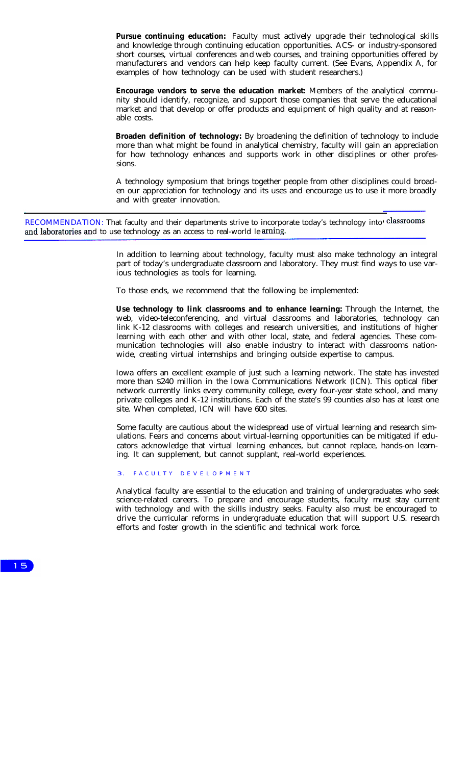**Pursue continuing education:** Faculty must actively upgrade their technological skills and knowledge through continuing education opportunities. ACS- or industry-sponsored short courses, virtual conferences and web courses, and training opportunities offered by manufacturers and vendors can help keep faculty current. (See Evans, Appendix A, for examples of how technology can be used with student researchers.)

**Encourage vendors to serve the education market:** Members of the analytical community should identify, recognize, and support those companies that serve the educational market and that develop or offer products and equipment of high quality and at reasonable costs.

**Broaden definition of technology:** By broadening the definition of technology to include more than what might be found in analytical chemistry, faculty will gain an appreciation for how technology enhances and supports work in other disciplines or other professions.

A technology symposium that brings together people from other disciplines could broaden our appreciation for technology and its uses and encourage us to use it more broadly and with greater innovation.

RECOMMENDATION: That faculty and their departments strive to incorporate today's technology into classrooms and laboratories and to use technology as an access to real-world learning.

In addition to learning about technology, faculty must also make technology an integral part of today's undergraduate classroom and laboratory. They must find ways to use various technologies as tools for learning.

To those ends, we recommend that the following be implemented:

**Use technology to link classrooms and to enhance learning:** Through the Internet, the web, video-teleconferencing, and virtual classrooms and laboratories, technology can link K-12 classrooms with colleges and research universities, and institutions of higher learning with each other and with other local, state, and federal agencies. These communication technologies will also enable industry to interact with classrooms nationwide, creating virtual internships and bringing outside expertise to campus.

Iowa offers an excellent example of just such a learning network. The state has invested more than $240 million in the Iowa Communications Network (ICN). This optical fiber network currently links every community college, every four-year state school, and many private colleges and K-12 institutions. Each of the state's 99 counties also has at least one site. When completed, ICN will have 600 sites.

Some faculty are cautious about the widespread use of virtual learning and research simulations. Fears and concerns about virtual-learning opportunities can be mitigated if educators acknowledge that virtual learning enhances, but cannot replace, hands-on learning. It can supplement, but cannot supplant, real-world experiences.

## 3. FACULTY DEVELOPMENT

Analytical faculty are essential to the education and training of undergraduates who seek science-related careers. To prepare and encourage students, faculty must stay current with technology and with the skills industry seeks. Faculty also must be encouraged to drive the curricular reforms in undergraduate education that will support U.S. research efforts and foster growth in the scientific and technical work force.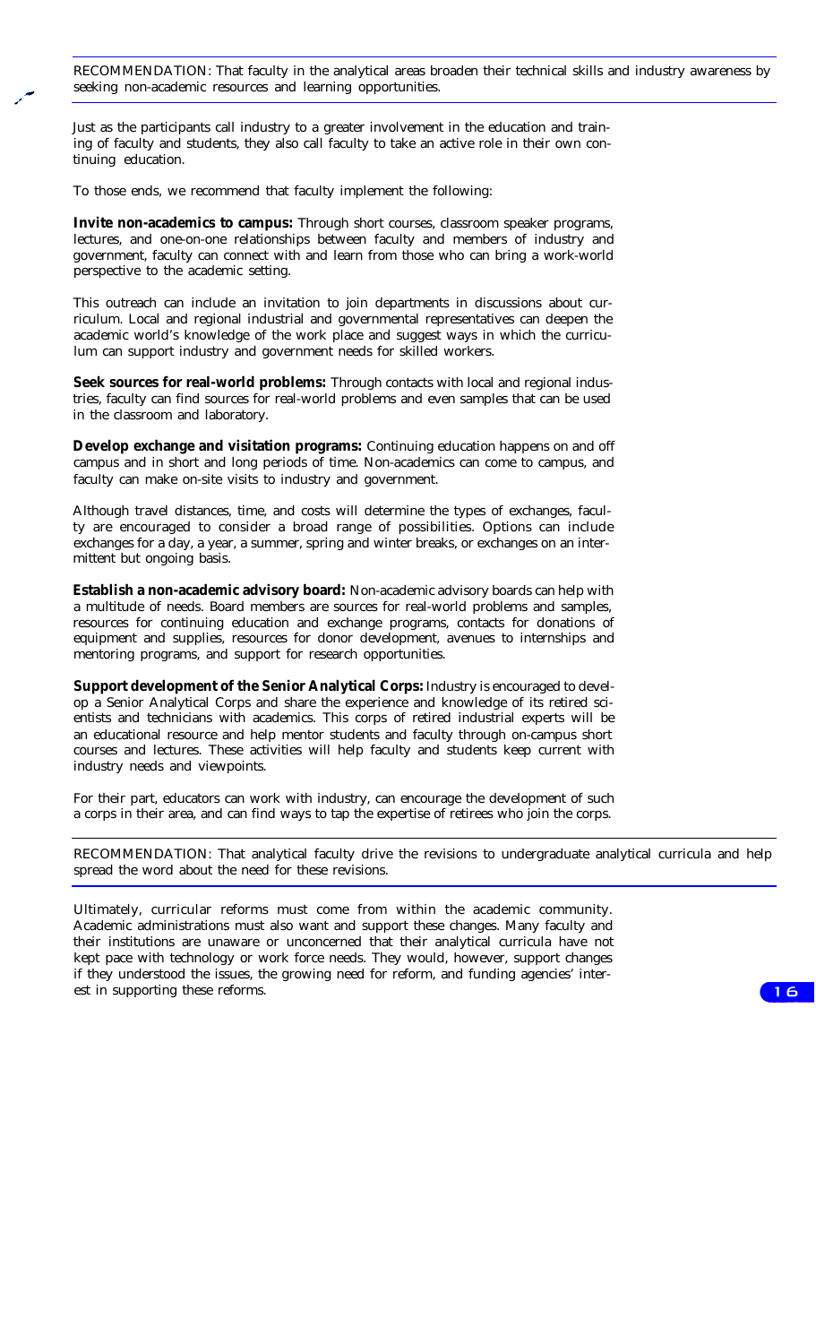RECOMMENDATION: That faculty in the analytical areas broaden their technical skills and industry awareness by seeking non-academic resources and learning opportunities.

Just as the participants call industry to a greater involvement in the education and training of faculty and students, they also call faculty to take an active role in their own continuing education.

To those ends, we recommend that faculty implement the following:

**Invite non-academics to campus:** Through short courses, classroom speaker programs, lectures, and one-on-one relationships between faculty and members of industry and government, faculty can connect with and learn from those who can bring a work-world perspective to the academic setting.

This outreach can include an invitation to join departments in discussions about curriculum. Local and regional industrial and governmental representatives can deepen the academic world's knowledge of the work place and suggest ways in which the curriculum can support industry and government needs for skilled workers.

**Seek sources for real-world problems:** Through contacts with local and regional industries, faculty can find sources for real-world problems and even samples that can be used in the classroom and laboratory.

**Develop exchange and visitation programs:** Continuing education happens on and off campus and in short and long periods of time. Non-academics can come to campus, and faculty can make on-site visits to industry and government.

Although travel distances, time, and costs will determine the types of exchanges, faculty are encouraged to consider a broad range of possibilities. Options can include exchanges for a day, a year, a summer, spring and winter breaks, or exchanges on an intermittent but ongoing basis.

**Establish a non-academic advisory board:** Non-academic advisory boards can help with a multitude of needs. Board members are sources for real-world problems and samples, resources for continuing education and exchange programs, contacts for donations of equipment and supplies, resources for donor development, avenues to internships and mentoring programs, and support for research opportunities.

**Support development of the Senior Analytical Corps:** Industry is encouraged to develop a Senior Analytical Corps and share the experience and knowledge of its retired scientists and technicians with academics. This corps of retired industrial experts will be an educational resource and help mentor students and faculty through on-campus short courses and lectures. These activities will help faculty and students keep current with industry needs and viewpoints.

For their part, educators can work with industry, can encourage the development of such a corps in their area, and can find ways to tap the expertise of retirees who join the corps.

RECOMMENDATION: That analytical faculty drive the revisions to undergraduate analytical curricula and help spread the word about the need for these revisions.

Ultimately, curricular reforms must come from within the academic community. Academic administrations must also want and support these changes. Many faculty and their institutions are unaware or unconcerned that their analytical curricula have not kept pace with technology or work force needs. They would, however, support changes if they understood the issues, the growing need for reform, and funding agencies' interest in supporting these reforms.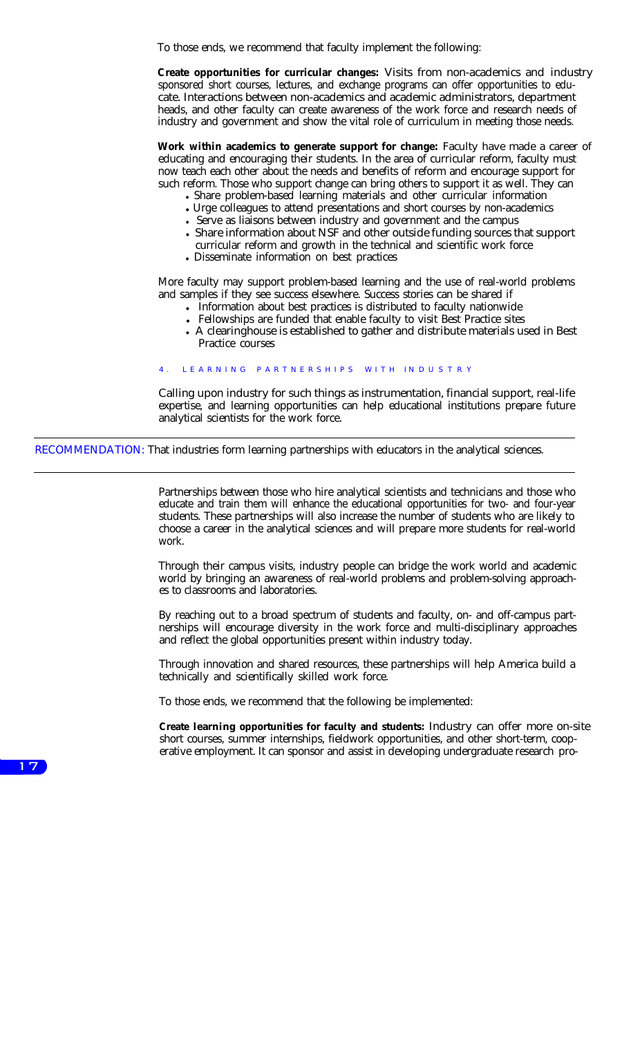To those ends, we recommend that faculty implement the following:

**Create opportunities for curricular changes:** Visits from non-academics and industry sponsored short courses, lectures, and exchange programs can offer opportunities to educate. Interactions between non-academics and academic administrators, department heads, and other faculty can create awareness of the work force and research needs of industry and government and show the vital role of curriculum in meeting those needs.

**Work within academics to generate support for change:** Faculty have made a career of educating and encouraging their students. In the area of curricular reform, faculty must now teach each other about the needs and benefits of reform and encourage support for such reform. Those who support change can bring others to support it as well. They can

- Share problem-based learning materials and other curricular information
- Urge colleagues to attend presentations and short courses by non-academics
- Serve as liaisons between industry and government and the campus
- Share information about NSF and other outside funding sources that support curricular reform and growth in the technical and scientific work force
- Disseminate information on best practices

More faculty may support problem-based learning and the use of real-world problems and samples if they see success elsewhere. Success stories can be shared if

- Information about best practices is distributed to faculty nationwide
- Fellowships are funded that enable faculty to visit Best Practice sites
- A clearinghouse is established to gather and distribute materials used in Best Practice courses

## 4. LEARNING PARTNERSHIPS WITH INDUSTRY

Calling upon industry for such things as instrumentation, financial support, real-life expertise, and learning opportunities can help educational institutions prepare future analytical scientists for the work force.

---

RECOMMENDATION: That industries form learning partnerships with educators in the analytical sciences.

---

Partnerships between those who hire analytical scientists and technicians and those who educate and train them will enhance the educational opportunities for two- and four-year students. These partnerships will also increase the number of students who are likely to choose a career in the analytical sciences and will prepare more students for real-world work.

Through their campus visits, industry people can bridge the work world and academic world by bringing an awareness of real-world problems and problem-solving approaches to classrooms and laboratories.

By reaching out to a broad spectrum of students and faculty, on- and off-campus partnerships will encourage diversity in the work force and multi-disciplinary approaches and reflect the global opportunities present within industry today.

Through innovation and shared resources, these partnerships will help America build a technically and scientifically skilled work force.

To those ends, we recommend that the following be implemented:

**Create learning opportunities for faculty and students:** Industry can offer more on-site short courses, summer internships, fieldwork opportunities, and other short-term, cooperative employment. It can sponsor and assist in developing undergraduate research pro-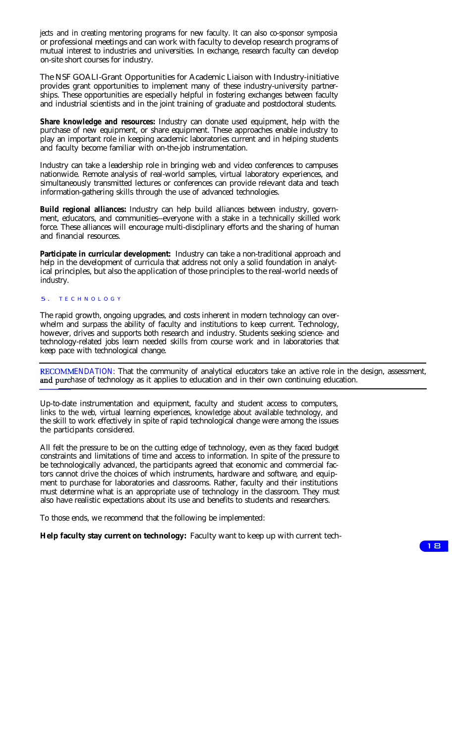jects and in creating mentoring programs for new faculty. It can also co-sponsor symposia or professional meetings and can work with faculty to develop research programs of mutual interest to industries and universities. In exchange, research faculty can develop on-site short courses for industry.

The NSF GOALI-Grant Opportunities for Academic Liaison with Industry-initiative provides grant opportunities to implement many of these industry-university partnerships. These opportunities are especially helpful in fostering exchanges between faculty and industrial scientists and in the joint training of graduate and postdoctoral students.

**Share knowledge and resources:** Industry can donate used equipment, help with the purchase of new equipment, or share equipment. These approaches enable industry to play an important role in keeping academic laboratories current and in helping students and faculty become familiar with on-the-job instrumentation.

Industry can take a leadership role in bringing web and video conferences to campuses nationwide. Remote analysis of real-world samples, virtual laboratory experiences, and simultaneously transmitted lectures or conferences can provide relevant data and teach information-gathering skills through the use of advanced technologies.

**Build regional alliances:** Industry can help build alliances between industry, government, educators, and communities--everyone with a stake in a technically skilled work force. These alliances will encourage multi-disciplinary efforts and the sharing of human and financial resources.

**Participate in curricular development:** Industry can take a non-traditional approach and help in the development of curricula that address not only a solid foundation in analytical principles, but also the application of those principles to the real-world needs of industry.

## 5. TECHNOLOGY

The rapid growth, ongoing upgrades, and costs inherent in modern technology can overwhelm and surpass the ability of faculty and institutions to keep current. Technology, however, drives and supports both research and industry. Students seeking science- and technology-related jobs learn needed skills from course work and in laboratories that keep pace with technological change.

RECOMMENDATION: That the community of analytical educators take an active role in the design, assessment, and purchase of technology as it applies to education and in their own continuing education.

Up-to-date instrumentation and equipment, faculty and student access to computers, links to the web, virtual learning experiences, knowledge about available technology, and the skill to work effectively in spite of rapid technological change were among the issues the participants considered.

All felt the pressure to be on the cutting edge of technology, even as they faced budget constraints and limitations of time and access to information. In spite of the pressure to be technologically advanced, the participants agreed that economic and commercial factors cannot drive the choices of which instruments, hardware and software, and equipment to purchase for laboratories and classrooms. Rather, faculty and their institutions must determine what is an appropriate use of technology in the classroom. They must also have realistic expectations about its use and benefits to students and researchers.

To those ends, we recommend that the following be implemented:

**Help faculty stay current on technology:** Faculty want to keep up with current tech-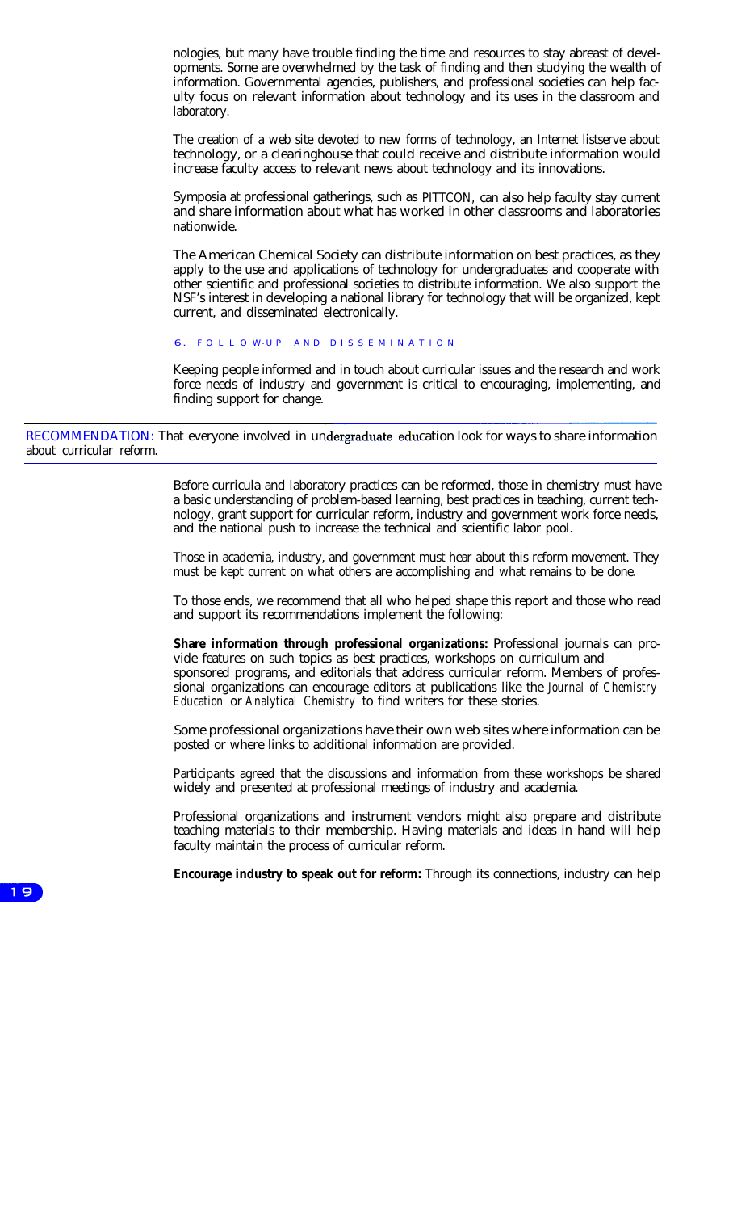nologies, but many have trouble finding the time and resources to stay abreast of developments. Some are overwhelmed by the task of finding and then studying the wealth of information. Governmental agencies, publishers, and professional societies can help faculty focus on relevant information about technology and its uses in the classroom and laboratory.

The creation of a web site devoted to new forms of technology, an Internet listserve about technology, or a clearinghouse that could receive and distribute information would increase faculty access to relevant news about technology and its innovations.

Symposia at professional gatherings, such as PITTCON, can also help faculty stay current and share information about what has worked in other classrooms and laboratories nationwide.

The American Chemical Society can distribute information on best practices, as they apply to the use and applications of technology for undergraduates and cooperate with other scientific and professional societies to distribute information. We also support the NSF's interest in developing a national library for technology that will be organized, kept current, and disseminated electronically.

## 6. FOLLOW-UP AND DISSEMINATION

Keeping people informed and in touch about curricular issues and the research and work force needs of industry and government is critical to encouraging, implementing, and finding support for change.

RECOMMENDATION: That everyone involved in undergraduate education look for ways to share information about curricular reform.

Before curricula and laboratory practices can be reformed, those in chemistry must have a basic understanding of problem-based learning, best practices in teaching, current technology, grant support for curricular reform, industry and government work force needs, and the national push to increase the technical and scientific labor pool.

Those in academia, industry, and government must hear about this reform movement. They must be kept current on what others are accomplishing and what remains to be done.

To those ends, we recommend that all who helped shape this report and those who read and support its recommendations implement the following:

**Share information through professional organizations:** Professional journals can provide features on such topics as best practices, workshops on curriculum and sponsored programs, and editorials that address curricular reform. Members of professional organizations can encourage editors at publications like the *Journal of Chemistry Education* or *Analytical Chemistry* to find writers for these stories.

Some professional organizations have their own web sites where information can be posted or where links to additional information are provided.

Participants agreed that the discussions and information from these workshops be shared widely and presented at professional meetings of industry and academia.

Professional organizations and instrument vendors might also prepare and distribute teaching materials to their membership. Having materials and ideas in hand will help faculty maintain the process of curricular reform.

**Encourage industry to speak out for reform:** Through its connections, industry can help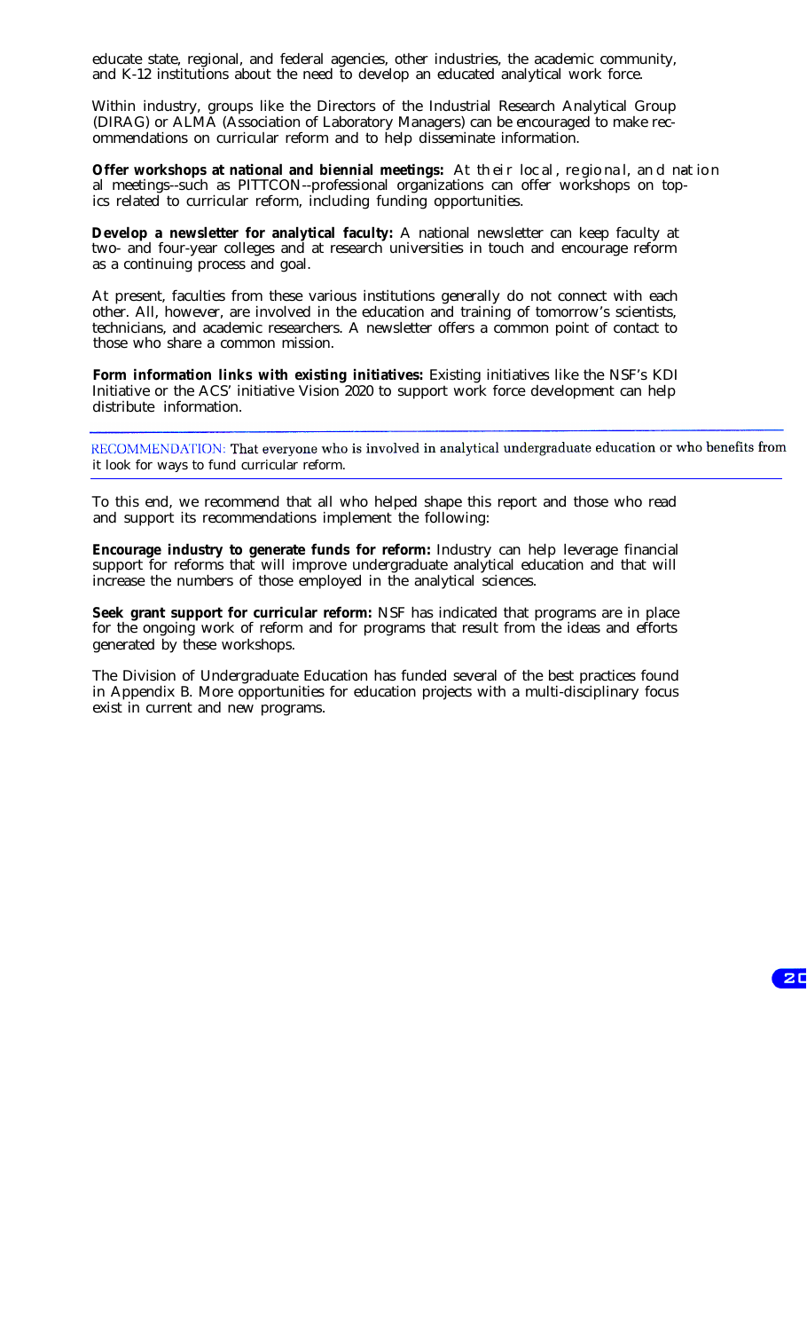educate state, regional, and federal agencies, other industries, the academic community, and K-12 institutions about the need to develop an educated analytical work force.

Within industry, groups like the Directors of the Industrial Research Analytical Group (DIRAG) or ALMA (Association of Laboratory Managers) can be encouraged to make recommendations on curricular reform and to help disseminate information.

**Offer workshops at national and biennial meetings:** At their local, regional, and national meetings--such as PITTCON--professional organizations can offer workshops on topics related to curricular reform, including funding opportunities.

**Develop a newsletter for analytical faculty:** A national newsletter can keep faculty at two- and four-year colleges and at research universities in touch and encourage reform as a continuing process and goal.

At present, faculties from these various institutions generally do not connect with each other. All, however, are involved in the education and training of tomorrow's scientists, technicians, and academic researchers. A newsletter offers a common point of contact to those who share a common mission.

**Form information links with existing initiatives:** Existing initiatives like the NSF's KDI Initiative or the ACS' initiative Vision 2020 to support work force development can help distribute information.

---

RECOMMENDATION: That everyone who is involved in analytical undergraduate education or who benefits from it look for ways to fund curricular reform.

---

To this end, we recommend that all who helped shape this report and those who read and support its recommendations implement the following:

**Encourage industry to generate funds for reform:** Industry can help leverage financial support for reforms that will improve undergraduate analytical education and that will increase the numbers of those employed in the analytical sciences.

**Seek grant support for curricular reform:** NSF has indicated that programs are in place for the ongoing work of reform and for programs that result from the ideas and efforts generated by these workshops.

The Division of Undergraduate Education has funded several of the best practices found in Appendix B. More opportunities for education projects with a multi-disciplinary focus exist in current and new programs.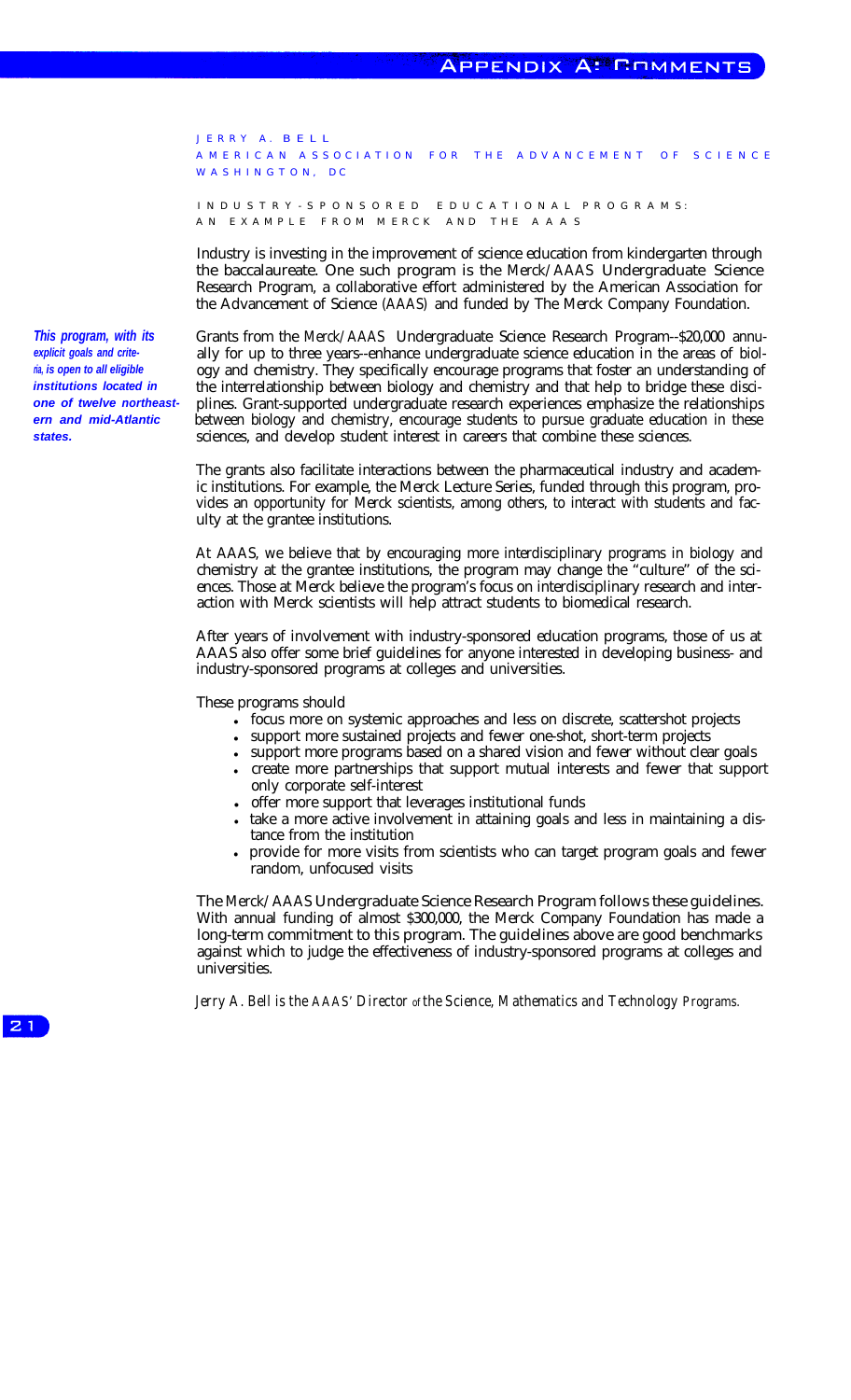JERRY A. BELL
AMERICAN ASSOCIATION FOR THE ADVANCEMENT OF SCIENCE
WASHINGTON, DC

## INDUSTRY-SPONSORED EDUCATIONAL PROGRAMS: AN EXAMPLE FROM MERCK AND THE AAAS

Industry is investing in the improvement of science education from kindergarten through the baccalaureate. One such program is the Merck/AAAS Undergraduate Science Research Program, a collaborative effort administered by the American Association for the Advancement of Science (AAAS) and funded by The Merck Company Foundation.

***This program, with its explicit goals and criteria, is open to all eligible institutions located in one of twelve northeastern and mid-Atlantic states.***

Grants from the Merck/AAAS Undergraduate Science Research Program--$20,000 annually for up to three years--enhance undergraduate science education in the areas of biology and chemistry. They specifically encourage programs that foster an understanding of the interrelationship between biology and chemistry and that help to bridge these disciplines. Grant-supported undergraduate research experiences emphasize the relationships between biology and chemistry, encourage students to pursue graduate education in these sciences, and develop student interest in careers that combine these sciences.

The grants also facilitate interactions between the pharmaceutical industry and academic institutions. For example, the Merck Lecture Series, funded through this program, provides an opportunity for Merck scientists, among others, to interact with students and faculty at the grantee institutions.

At AAAS, we believe that by encouraging more interdisciplinary programs in biology and chemistry at the grantee institutions, the program may change the "culture" of the sciences. Those at Merck believe the program's focus on interdisciplinary research and interaction with Merck scientists will help attract students to biomedical research.

After years of involvement with industry-sponsored education programs, those of us at AAAS also offer some brief guidelines for anyone interested in developing business- and industry-sponsored programs at colleges and universities.

These programs should

- focus more on systemic approaches and less on discrete, scattershot projects
- support more sustained projects and fewer one-shot, short-term projects
- support more programs based on a shared vision and fewer without clear goals
- create more partnerships that support mutual interests and fewer that support only corporate self-interest
- offer more support that leverages institutional funds
- take a more active involvement in attaining goals and less in maintaining a distance from the institution
- provide for more visits from scientists who can target program goals and fewer random, unfocused visits

The Merck/AAAS Undergraduate Science Research Program follows these guidelines. With annual funding of almost $300,000, the Merck Company Foundation has made a long-term commitment to this program. The guidelines above are good benchmarks against which to judge the effectiveness of industry-sponsored programs at colleges and universities.

*Jerry A. Bell is the AAAS' Director of the Science, Mathematics and Technology Programs.*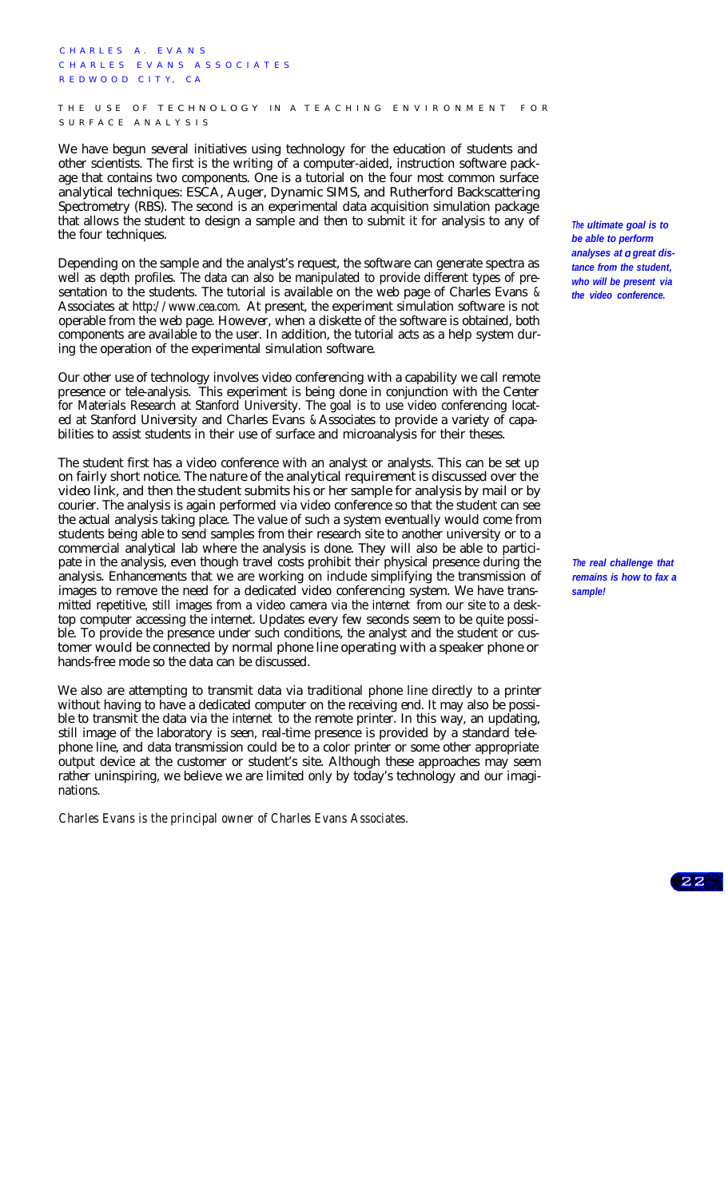CHARLES A. EVANS
CHARLES EVANS ASSOCIATES
REDWOOD CITY, CA

## THE USE OF TECHNOLOGY IN A TEACHING ENVIRONMENT FOR SURFACE ANALYSIS

We have begun several initiatives using technology for the education of students and other scientists. The first is the writing of a computer-aided, instruction software package that contains two components. One is a tutorial on the four most common surface analytical techniques: ESCA, Auger, Dynamic SIMS, and Rutherford Backscattering Spectrometry (RBS). The second is an experimental data acquisition simulation package that allows the student to design a sample and then to submit it for analysis to any of the four techniques.

***The ultimate goal is to be able to perform analyses at a great distance from the student, who will be present via the video conference.***

Depending on the sample and the analyst's request, the software can generate spectra as well as depth profiles. The data can also be manipulated to provide different types of presentation to the students. The tutorial is available on the web page of Charles Evans & Associates at http://www.cea.com. At present, the experiment simulation software is not operable from the web page. However, when a diskette of the software is obtained, both components are available to the user. In addition, the tutorial acts as a help system during the operation of the experimental simulation software.

Our other use of technology involves video conferencing with a capability we call remote presence or tele-analysis. This experiment is being done in conjunction with the Center for Materials Research at Stanford University. The goal is to use video conferencing located at Stanford University and Charles Evans & Associates to provide a variety of capabilities to assist students in their use of surface and microanalysis for their theses.

The student first has a video conference with an analyst or analysts. This can be set up on fairly short notice. The nature of the analytical requirement is discussed over the video link, and then the student submits his or her sample for analysis by mail or by courier. The analysis is again performed via video conference so that the student can see the actual analysis taking place. The value of such a system eventually would come from students being able to send samples from their research site to another university or to a commercial analytical lab where the analysis is done. They will also be able to participate in the analysis, even though travel costs prohibit their physical presence during the analysis. Enhancements that we are working on include simplifying the transmission of images to remove the need for a dedicated video conferencing system. We have transmitted repetitive, still images from a video camera via the internet from our site to a desktop computer accessing the internet. Updates every few seconds seem to be quite possible. To provide the presence under such conditions, the analyst and the student or customer would be connected by normal phone line operating with a speaker phone or hands-free mode so the data can be discussed.

***The real challenge that remains is how to fax a sample!***

We also are attempting to transmit data via traditional phone line directly to a printer without having to have a dedicated computer on the receiving end. It may also be possible to transmit the data via the internet to the remote printer. In this way, an updating, still image of the laboratory is seen, real-time presence is provided by a standard telephone line, and data transmission could be to a color printer or some other appropriate output device at the customer or student's site. Although these approaches may seem rather uninspiring, we believe we are limited only by today's technology and our imaginations.

*Charles Evans is the principal owner of Charles Evans Associates.*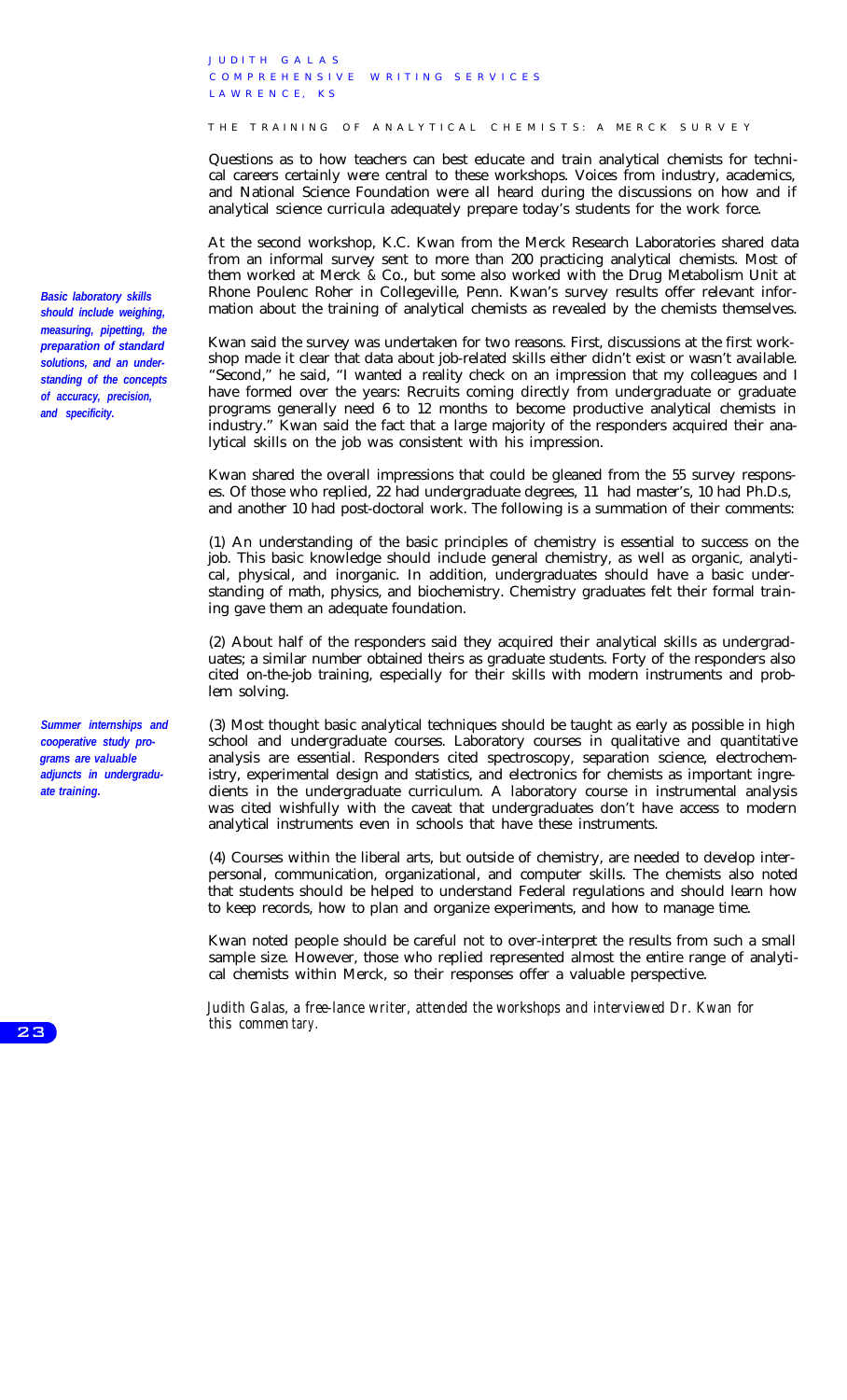JUDITH GALAS
COMPREHENSIVE WRITING SERVICES
LAWRENCE, KS

## THE TRAINING OF ANALYTICAL CHEMISTS: A MERCK SURVEY

Questions as to how teachers can best educate and train analytical chemists for technical careers certainly were central to these workshops. Voices from industry, academics, and National Science Foundation were all heard during the discussions on how and if analytical science curricula adequately prepare today's students for the work force.

At the second workshop, K.C. Kwan from the Merck Research Laboratories shared data from an informal survey sent to more than 200 practicing analytical chemists. Most of them worked at Merck & Co., but some also worked with the Drug Metabolism Unit at Rhone Poulenc Roher in Collegeville, Penn. Kwan's survey results offer relevant information about the training of analytical chemists as revealed by the chemists themselves.

***Basic laboratory skills should include weighing, measuring, pipetting, the preparation of standard solutions, and an understanding of the concepts of accuracy, precision, and specificity.***

Kwan said the survey was undertaken for two reasons. First, discussions at the first workshop made it clear that data about job-related skills either didn't exist or wasn't available. "Second," he said, "I wanted a reality check on an impression that my colleagues and I have formed over the years: Recruits coming directly from undergraduate or graduate programs generally need 6 to 12 months to become productive analytical chemists in industry." Kwan said the fact that a large majority of the responders acquired their analytical skills on the job was consistent with his impression.

Kwan shared the overall impressions that could be gleaned from the 55 survey responses. Of those who replied, 22 had undergraduate degrees, 11 had master's, 10 had Ph.D.s, and another 10 had post-doctoral work. The following is a summation of their comments:

(1) An understanding of the basic principles of chemistry is essential to success on the job. This basic knowledge should include general chemistry, as well as organic, analytical, physical, and inorganic. In addition, undergraduates should have a basic understanding of math, physics, and biochemistry. Chemistry graduates felt their formal training gave them an adequate foundation.

(2) About half of the responders said they acquired their analytical skills as undergraduates; a similar number obtained theirs as graduate students. Forty of the responders also cited on-the-job training, especially for their skills with modern instruments and problem solving.

***Summer internships and cooperative study programs are valuable adjuncts in undergraduate training.***

(3) Most thought basic analytical techniques should be taught as early as possible in high school and undergraduate courses. Laboratory courses in qualitative and quantitative analysis are essential. Responders cited spectroscopy, separation science, electrochemistry, experimental design and statistics, and electronics for chemists as important ingredients in the undergraduate curriculum. A laboratory course in instrumental analysis was cited wishfully with the caveat that undergraduates don't have access to modern analytical instruments even in schools that have these instruments.

(4) Courses within the liberal arts, but outside of chemistry, are needed to develop interpersonal, communication, organizational, and computer skills. The chemists also noted that students should be helped to understand Federal regulations and should learn how to keep records, how to plan and organize experiments, and how to manage time.

Kwan noted people should be careful not to over-interpret the results from such a small sample size. However, those who replied represented almost the entire range of analytical chemists within Merck, so their responses offer a valuable perspective.

*Judith Galas, a free-lance writer, attended the workshops and interviewed Dr. Kwan for this commentary.*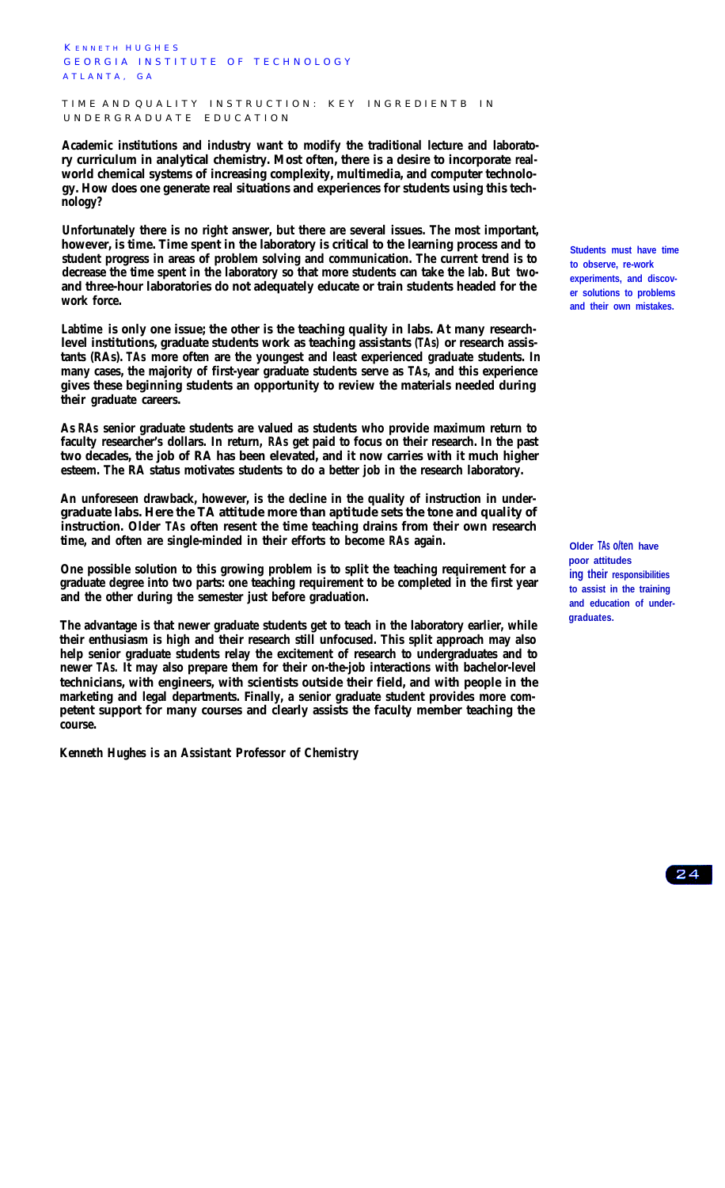KENNETH HUGHES
GEORGIA INSTITUTE OF TECHNOLOGY
ATLANTA, GA

## TIME AND QUALITY INSTRUCTION: KEY INGREDIENTB IN UNDERGRADUATE EDUCATION

**Academic institutions and industry want to modify the traditional lecture and laboratory curriculum in analytical chemistry. Most often, there is a desire to incorporate real-world chemical systems of increasing complexity, multimedia, and computer technology. How does one generate real situations and experiences for students using this technology?**

**Unfortunately there is no right answer, but there are several issues. The most important, however, is time. Time spent in the laboratory is critical to the learning process and to student progress in areas of problem solving and communication. The current trend is to decrease the time spent in the laboratory so that more students can take the lab. But two- and three-hour laboratories do not adequately educate or train students headed for the work force.**

**Students must have time to observe, re-work experiments, and discover solutions to problems and their own mistakes.**

**Labtime is only one issue; the other is the teaching quality in labs. At many research-level institutions, graduate students work as teaching assistants (TAs) or research assistants (RAs). TAs more often are the youngest and least experienced graduate students. In many cases, the majority of first-year graduate students serve as TAs, and this experience gives these beginning students an opportunity to review the materials needed during their graduate careers.**

**As RAs senior graduate students are valued as students who provide maximum return to faculty researcher's dollars. In return, RAs get paid to focus on their research. In the past two decades, the job of RA has been elevated, and it now carries with it much higher esteem. The RA status motivates students to do a better job in the research laboratory.**

**An unforeseen drawback, however, is the decline in the quality of instruction in undergraduate labs. Here the TA attitude more than aptitude sets the tone and quality of instruction. Older TAs often resent the time teaching drains from their own research time, and often are single-minded in their efforts to become RAs again.**

**Older TAs often have poor attitudes ing their responsibilities to assist in the training and education of undergraduates.**

**One possible solution to this growing problem is to split the teaching requirement for a graduate degree into two parts: one teaching requirement to be completed in the first year and the other during the semester just before graduation.**

**The advantage is that newer graduate students get to teach in the laboratory earlier, while their enthusiasm is high and their research still unfocused. This split approach may also help senior graduate students relay the excitement of research to undergraduates and to newer TAs. It may also prepare them for their on-the-job interactions with bachelor-level technicians, with engineers, with scientists outside their field, and with people in the marketing and legal departments. Finally, a senior graduate student provides more competent support for many courses and clearly assists the faculty member teaching the course.**

***Kenneth Hughes is an Assistant Professor of Chemistry***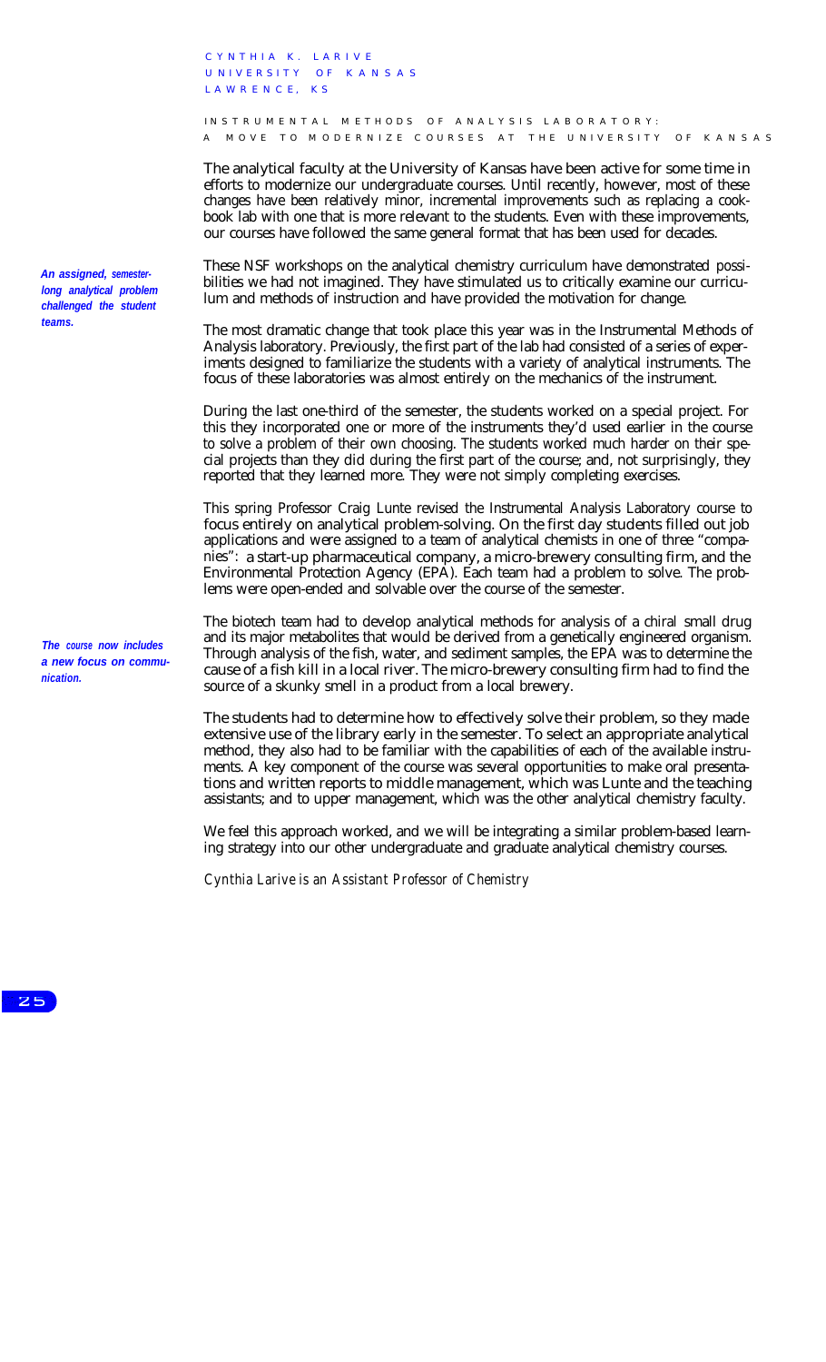CYNTHIA K. LARIVE
UNIVERSITY OF KANSAS
LAWRENCE, KS

## INSTRUMENTAL METHODS OF ANALYSIS LABORATORY: A MOVE TO MODERNIZE COURSES AT THE UNIVERSITY OF KANSAS

The analytical faculty at the University of Kansas have been active for some time in efforts to modernize our undergraduate courses. Until recently, however, most of these changes have been relatively minor, incremental improvements such as replacing a cookbook lab with one that is more relevant to the students. Even with these improvements, our courses have followed the same general format that has been used for decades.

***An assigned, semester-long analytical problem challenged the student teams.***

These NSF workshops on the analytical chemistry curriculum have demonstrated possibilities we had not imagined. They have stimulated us to critically examine our curriculum and methods of instruction and have provided the motivation for change.

The most dramatic change that took place this year was in the Instrumental Methods of Analysis laboratory. Previously, the first part of the lab had consisted of a series of experiments designed to familiarize the students with a variety of analytical instruments. The focus of these laboratories was almost entirely on the mechanics of the instrument.

During the last one-third of the semester, the students worked on a special project. For this they incorporated one or more of the instruments they'd used earlier in the course to solve a problem of their own choosing. The students worked much harder on their special projects than they did during the first part of the course; and, not surprisingly, they reported that they learned more. They were not simply completing exercises.

This spring Professor Craig Lunte revised the Instrumental Analysis Laboratory course to focus entirely on analytical problem-solving. On the first day students filled out job applications and were assigned to a team of analytical chemists in one of three "companies": a start-up pharmaceutical company, a micro-brewery consulting firm, and the Environmental Protection Agency (EPA). Each team had a problem to solve. The problems were open-ended and solvable over the course of the semester.

***The course now includes a new focus on communication.***

The biotech team had to develop analytical methods for analysis of a chiral small drug and its major metabolites that would be derived from a genetically engineered organism. Through analysis of the fish, water, and sediment samples, the EPA was to determine the cause of a fish kill in a local river. The micro-brewery consulting firm had to find the source of a skunky smell in a product from a local brewery.

The students had to determine how to effectively solve their problem, so they made extensive use of the library early in the semester. To select an appropriate analytical method, they also had to be familiar with the capabilities of each of the available instruments. A key component of the course was several opportunities to make oral presentations and written reports to middle management, which was Lunte and the teaching assistants; and to upper management, which was the other analytical chemistry faculty.

We feel this approach worked, and we will be integrating a similar problem-based learning strategy into our other undergraduate and graduate analytical chemistry courses.

*Cynthia Larive is an Assistant Professor of Chemistry*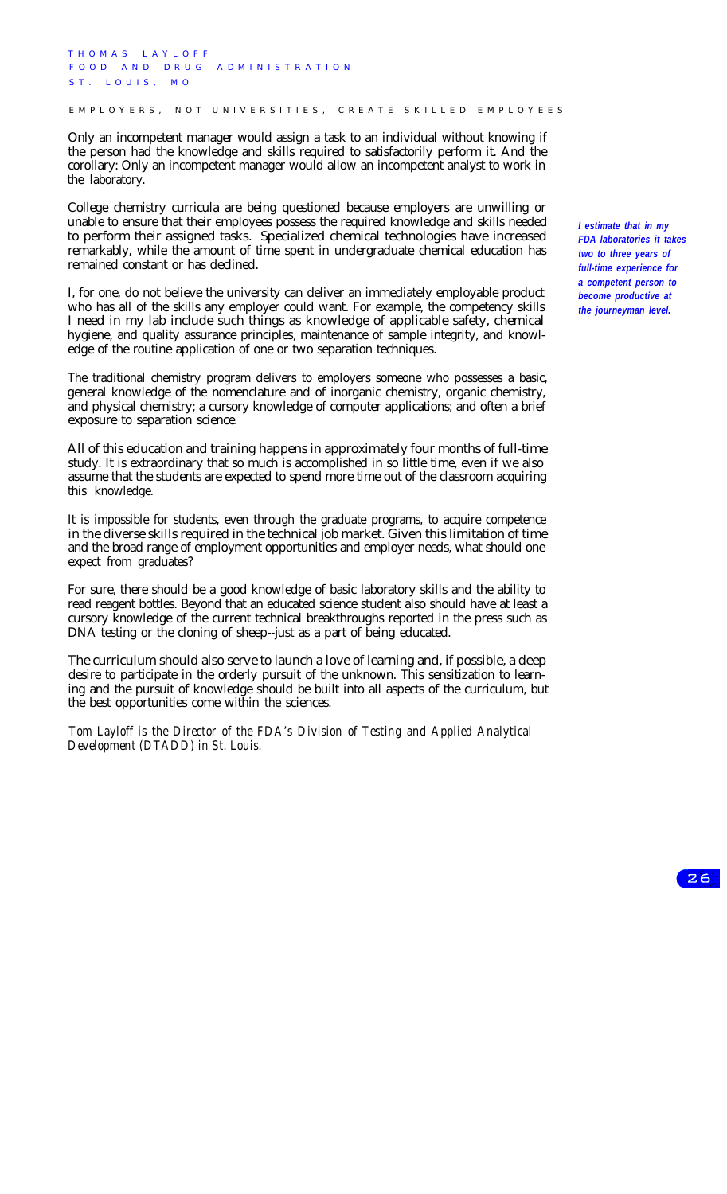THOMAS LAYLOFF
FOOD AND DRUG ADMINISTRATION
ST. LOUIS, MO

## EMPLOYERS, NOT UNIVERSITIES, CREATE SKILLED EMPLOYEES

Only an incompetent manager would assign a task to an individual without knowing if the person had the knowledge and skills required to satisfactorily perform it. And the corollary: Only an incompetent manager would allow an incompetent analyst to work in the laboratory.

College chemistry curricula are being questioned because employers are unwilling or unable to ensure that their employees possess the required knowledge and skills needed to perform their assigned tasks. Specialized chemical technologies have increased remarkably, while the amount of time spent in undergraduate chemical education has remained constant or has declined.

***I estimate that in my FDA laboratories it takes two to three years of full-time experience for a competent person to become productive at the journeyman level.***

I, for one, do not believe the university can deliver an immediately employable product who has all of the skills any employer could want. For example, the competency skills I need in my lab include such things as knowledge of applicable safety, chemical hygiene, and quality assurance principles, maintenance of sample integrity, and knowledge of the routine application of one or two separation techniques.

The traditional chemistry program delivers to employers someone who possesses a basic, general knowledge of the nomenclature and of inorganic chemistry, organic chemistry, and physical chemistry; a cursory knowledge of computer applications; and often a brief exposure to separation science.

All of this education and training happens in approximately four months of full-time study. It is extraordinary that so much is accomplished in so little time, even if we also assume that the students are expected to spend more time out of the classroom acquiring this knowledge.

It is impossible for students, even through the graduate programs, to acquire competence in the diverse skills required in the technical job market. Given this limitation of time and the broad range of employment opportunities and employer needs, what should one expect from graduates?

For sure, there should be a good knowledge of basic laboratory skills and the ability to read reagent bottles. Beyond that an educated science student also should have at least a cursory knowledge of the current technical breakthroughs reported in the press such as DNA testing or the cloning of sheep--just as a part of being educated.

The curriculum should also serve to launch a love of learning and, if possible, a deep desire to participate in the orderly pursuit of the unknown. This sensitization to learning and the pursuit of knowledge should be built into all aspects of the curriculum, but the best opportunities come within the sciences.

*Tom Layloff is the Director of the FDA's Division of Testing and Applied Analytical Development (DTADD) in St. Louis.*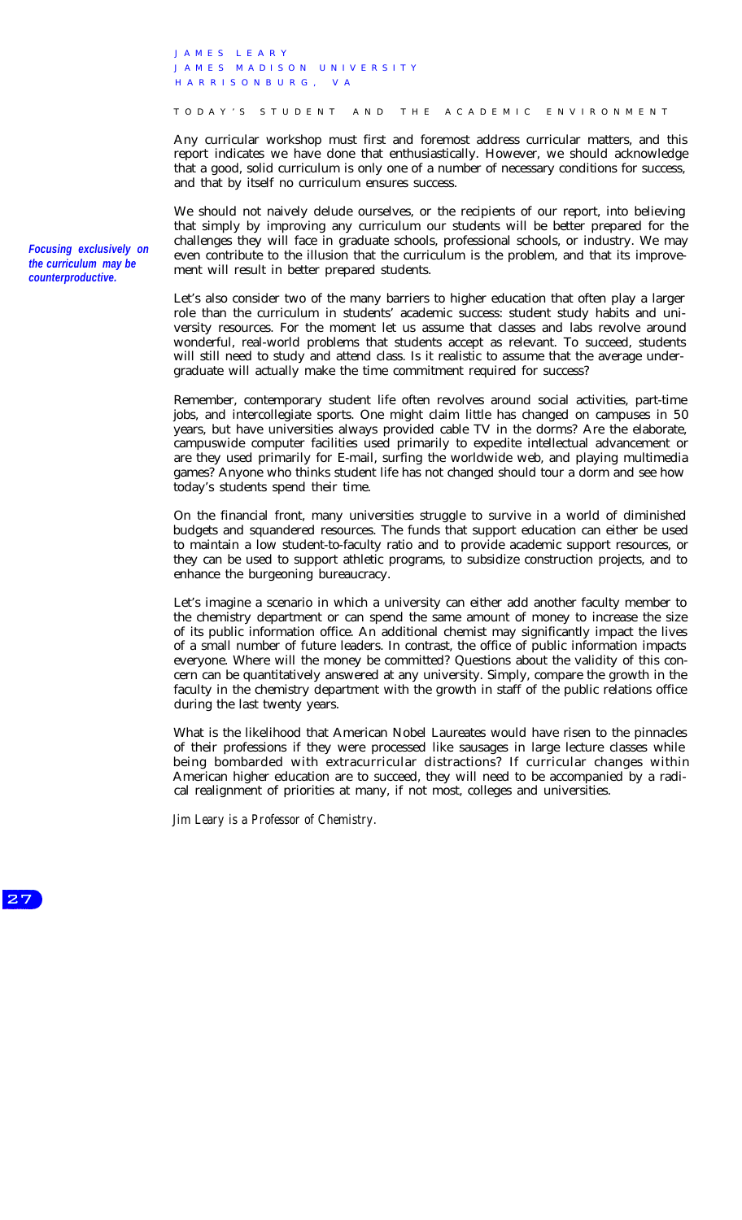JAMES LEARY
JAMES MADISON UNIVERSITY
HARRISONBURG, VA

## TODAY'S STUDENT AND THE ACADEMIC ENVIRONMENT

Any curricular workshop must first and foremost address curricular matters, and this report indicates we have done that enthusiastically. However, we should acknowledge that a good, solid curriculum is only one of a number of necessary conditions for success, and that by itself no curriculum ensures success.

***Focusing exclusively on the curriculum may be counterproductive.***

We should not naively delude ourselves, or the recipients of our report, into believing that simply by improving any curriculum our students will be better prepared for the challenges they will face in graduate schools, professional schools, or industry. We may even contribute to the illusion that the curriculum is the problem, and that its improvement will result in better prepared students.

Let's also consider two of the many barriers to higher education that often play a larger role than the curriculum in students' academic success: student study habits and university resources. For the moment let us assume that classes and labs revolve around wonderful, real-world problems that students accept as relevant. To succeed, students will still need to study and attend class. Is it realistic to assume that the average undergraduate will actually make the time commitment required for success?

Remember, contemporary student life often revolves around social activities, part-time jobs, and intercollegiate sports. One might claim little has changed on campuses in 50 years, but have universities always provided cable TV in the dorms? Are the elaborate, campuswide computer facilities used primarily to expedite intellectual advancement or are they used primarily for E-mail, surfing the worldwide web, and playing multimedia games? Anyone who thinks student life has not changed should tour a dorm and see how today's students spend their time.

On the financial front, many universities struggle to survive in a world of diminished budgets and squandered resources. The funds that support education can either be used to maintain a low student-to-faculty ratio and to provide academic support resources, or they can be used to support athletic programs, to subsidize construction projects, and to enhance the burgeoning bureaucracy.

Let's imagine a scenario in which a university can either add another faculty member to the chemistry department or can spend the same amount of money to increase the size of its public information office. An additional chemist may significantly impact the lives of a small number of future leaders. In contrast, the office of public information impacts everyone. Where will the money be committed? Questions about the validity of this concern can be quantitatively answered at any university. Simply, compare the growth in the faculty in the chemistry department with the growth in staff of the public relations office during the last twenty years.

What is the likelihood that American Nobel Laureates would have risen to the pinnacles of their professions if they were processed like sausages in large lecture classes while being bombarded with extracurricular distractions? If curricular changes within American higher education are to succeed, they will need to be accompanied by a radical realignment of priorities at many, if not most, colleges and universities.

*Jim Leary is a Professor of Chemistry.*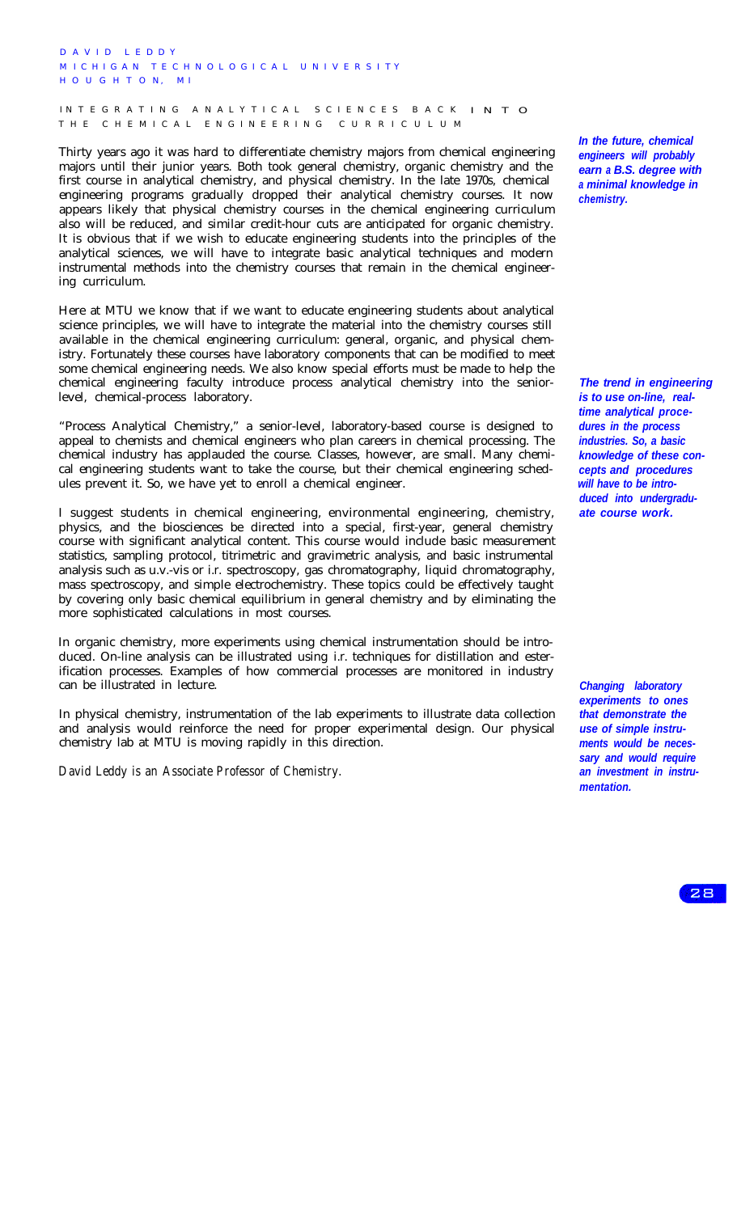DAVID LEDDY
MICHIGAN TECHNOLOGICAL UNIVERSITY
HOUGHTON, MI

## INTEGRATING ANALYTICAL SCIENCES BACK INTO THE CHEMICAL ENGINEERING CURRICULUM

Thirty years ago it was hard to differentiate chemistry majors from chemical engineering majors until their junior years. Both took general chemistry, organic chemistry and the first course in analytical chemistry, and physical chemistry. In the late 1970s, chemical engineering programs gradually dropped their analytical chemistry courses. It now appears likely that physical chemistry courses in the chemical engineering curriculum also will be reduced, and similar credit-hour cuts are anticipated for organic chemistry. It is obvious that if we wish to educate engineering students into the principles of the analytical sciences, we will have to integrate basic analytical techniques and modern instrumental methods into the chemistry courses that remain in the chemical engineering curriculum.

***In the future, chemical engineers will probably earn a B.S. degree with a minimal knowledge in chemistry.***

Here at MTU we know that if we want to educate engineering students about analytical science principles, we will have to integrate the material into the chemistry courses still available in the chemical engineering curriculum: general, organic, and physical chemistry. Fortunately these courses have laboratory components that can be modified to meet some chemical engineering needs. We also know special efforts must be made to help the chemical engineering faculty introduce process analytical chemistry into the senior-level, chemical-process laboratory.

***The trend in engineering is to use on-line, real-time analytical procedures in the process industries. So, a basic knowledge of these concepts and procedures will have to be introduced into undergraduate course work.***

"Process Analytical Chemistry," a senior-level, laboratory-based course is designed to appeal to chemists and chemical engineers who plan careers in chemical processing. The chemical industry has applauded the course. Classes, however, are small. Many chemical engineering students want to take the course, but their chemical engineering schedules prevent it. So, we have yet to enroll a chemical engineer.

I suggest students in chemical engineering, environmental engineering, chemistry, physics, and the biosciences be directed into a special, first-year, general chemistry course with significant analytical content. This course would include basic measurement statistics, sampling protocol, titrimetric and gravimetric analysis, and basic instrumental analysis such as u.v.-vis or i.r. spectroscopy, gas chromatography, liquid chromatography, mass spectroscopy, and simple electrochemistry. These topics could be effectively taught by covering only basic chemical equilibrium in general chemistry and by eliminating the more sophisticated calculations in most courses.

In organic chemistry, more experiments using chemical instrumentation should be introduced. On-line analysis can be illustrated using i.r. techniques for distillation and esterification processes. Examples of how commercial processes are monitored in industry can be illustrated in lecture.

***Changing laboratory experiments to ones that demonstrate the use of simple instruments would be necessary and would require an investment in instrumentation.***

In physical chemistry, instrumentation of the lab experiments to illustrate data collection and analysis would reinforce the need for proper experimental design. Our physical chemistry lab at MTU is moving rapidly in this direction.

*David Leddy is an Associate Professor of Chemistry.*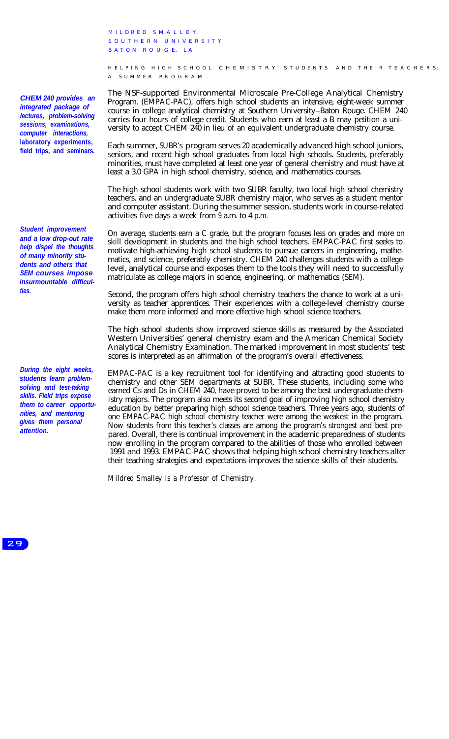MILDRED SMALLEY
SOUTHERN UNIVERSITY
BATON ROUGE, LA

## HELPING HIGH SCHOOL CHEMISTRY STUDENTS AND THEIR TEACHERS: A SUMMER PROGRAM

*CHEM 240 provides an integrated package of lectures, problem-solving sessions, examinations, computer interactions, laboratory experiments, field trips, and seminars.*

The NSF-supported Environmental Microscale Pre-College Analytical Chemistry Program, (EMPAC-PAC), offers high school students an intensive, eight-week summer course in college analytical chemistry at Southern University--Baton Rouge. CHEM 240 carries four hours of college credit. Students who earn at least a B may petition a university to accept CHEM 240 in lieu of an equivalent undergraduate chemistry course.

Each summer, SUBR's program serves 20 academically advanced high school juniors, seniors, and recent high school graduates from local high schools. Students, preferably minorities, must have completed at least one year of general chemistry and must have at least a 3.0 GPA in high school chemistry, science, and mathematics courses.

The high school students work with two SUBR faculty, two local high school chemistry teachers, and an undergraduate SUBR chemistry major, who serves as a student mentor and computer assistant. During the summer session, students work in course-related activities five days a week from 9 a.m. to 4 p.m.

*Student improvement and a low drop-out rate help dispel the thoughts of many minority students and others that SEM courses impose insurmountable difficulties.*

On average, students earn a C grade, but the program focuses less on grades and more on skill development in students and the high school teachers. EMPAC-PAC first seeks to motivate high-achieving high school students to pursue careers in engineering, mathematics, and science, preferably chemistry. CHEM 240 challenges students with a college-level, analytical course and exposes them to the tools they will need to successfully matriculate as college majors in science, engineering, or mathematics (SEM).

Second, the program offers high school chemistry teachers the chance to work at a university as teacher apprentices. Their experiences with a college-level chemistry course make them more informed and more effective high school science teachers.

The high school students show improved science skills as measured by the Associated Western Universities' general chemistry exam and the American Chemical Society Analytical Chemistry Examination. The marked improvement in most students' test scores is interpreted as an affirmation of the program's overall effectiveness.

*During the eight weeks, students learn problem-solving and test-taking skills. Field trips expose them to career opportunities, and mentoring gives them personal attention.*

EMPAC-PAC is a key recruitment tool for identifying and attracting good students to chemistry and other SEM departments at SUBR. These students, including some who earned Cs and Ds in CHEM 240, have proved to be among the best undergraduate chemistry majors. The program also meets its second goal of improving high school chemistry education by better preparing high school science teachers. Three years ago, students of one EMPAC-PAC high school chemistry teacher were among the weakest in the program. Now students from this teacher's classes are among the program's strongest and best prepared. Overall, there is continual improvement in the academic preparedness of students now enrolling in the program compared to the abilities of those who enrolled between 1991 and 1993. EMPAC-PAC shows that helping high school chemistry teachers alter their teaching strategies and expectations improves the science skills of their students.

*Mildred Smalley is a Professor of Chemistry.*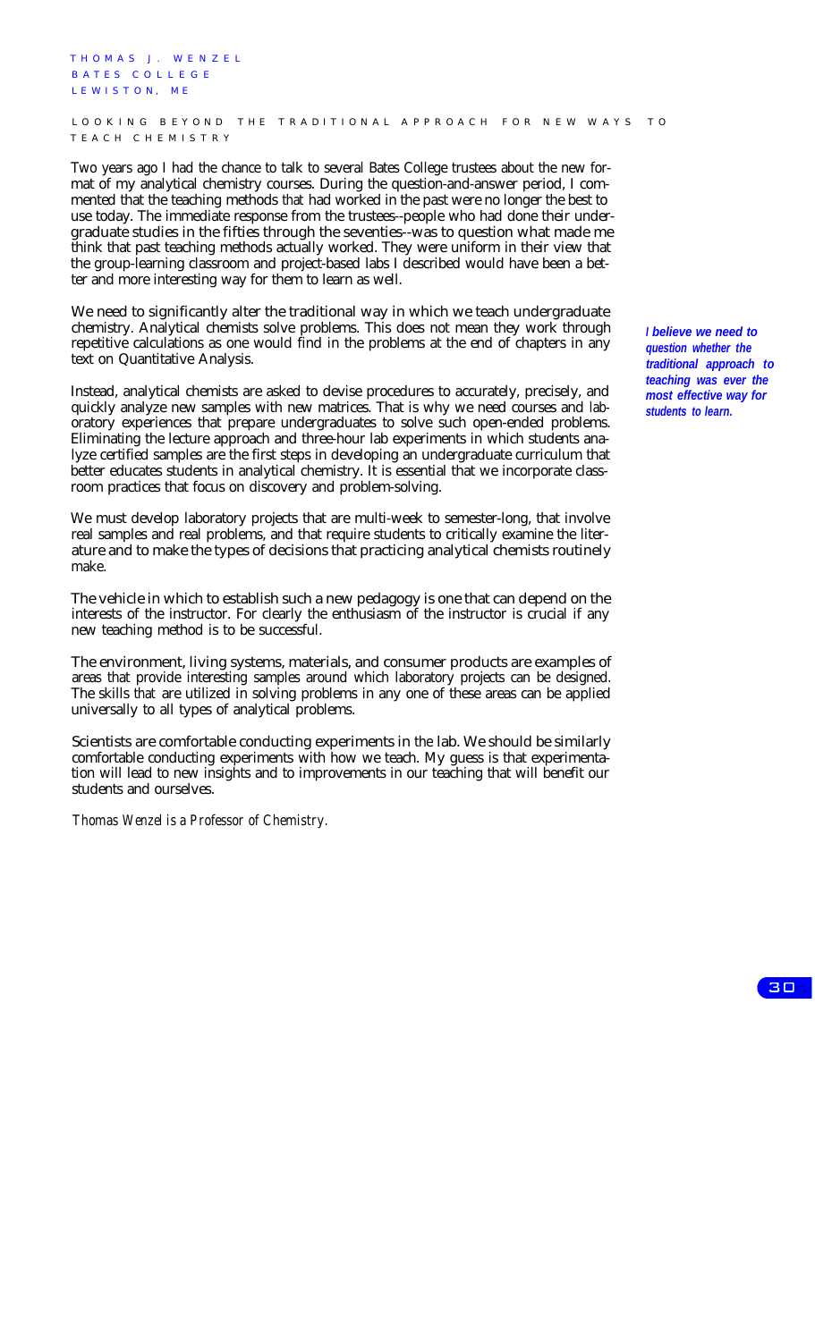THOMAS J. WENZEL
BATES COLLEGE
LEWISTON, ME

## LOOKING BEYOND THE TRADITIONAL APPROACH FOR NEW WAYS TO TEACH CHEMISTRY

Two years ago I had the chance to talk to several Bates College trustees about the new format of my analytical chemistry courses. During the question-and-answer period, I commented that the teaching methods that had worked in the past were no longer the best to use today. The immediate response from the trustees--people who had done their undergraduate studies in the fifties through the seventies--was to question what made me think that past teaching methods actually worked. They were uniform in their view that the group-learning classroom and project-based labs I described would have been a better and more interesting way for them to learn as well.

We need to significantly alter the traditional way in which we teach undergraduate chemistry. Analytical chemists solve problems. This does not mean they work through repetitive calculations as one would find in the problems at the end of chapters in any text on Quantitative Analysis.

***I believe we need to question whether the traditional approach to teaching was ever the most effective way for students to learn.***

Instead, analytical chemists are asked to devise procedures to accurately, precisely, and quickly analyze new samples with new matrices. That is why we need courses and laboratory experiences that prepare undergraduates to solve such open-ended problems. Eliminating the lecture approach and three-hour lab experiments in which students analyze certified samples are the first steps in developing an undergraduate curriculum that better educates students in analytical chemistry. It is essential that we incorporate classroom practices that focus on discovery and problem-solving.

We must develop laboratory projects that are multi-week to semester-long, that involve real samples and real problems, and that require students to critically examine the literature and to make the types of decisions that practicing analytical chemists routinely make.

The vehicle in which to establish such a new pedagogy is one that can depend on the interests of the instructor. For clearly the enthusiasm of the instructor is crucial if any new teaching method is to be successful.

The environment, living systems, materials, and consumer products are examples of areas that provide interesting samples around which laboratory projects can be designed. The skills that are utilized in solving problems in any one of these areas can be applied universally to all types of analytical problems.

Scientists are comfortable conducting experiments in the lab. We should be similarly comfortable conducting experiments with how we teach. My guess is that experimentation will lead to new insights and to improvements in our teaching that will benefit our students and ourselves.

*Thomas Wenzel is a Professor of Chemistry.*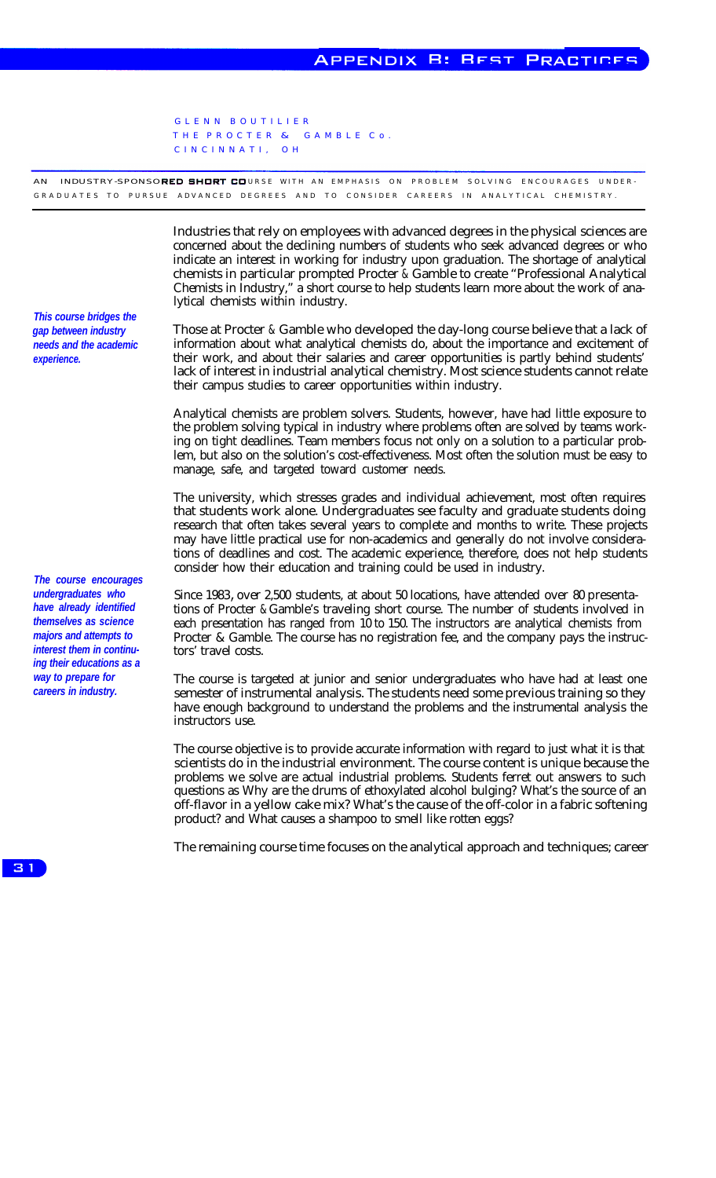GLENN BOUTILIER
THE PROCTER & GAMBLE Co.
CINCINNATI, OH

AN INDUSTRY-SPONSORED SHORT COURSE WITH AN EMPHASIS ON PROBLEM SOLVING ENCOURAGES UNDERGRADUATES TO PURSUE ADVANCED DEGREES AND TO CONSIDER CAREERS IN ANALYTICAL CHEMISTRY.

Industries that rely on employees with advanced degrees in the physical sciences are concerned about the declining numbers of students who seek advanced degrees or who indicate an interest in working for industry upon graduation. The shortage of analytical chemists in particular prompted Procter & Gamble to create "Professional Analytical Chemists in Industry," a short course to help students learn more about the work of analytical chemists within industry.

***This course bridges the gap between industry needs and the academic experience.***

Those at Procter & Gamble who developed the day-long course believe that a lack of information about what analytical chemists do, about the importance and excitement of their work, and about their salaries and career opportunities is partly behind students' lack of interest in industrial analytical chemistry. Most science students cannot relate their campus studies to career opportunities within industry.

Analytical chemists are problem solvers. Students, however, have had little exposure to the problem solving typical in industry where problems often are solved by teams working on tight deadlines. Team members focus not only on a solution to a particular problem, but also on the solution's cost-effectiveness. Most often the solution must be easy to manage, safe, and targeted toward customer needs.

The university, which stresses grades and individual achievement, most often requires that students work alone. Undergraduates see faculty and graduate students doing research that often takes several years to complete and months to write. These projects may have little practical use for non-academics and generally do not involve considerations of deadlines and cost. The academic experience, therefore, does not help students consider how their education and training could be used in industry.

***The course encourages undergraduates who have already identified themselves as science majors and attempts to interest them in continuing their educations as a way to prepare for careers in industry.***

Since 1983, over 2,500 students, at about 50 locations, have attended over 80 presentations of Procter & Gamble's traveling short course. The number of students involved in each presentation has ranged from 10 to 150. The instructors are analytical chemists from Procter & Gamble. The course has no registration fee, and the company pays the instructors' travel costs.

The course is targeted at junior and senior undergraduates who have had at least one semester of instrumental analysis. The students need some previous training so they have enough background to understand the problems and the instrumental analysis the instructors use.

The course objective is to provide accurate information with regard to just what it is that scientists do in the industrial environment. The course content is unique because the problems we solve are actual industrial problems. Students ferret out answers to such questions as Why are the drums of ethoxylated alcohol bulging? What's the source of an off-flavor in a yellow cake mix? What's the cause of the off-color in a fabric softening product? and What causes a shampoo to smell like rotten eggs?

The remaining course time focuses on the analytical approach and techniques; career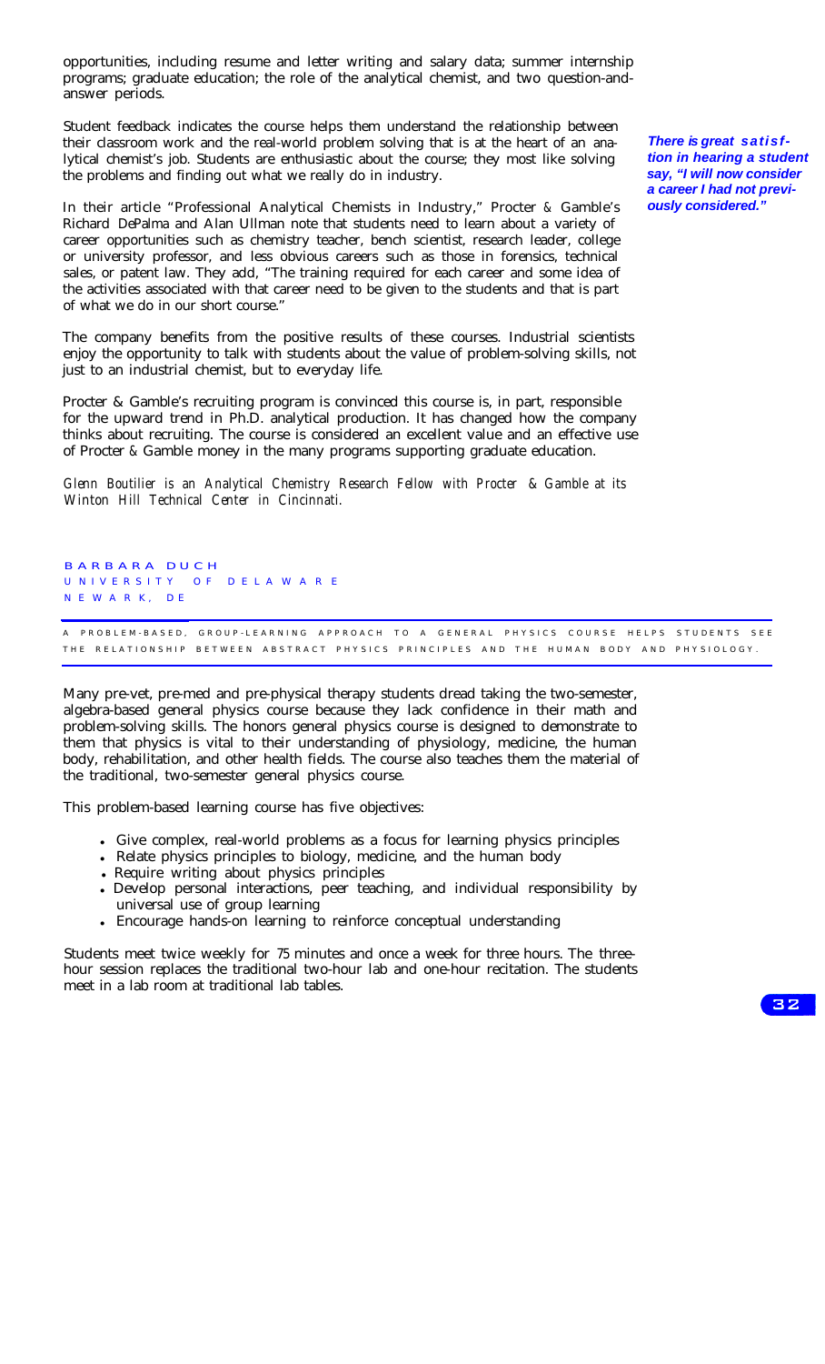opportunities, including resume and letter writing and salary data; summer internship programs; graduate education; the role of the analytical chemist, and two question-and-answer periods.

Student feedback indicates the course helps them understand the relationship between their classroom work and the real-world problem solving that is at the heart of an analytical chemist's job. Students are enthusiastic about the course; they most like solving the problems and finding out what we really do in industry.

***There is great satisfaction in hearing a student say, "I will now consider a career I had not previously considered."***

In their article "Professional Analytical Chemists in Industry," Procter & Gamble's Richard DePalma and Alan Ullman note that students need to learn about a variety of career opportunities such as chemistry teacher, bench scientist, research leader, college or university professor, and less obvious careers such as those in forensics, technical sales, or patent law. They add, "The training required for each career and some idea of the activities associated with that career need to be given to the students and that is part of what we do in our short course."

The company benefits from the positive results of these courses. Industrial scientists enjoy the opportunity to talk with students about the value of problem-solving skills, not just to an industrial chemist, but to everyday life.

Procter & Gamble's recruiting program is convinced this course is, in part, responsible for the upward trend in Ph.D. analytical production. It has changed how the company thinks about recruiting. The course is considered an excellent value and an effective use of Procter & Gamble money in the many programs supporting graduate education.

*Glenn Boutilier is an Analytical Chemistry Research Fellow with Procter & Gamble at its Winton Hill Technical Center in Cincinnati.*

## BARBARA DUCH
UNIVERSITY OF DELAWARE
NEWARK, DE

A PROBLEM-BASED, GROUP-LEARNING APPROACH TO A GENERAL PHYSICS COURSE HELPS STUDENTS SEE THE RELATIONSHIP BETWEEN ABSTRACT PHYSICS PRINCIPLES AND THE HUMAN BODY AND PHYSIOLOGY.

Many pre-vet, pre-med and pre-physical therapy students dread taking the two-semester, algebra-based general physics course because they lack confidence in their math and problem-solving skills. The honors general physics course is designed to demonstrate to them that physics is vital to their understanding of physiology, medicine, the human body, rehabilitation, and other health fields. The course also teaches them the material of the traditional, two-semester general physics course.

This problem-based learning course has five objectives:

- Give complex, real-world problems as a focus for learning physics principles
- Relate physics principles to biology, medicine, and the human body
- Require writing about physics principles
- Develop personal interactions, peer teaching, and individual responsibility by universal use of group learning
- Encourage hands-on learning to reinforce conceptual understanding

Students meet twice weekly for 75 minutes and once a week for three hours. The three-hour session replaces the traditional two-hour lab and one-hour recitation. The students meet in a lab room at traditional lab tables.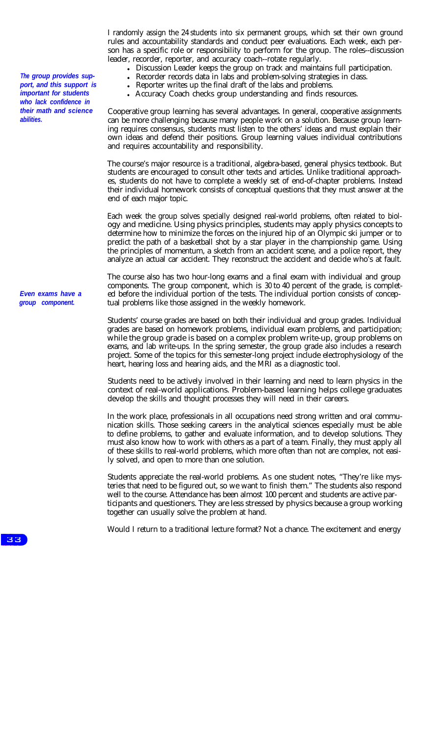I randomly assign the 24 students into six permanent groups, which set their own ground rules and accountability standards and conduct peer evaluations. Each week, each person has a specific role or responsibility to perform for the group. The roles--discussion leader, recorder, reporter, and accuracy coach--rotate regularly.

- Discussion Leader keeps the group on track and maintains full participation.
- Recorder records data in labs and problem-solving strategies in class.
- Reporter writes up the final draft of the labs and problems.
- Accuracy Coach checks group understanding and finds resources.

***The group provides support, and this support is important for students who lack confidence in their math and science abilities.***

Cooperative group learning has several advantages. In general, cooperative assignments can be more challenging because many people work on a solution. Because group learning requires consensus, students must listen to the others' ideas and must explain their own ideas and defend their positions. Group learning values individual contributions and requires accountability and responsibility.

The course's major resource is a traditional, algebra-based, general physics textbook. But students are encouraged to consult other texts and articles. Unlike traditional approaches, students do not have to complete a weekly set of end-of-chapter problems. Instead their individual homework consists of conceptual questions that they must answer at the end of each major topic.

Each week the group solves specially designed real-world problems, often related to biology and medicine. Using physics principles, students may apply physics concepts to determine how to minimize the forces on the injured hip of an Olympic ski jumper or to predict the path of a basketball shot by a star player in the championship game. Using the principles of momentum, a sketch from an accident scene, and a police report, they analyze an actual car accident. They reconstruct the accident and decide who's at fault.

***Even exams have a group component.***

The course also has two hour-long exams and a final exam with individual and group components. The group component, which is 30 to 40 percent of the grade, is completed before the individual portion of the tests. The individual portion consists of conceptual problems like those assigned in the weekly homework.

Students' course grades are based on both their individual and group grades. Individual grades are based on homework problems, individual exam problems, and participation; while the group grade is based on a complex problem write-up, group problems on exams, and lab write-ups. In the spring semester, the group grade also includes a research project. Some of the topics for this semester-long project include electrophysiology of the heart, hearing loss and hearing aids, and the MRI as a diagnostic tool.

Students need to be actively involved in their learning and need to learn physics in the context of real-world applications. Problem-based learning helps college graduates develop the skills and thought processes they will need in their careers.

In the work place, professionals in all occupations need strong written and oral communication skills. Those seeking careers in the analytical sciences especially must be able to define problems, to gather and evaluate information, and to develop solutions. They must also know how to work with others as a part of a team. Finally, they must apply all of these skills to real-world problems, which more often than not are complex, not easily solved, and open to more than one solution.

Students appreciate the real-world problems. As one student notes, "They're like mysteries that need to be figured out, so we want to *finish* them." The students also respond well to the course. Attendance has been almost 100 percent and students are active participants and questioners. They are less stressed by physics because a group working together can usually solve the problem at hand.

Would I return to a traditional lecture format? Not a chance. The excitement and energy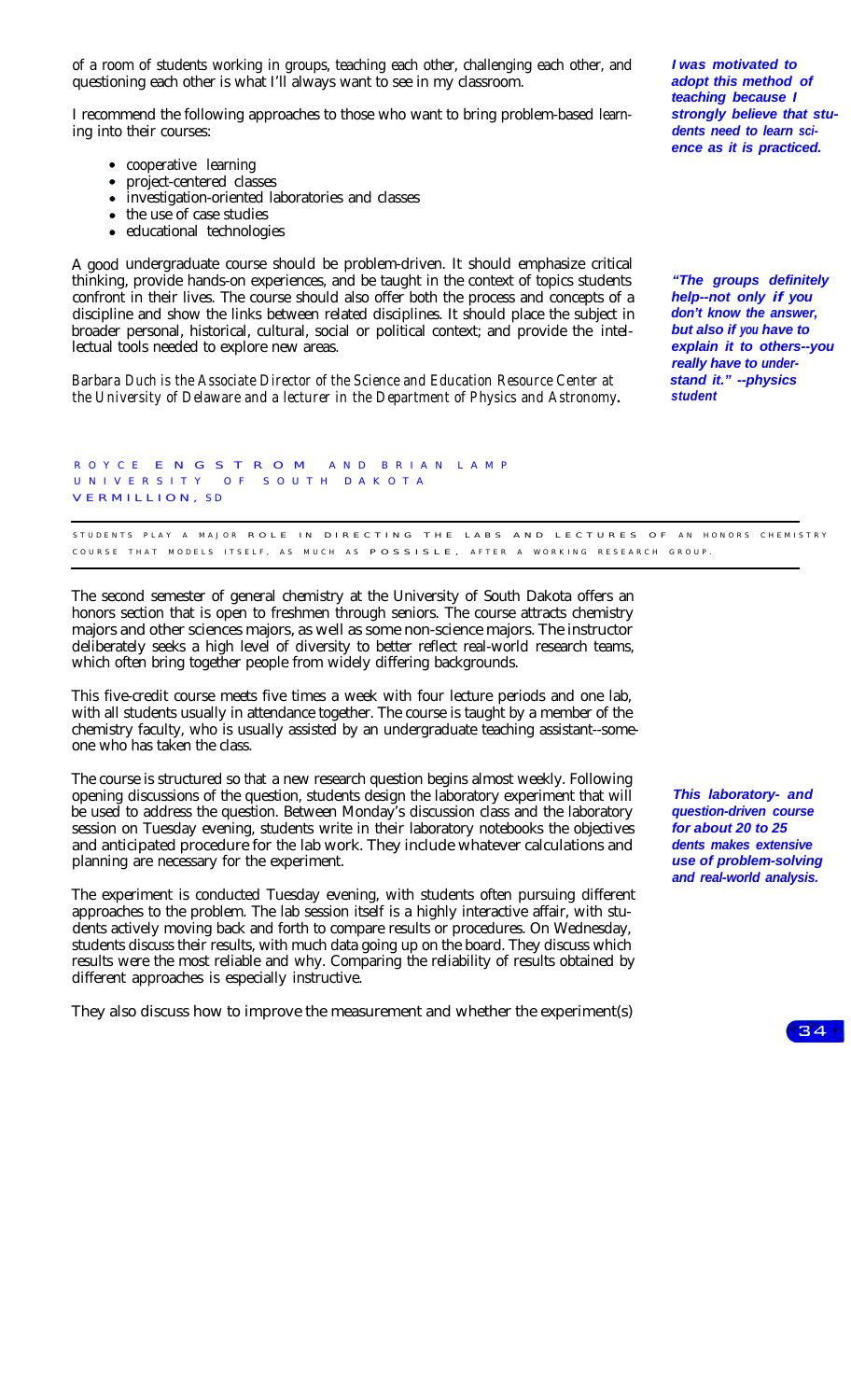of a room of students working in groups, teaching each other, challenging each other, and questioning each other is what I'll always want to see in my classroom.

***I was motivated to adopt this method of teaching because I strongly believe that students need to learn science as it is practiced.***

I recommend the following approaches to those who want to bring problem-based learning into their courses:

- cooperative learning
- project-centered classes
- investigation-oriented laboratories and classes
- the use of case studies
- educational technologies

A good undergraduate course should be problem-driven. It should emphasize critical thinking, provide hands-on experiences, and be taught in the context of topics students confront in their lives. The course should also offer both the process and concepts of a discipline and show the links between related disciplines. It should place the subject in broader personal, historical, cultural, social or political context; and provide the intellectual tools needed to explore new areas.

***"The groups definitely help--not only if you don't know the answer, but also if you have to explain it to others--you really have to understand it." --physics student***

*Barbara Duch is the Associate Director of the Science and Education Resource Center at the University of Delaware and a lecturer in the Department of Physics and Astronomy.*

## ROYCE ENGSTROM AND BRIAN LAMP
### UNIVERSITY OF SOUTH DAKOTA
### VERMILLION, SD

STUDENTS PLAY A MAJOR ROLE IN DIRECTING THE LABS AND LECTURES OF AN HONORS CHEMISTRY COURSE THAT MODELS ITSELF, AS MUCH AS POSSIBLE, AFTER A WORKING RESEARCH GROUP.

The second semester of general chemistry at the University of South Dakota offers an honors section that is open to freshmen through seniors. The course attracts chemistry majors and other sciences majors, as well as some non-science majors. The instructor deliberately seeks a high level of diversity to better reflect real-world research teams, which often bring together people from widely differing backgrounds.

This five-credit course meets five times a week with four lecture periods and one lab, with all students usually in attendance together. The course is taught by a member of the chemistry faculty, who is usually assisted by an undergraduate teaching assistant--someone who has taken the class.

The course is structured so that a new research question begins almost weekly. Following opening discussions of the question, students design the laboratory experiment that will be used to address the question. Between Monday's discussion class and the laboratory session on Tuesday evening, students write in their laboratory notebooks the objectives and anticipated procedure for the lab work. They include whatever calculations and planning are necessary for the experiment.

***This laboratory- and question-driven course for about 20 to 25 students makes extensive use of problem-solving and real-world analysis.***

The experiment is conducted Tuesday evening, with students often pursuing different approaches to the problem. The lab session itself is a highly interactive affair, with students actively moving back and forth to compare results or procedures. On Wednesday, students discuss their results, with much data going up on the board. They discuss which results were the most reliable and why. Comparing the reliability of results obtained by different approaches is especially instructive.

They also discuss how to improve the measurement and whether the experiment(s)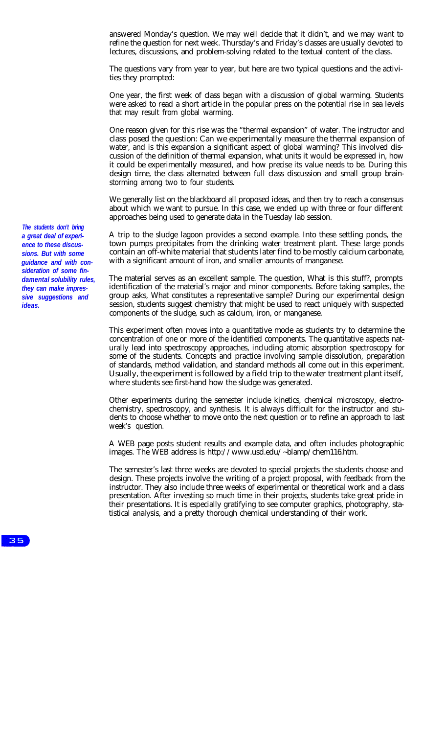answered Monday's question. We may well decide that it didn't, and we may want to refine the question for next week. Thursday's and Friday's classes are usually devoted to lectures, discussions, and problem-solving related to the textual content of the class.

The questions vary from year to year, but here are two typical questions and the activities they prompted:

One year, the first week of class began with a discussion of global warming. Students were asked to read a short article in the popular press on the potential rise in sea levels that may result from global warming.

One reason given for this rise was the "thermal expansion" of water. The instructor and class posed the question: Can we experimentally measure the thermal expansion of water, and is this expansion a significant aspect of global warming? This involved discussion of the definition of thermal expansion, what units it would be expressed in, how it could be experimentally measured, and how precise its value needs to be. During this design time, the class alternated between full class discussion and small group brainstorming among two to four students.

We generally list on the blackboard all proposed ideas, and then try to reach a consensus about which we want to pursue. In this case, we ended up with three or four different approaches being used to generate data in the Tuesday lab session.

*The students don't bring a great deal of experience to these discussions. But with some guidance and with consideration of some fundamental solubility rules, they can make impressive suggestions and ideas.*

A trip to the sludge lagoon provides a second example. Into these settling ponds, the town pumps precipitates from the drinking water treatment plant. These large ponds contain an off-white material that students later find to be mostly calcium carbonate, with a significant amount of iron, and smaller amounts of manganese.

The material serves as an excellent sample. The question, What is this stuff?, prompts identification of the material's major and minor components. Before taking samples, the group asks, What constitutes a representative sample? During our experimental design session, students suggest chemistry that might be used to react uniquely with suspected components of the sludge, such as calcium, iron, or manganese.

This experiment often moves into a quantitative mode as students try to determine the concentration of one or more of the identified components. The quantitative aspects naturally lead into spectroscopy approaches, including atomic absorption spectroscopy for some of the students. Concepts and practice involving sample dissolution, preparation of standards, method validation, and standard methods all come out in this experiment. Usually, the experiment is followed by a field trip to the water treatment plant itself, where students see first-hand how the sludge was generated.

Other experiments during the semester include kinetics, chemical microscopy, electrochemistry, spectroscopy, and synthesis. It is always difficult for the instructor and students to choose whether to move onto the next question or to refine an approach to last week's question.

A WEB page posts student results and example data, and often includes photographic images. The WEB address is http://www.usd.edu/~blamp/chem116.htm.

The semester's last three weeks are devoted to special projects the students choose and design. These projects involve the writing of a project proposal, with feedback from the instructor. They also include three weeks of experimental or theoretical work and a class presentation. After investing so much time in their projects, students take great pride in their presentations. It is especially gratifying to see computer graphics, photography, statistical analysis, and a pretty thorough chemical understanding of their work.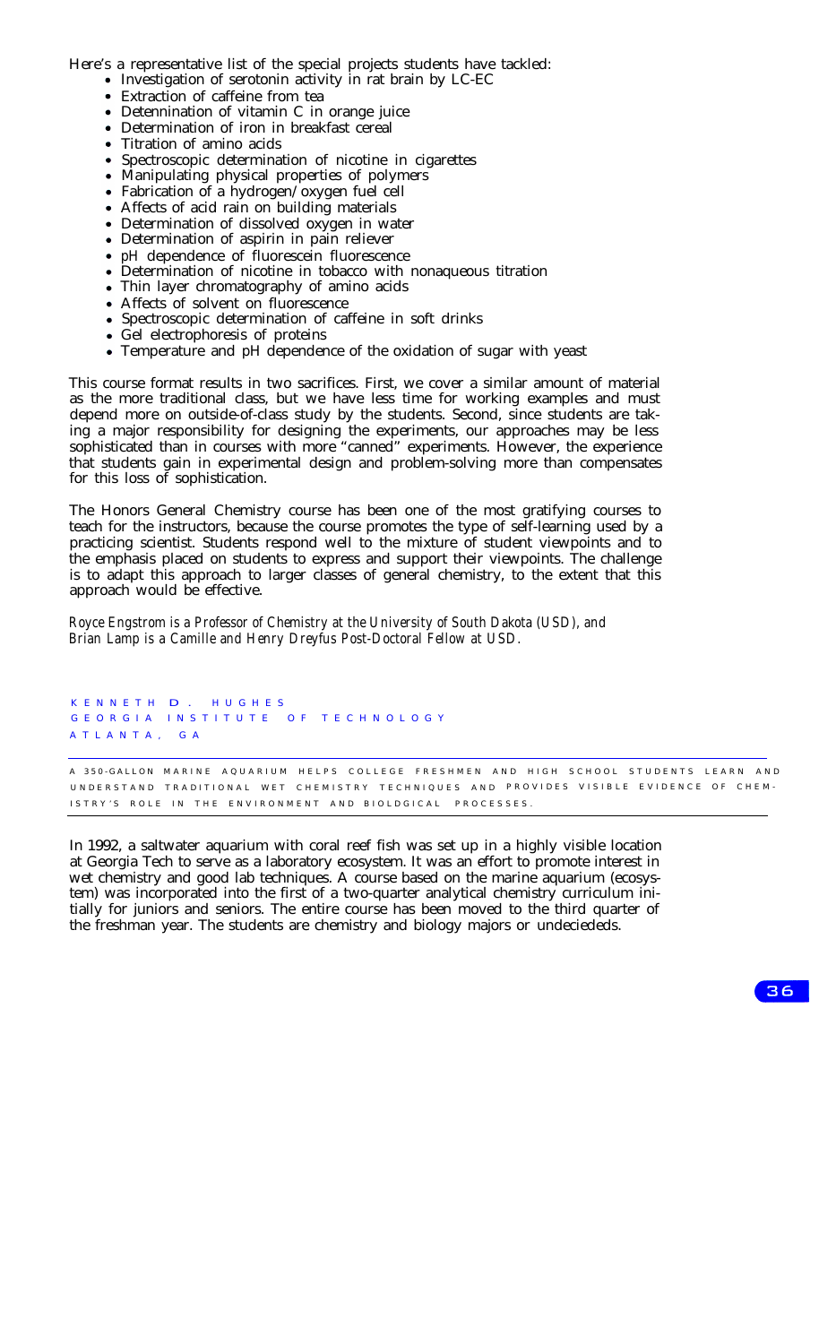Here's a representative list of the special projects students have tackled:

- Investigation of serotonin activity in rat brain by LC-EC
- Extraction of caffeine from tea
- Detennination of vitamin C in orange juice
- Determination of iron in breakfast cereal
- Titration of amino acids
- Spectroscopic determination of nicotine in cigarettes
- Manipulating physical properties of polymers
- Fabrication of a hydrogen/oxygen fuel cell
- Affects of acid rain on building materials
- Determination of dissolved oxygen in water
- Determination of aspirin in pain reliever
- pH dependence of fluorescein fluorescence
- Determination of nicotine in tobacco with nonaqueous titration
- Thin layer chromatography of amino acids
- Affects of solvent on fluorescence
- Spectroscopic determination of caffeine in soft drinks
- Gel electrophoresis of proteins
- Temperature and pH dependence of the oxidation of sugar with yeast

This course format results in two sacrifices. First, we cover a similar amount of material as the more traditional class, but we have less time for working examples and must depend more on outside-of-class study by the students. Second, since students are taking a major responsibility for designing the experiments, our approaches may be less sophisticated than in courses with more "canned" experiments. However, the experience that students gain in experimental design and problem-solving more than compensates for this loss of sophistication.

The Honors General Chemistry course has been one of the most gratifying courses to teach for the instructors, because the course promotes the type of self-learning used by a practicing scientist. Students respond well to the mixture of student viewpoints and to the emphasis placed on students to express and support their viewpoints. The challenge is to adapt this approach to larger classes of general chemistry, to the extent that this approach would be effective.

*Royce Engstrom is a Professor of Chemistry at the University of South Dakota (USD), and Brian Lamp is a Camille and Henry Dreyfus Post-Doctoral Fellow at USD.*

KENNETH D. HUGHES
GEORGIA INSTITUTE OF TECHNOLOGY
ATLANTA, GA

A 350-GALLON MARINE AQUARIUM HELPS COLLEGE FRESHMEN AND HIGH SCHOOL STUDENTS LEARN AND UNDERSTAND TRADITIONAL WET CHEMISTRY TECHNIQUES AND PROVIDES VISIBLE EVIDENCE OF CHEMISTRY'S ROLE IN THE ENVIRONMENT AND BIOLDGICAL PROCESSES.

In 1992, a saltwater aquarium with coral reef fish was set up in a highly visible location at Georgia Tech to serve as a laboratory ecosystem. It was an effort to promote interest in wet chemistry and good lab techniques. A course based on the marine aquarium (ecosystem) was incorporated into the first of a two-quarter analytical chemistry curriculum initially for juniors and seniors. The entire course has been moved to the third quarter of the freshman year. The students are chemistry and biology majors or undeciededs.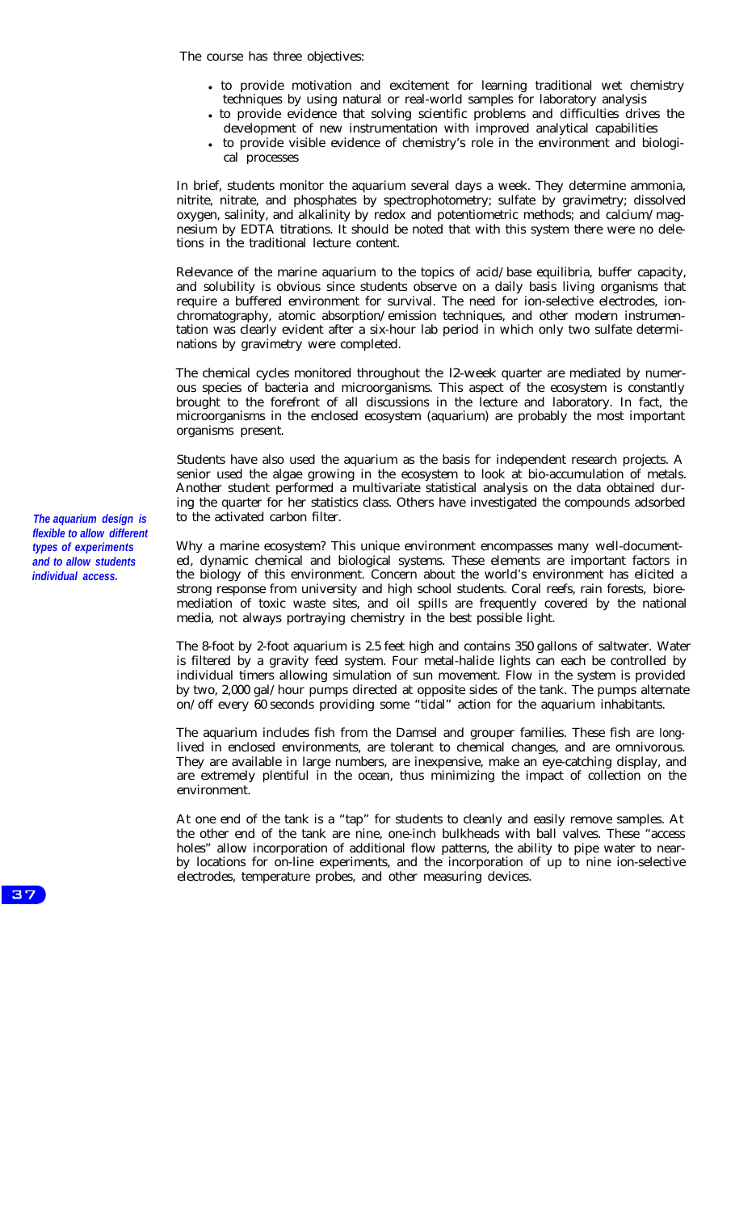The course has three objectives:

- to provide motivation and excitement for learning traditional wet chemistry techniques by using natural or real-world samples for laboratory analysis
- to provide evidence that solving scientific problems and difficulties drives the development of new instrumentation with improved analytical capabilities
- to provide visible evidence of chemistry's role in the environment and biological processes

In brief, students monitor the aquarium several days a week. They determine ammonia, nitrite, nitrate, and phosphates by spectrophotometry; sulfate by gravimetry; dissolved oxygen, salinity, and alkalinity by redox and potentiometric methods; and calcium/magnesium by EDTA titrations. It should be noted that with this system there were no deletions in the traditional lecture content.

Relevance of the marine aquarium to the topics of acid/base equilibria, buffer capacity, and solubility is obvious since students observe on a daily basis living organisms that require a buffered environment for survival. The need for ion-selective electrodes, ion-chromatography, atomic absorption/emission techniques, and other modern instrumentation was clearly evident after a six-hour lab period in which only two sulfate determinations by gravimetry were completed.

The chemical cycles monitored throughout the 12-week quarter are mediated by numerous species of bacteria and microorganisms. This aspect of the ecosystem is constantly brought to the forefront of all discussions in the lecture and laboratory. In fact, the microorganisms in the enclosed ecosystem (aquarium) are probably the most important organisms present.

Students have also used the aquarium as the basis for independent research projects. A senior used the algae growing in the ecosystem to look at bio-accumulation of metals. Another student performed a multivariate statistical analysis on the data obtained during the quarter for her statistics class. Others have investigated the compounds adsorbed to the activated carbon filter.

***The aquarium design is flexible to allow different types of experiments and to allow students individual access.***

Why a marine ecosystem? This unique environment encompasses many well-documented, dynamic chemical and biological systems. These elements are important factors in the biology of this environment. Concern about the world's environment has elicited a strong response from university and high school students. Coral reefs, rain forests, bioremediation of toxic waste sites, and oil spills are frequently covered by the national media, not always portraying chemistry in the best possible light.

The 8-foot by 2-foot aquarium is 2.5 feet high and contains 350 gallons of saltwater. Water is filtered by a gravity feed system. Four metal-halide lights can each be controlled by individual timers allowing simulation of sun movement. Flow in the system is provided by two, 2,000 gal/hour pumps directed at opposite sides of the tank. The pumps alternate on/off every 60 seconds providing some "tidal" action for the aquarium inhabitants.

The aquarium includes fish from the Damsel and grouper families. These fish are long-lived in enclosed environments, are tolerant to chemical changes, and are omnivorous. They are available in large numbers, are inexpensive, make an eye-catching display, and are extremely plentiful in the ocean, thus minimizing the impact of collection on the environment.

At one end of the tank is a "tap" for students to cleanly and easily remove samples. At the other end of the tank are nine, one-inch bulkheads with ball valves. These "access holes" allow incorporation of additional flow patterns, the ability to pipe water to nearby locations for on-line experiments, and the incorporation of up to nine ion-selective electrodes, temperature probes, and other measuring devices.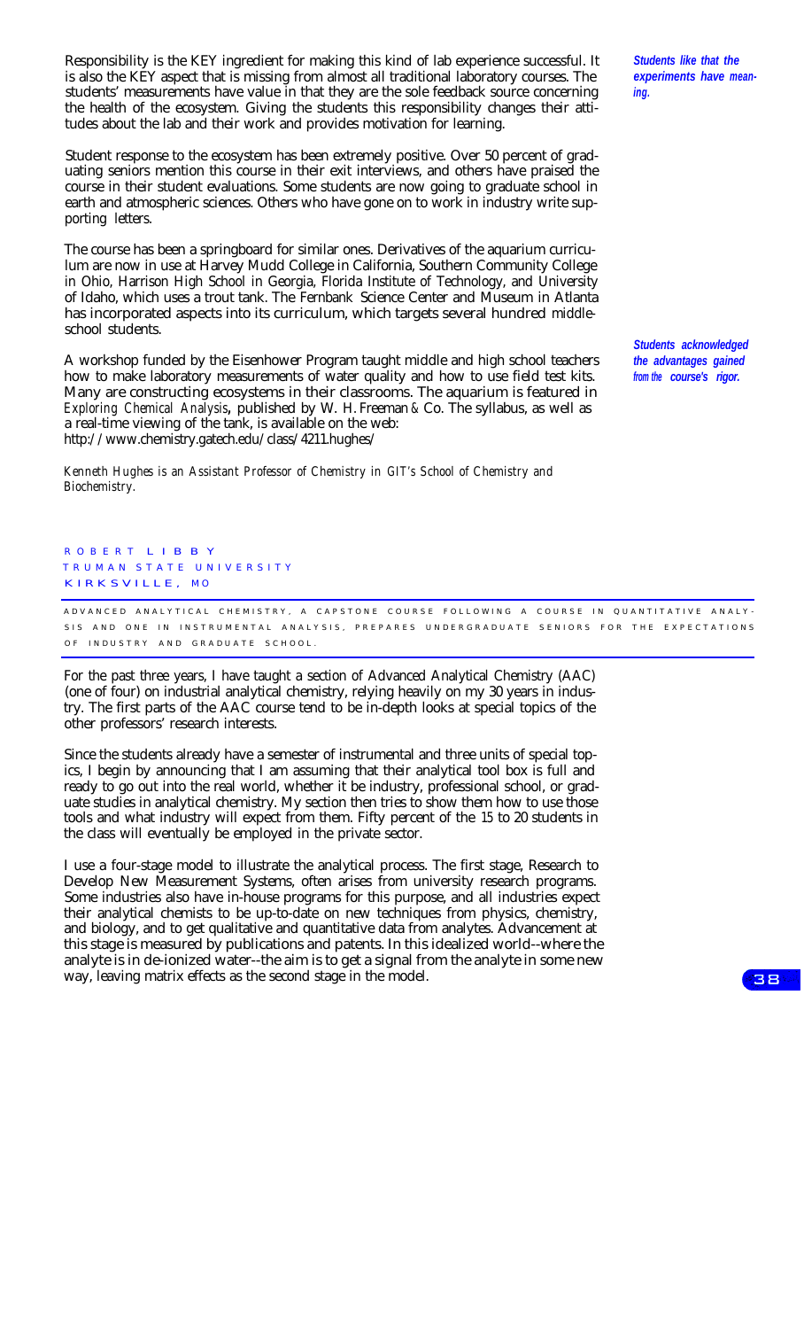Responsibility is the KEY ingredient for making this kind of lab experience successful. It is also the KEY aspect that is missing from almost all traditional laboratory courses. The students' measurements have value in that they are the sole feedback source concerning the health of the ecosystem. Giving the students this responsibility changes their attitudes about the lab and their work and provides motivation for learning.

***Students like that the experiments have meaning.***

Student response to the ecosystem has been extremely positive. Over 50 percent of graduating seniors mention this course in their exit interviews, and others have praised the course in their student evaluations. Some students are now going to graduate school in earth and atmospheric sciences. Others who have gone on to work in industry write supporting letters.

The course has been a springboard for similar ones. Derivatives of the aquarium curriculum are now in use at Harvey Mudd College in California, Southern Community College in Ohio, Harrison High School in Georgia, Florida Institute of Technology, and University of Idaho, which uses a trout tank. The Fernbank Science Center and Museum in Atlanta has incorporated aspects into its curriculum, which targets several hundred middle-school students.

***Students acknowledged the advantages gained from the course's rigor.***

A workshop funded by the Eisenhower Program taught middle and high school teachers how to make laboratory measurements of water quality and how to use field test kits. Many are constructing ecosystems in their classrooms. The aquarium is featured in *Exploring Chemical Analysis*, published by W. H. Freeman & Co. The syllabus, as well as a real-time viewing of the tank, is available on the web: http://www.chemistry.gatech.edu/class/4211.hughes/

*Kenneth Hughes is an Assistant Professor of Chemistry in GIT's School of Chemistry and Biochemistry.*

ROBERT LIBBY
TRUMAN STATE UNIVERSITY
KIRKSVILLE, MO

ADVANCED ANALYTICAL CHEMISTRY, A CAPSTONE COURSE FOLLOWING A COURSE IN QUANTITATIVE ANALYSIS AND ONE IN INSTRUMENTAL ANALYSIS, PREPARES UNDERGRADUATE SENIORS FOR THE EXPECTATIONS OF INDUSTRY AND GRADUATE SCHOOL.

For the past three years, I have taught a section of Advanced Analytical Chemistry (AAC) (one of four) on industrial analytical chemistry, relying heavily on my 30 years in industry. The first parts of the AAC course tend to be in-depth looks at special topics of the other professors' research interests.

Since the students already have a semester of instrumental and three units of special topics, I begin by announcing that I am assuming that their analytical tool box is full and ready to go out into the real world, whether it be industry, professional school, or graduate studies in analytical chemistry. My section then tries to show them how to use those tools and what industry will expect from them. Fifty percent of the 15 to 20 students in the class will eventually be employed in the private sector.

I use a four-stage model to illustrate the analytical process. The first stage, Research to Develop New Measurement Systems, often arises from university research programs. Some industries also have in-house programs for this purpose, and all industries expect their analytical chemists to be up-to-date on new techniques from physics, chemistry, and biology, and to get qualitative and quantitative data from analytes. Advancement at this stage is measured by publications and patents. In this idealized world--where the analyte is in de-ionized water--the aim is to get a signal from the analyte in some new way, leaving matrix effects as the second stage in the model.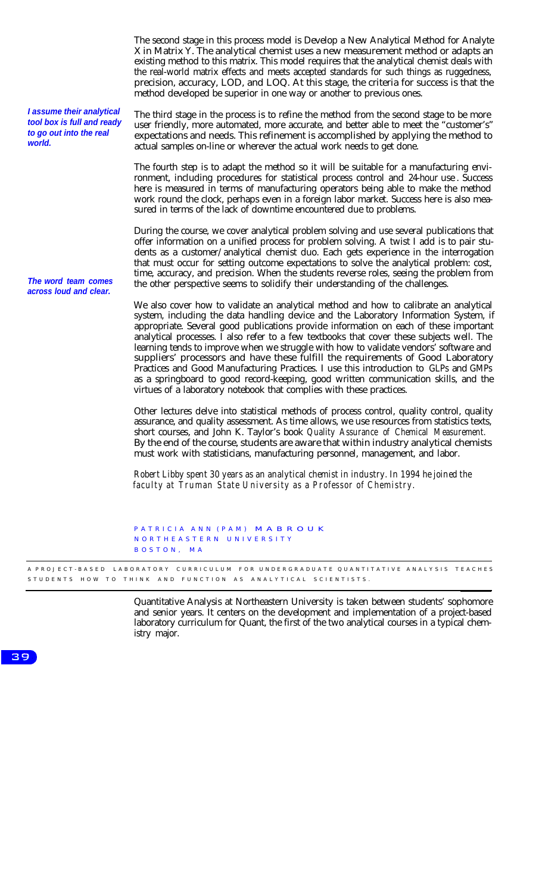The second stage in this process model is Develop a New Analytical Method for Analyte X in Matrix Y. The analytical chemist uses a new measurement method or adapts an existing method to this matrix. This model requires that the analytical chemist deals with the real-world matrix effects and meets accepted standards for such things as ruggedness, precision, accuracy, LOD, and LOQ. At this stage, the criteria for success is that the method developed be superior in one way or another to previous ones.

***I assume their analytical tool box is full and ready to go out into the real world.***

The third stage in the process is to refine the method from the second stage to be more user friendly, more automated, more accurate, and better able to meet the "customer's" expectations and needs. This refinement is accomplished by applying the method to actual samples on-line or wherever the actual work needs to get done.

The fourth step is to adapt the method so it will be suitable for a manufacturing environment, including procedures for statistical process control and 24-hour use. Success here is measured in terms of manufacturing operators being able to make the method work round the clock, perhaps even in a foreign labor market. Success here is also measured in terms of the lack of downtime encountered due to problems.

During the course, we cover analytical problem solving and use several publications that offer information on a unified process for problem solving. A twist I add is to pair students as a customer/analytical chemist duo. Each gets experience in the interrogation that must occur for setting outcome expectations to solve the analytical problem: cost, time, accuracy, and precision. When the students reverse roles, seeing the problem from the other perspective seems to solidify their understanding of the challenges.

***The word team comes across loud and clear.***

We also cover how to validate an analytical method and how to calibrate an analytical system, including the data handling device and the Laboratory Information System, if appropriate. Several good publications provide information on each of these important analytical processes. I also refer to a few textbooks that cover these subjects well. The learning tends to improve when we struggle with how to validate vendors' software and suppliers' processors and have these fulfill the requirements of Good Laboratory Practices and Good Manufacturing Practices. I use this introduction to GLPs and GMPs as a springboard to good record-keeping, good written communication skills, and the virtues of a laboratory notebook that complies with these practices.

Other lectures delve into statistical methods of process control, quality control, quality assurance, and quality assessment. As time allows, we use resources from statistics texts, short courses, and John K. Taylor's book *Quality Assurance of Chemical Measurement.* By the end of the course, students are aware that within industry analytical chemists must work with statisticians, manufacturing personnel, management, and labor.

*Robert Libby spent 30 years as an analytical chemist in industry. In 1994 he joined the faculty at Truman State University as a Professor of Chemistry.*

## PATRICIA ANN (PAM) MABROUK
NORTHEASTERN UNIVERSITY
BOSTON, MA

A PROJECT-BASED LABORATORY CURRICULUM FOR UNDERGRADUATE QUANTITATIVE ANALYSIS TEACHES STUDENTS HOW TO THINK AND FUNCTION AS ANALYTICAL SCIENTISTS.

Quantitative Analysis at Northeastern University is taken between students' sophomore and senior years. It centers on the development and implementation of a project-based laboratory curriculum for Quant, the first of the two analytical courses in a typical chemistry major.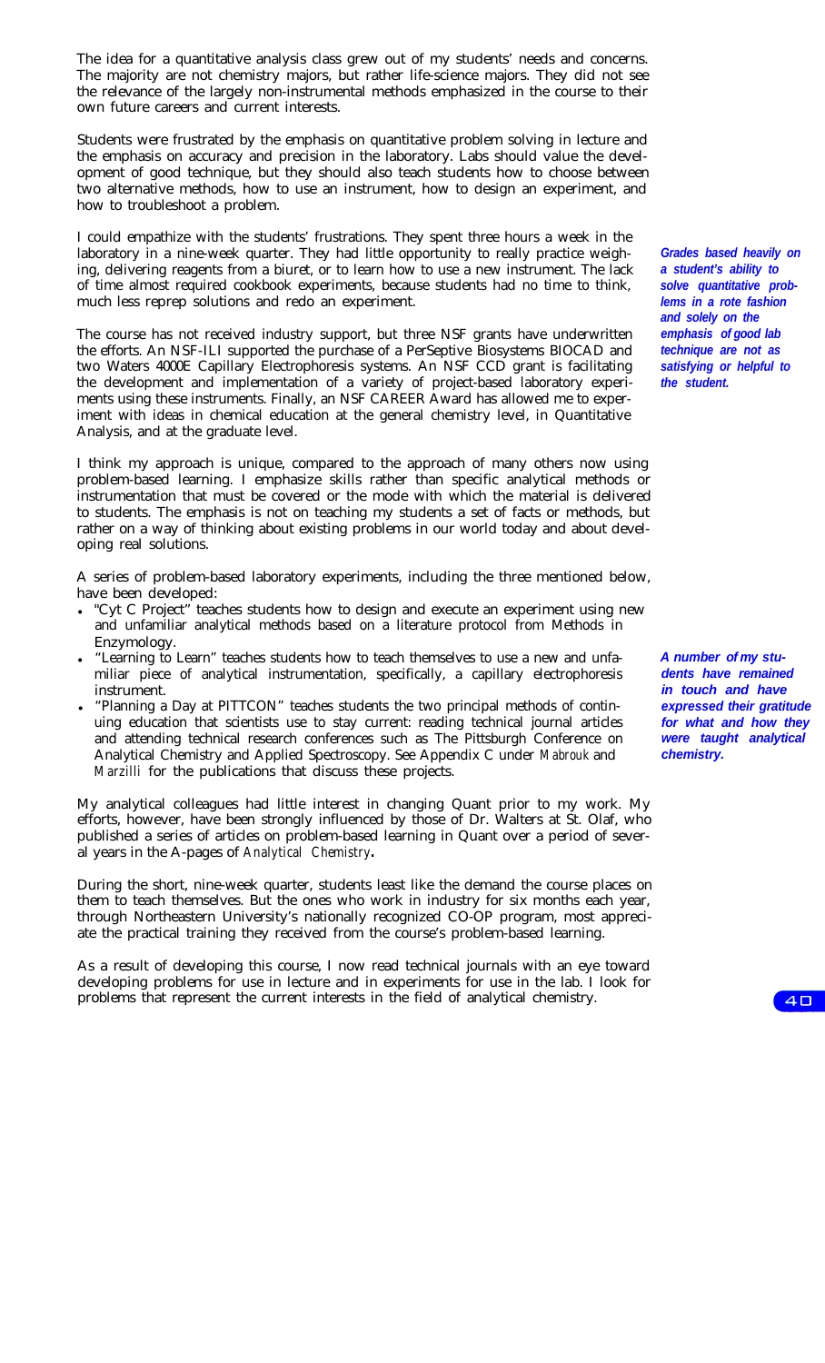The idea for a quantitative analysis class grew out of my students' needs and concerns. The majority are not chemistry majors, but rather life-science majors. They did not see the relevance of the largely non-instrumental methods emphasized in the course to their own future careers and current interests.

Students were frustrated by the emphasis on quantitative problem solving in lecture and the emphasis on accuracy and precision in the laboratory. Labs should value the development of good technique, but they should also teach students how to choose between two alternative methods, how to use an instrument, how to design an experiment, and how to troubleshoot a problem.

I could empathize with the students' frustrations. They spent three hours a week in the laboratory in a nine-week quarter. They had little opportunity to really practice weighing, delivering reagents from a biuret, or to learn how to use a new instrument. The lack of time almost required cookbook experiments, because students had no time to think, much less reprep solutions and redo an experiment.

***Grades based heavily on a student's ability to solve quantitative problems in a rote fashion and solely on the emphasis of good lab technique are not as satisfying or helpful to the student.***

The course has not received industry support, but three NSF grants have underwritten the efforts. An NSF-ILI supported the purchase of a PerSeptive Biosystems BIOCAD and two Waters 4000E Capillary Electrophoresis systems. An NSF CCD grant is facilitating the development and implementation of a variety of project-based laboratory experiments using these instruments. Finally, an NSF CAREER Award has allowed me to experiment with ideas in chemical education at the general chemistry level, in Quantitative Analysis, and at the graduate level.

I think my approach is unique, compared to the approach of many others now using problem-based learning. I emphasize skills rather than specific analytical methods or instrumentation that must be covered or the mode with which the material is delivered to students. The emphasis is not on teaching my students a set of facts or methods, but rather on a way of thinking about existing problems in our world today and about developing real solutions.

A series of problem-based laboratory experiments, including the three mentioned below, have been developed:

- "Cyt C Project" teaches students how to design and execute an experiment using new and unfamiliar analytical methods based on a literature protocol from Methods in Enzymology.
- "Learning to Learn" teaches students how to teach themselves to use a new and unfamiliar piece of analytical instrumentation, specifically, a capillary electrophoresis instrument.
- "Planning a Day at PITTCON" teaches students the two principal methods of continuing education that scientists use to stay current: reading technical journal articles and attending technical research conferences such as The Pittsburgh Conference on Analytical Chemistry and Applied Spectroscopy. See Appendix C under *Mabrouk* and *Marzilli* for the publications that discuss these projects.

***A number of my students have remained in touch and have expressed their gratitude for what and how they were taught analytical chemistry.***

My analytical colleagues had little interest in changing Quant prior to my work. My efforts, however, have been strongly influenced by those of Dr. Walters at St. Olaf, who published a series of articles on problem-based learning in Quant over a period of several years in the A-pages of *Analytical Chemistry*.

During the short, nine-week quarter, students least like the demand the course places on them to teach themselves. But the ones who work in industry for six months each year, through Northeastern University's nationally recognized CO-OP program, most appreciate the practical training they received from the course's problem-based learning.

As a result of developing this course, I now read technical journals with an eye toward developing problems for use in lecture and in experiments for use in the lab. I look for problems that represent the current interests in the field of analytical chemistry.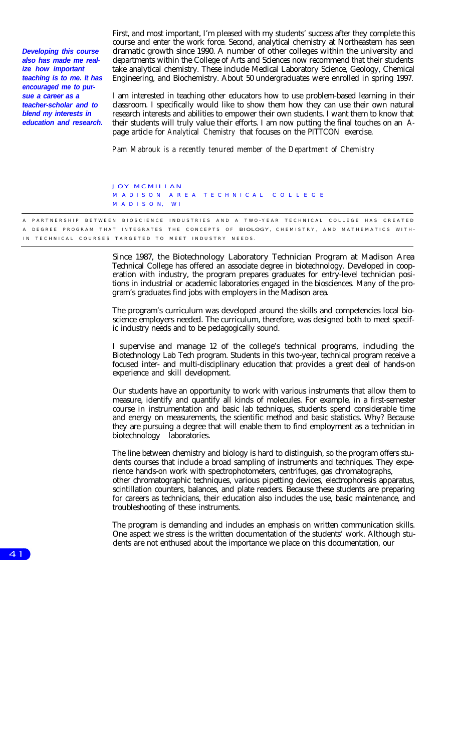First, and most important, I'm pleased with my students' success after they complete this course and enter the work force. Second, analytical chemistry at Northeastern has seen dramatic growth since 1990. A number of other colleges within the university and departments within the College of Arts and Sciences now recommend that their students take analytical chemistry. These include Medical Laboratory Science, Geology, Chemical Engineering, and Biochemistry. About 50 undergraduates were enrolled in spring 1997.

***Developing this course also has made me realize how important teaching is to me. It has encouraged me to pursue a career as a teacher-scholar and to blend my interests in education and research.***

I am interested in teaching other educators how to use problem-based learning in their classroom. I specifically would like to show them how they can use their own natural research interests and abilities to empower their own students. I want them to know that their students will truly value their efforts. I am now putting the final touches on an A-page article for *Analytical Chemistry* that focuses on the PITTCON exercise.

*Pam Mabrouk is a recently tenured member of the Department of Chemistry*

## JOY MCMILLAN
MADISON AREA TECHNICAL COLLEGE
MADISON, WI

A PARTNERSHIP BETWEEN BIOSCIENCE INDUSTRIES AND A TWO-YEAR TECHNICAL COLLEGE HAS CREATED A DEGREE PROGRAM THAT INTEGRATES THE CONCEPTS OF BIOLOGY, CHEMISTRY, AND MATHEMATICS WITHIN TECHNICAL COURSES TARGETED TO MEET INDUSTRY NEEDS.

Since 1987, the Biotechnology Laboratory Technician Program at Madison Area Technical College has offered an associate degree in biotechnology. Developed in cooperation with industry, the program prepares graduates for entry-level technician positions in industrial or academic laboratories engaged in the biosciences. Many of the program's graduates find jobs with employers in the Madison area.

The program's curriculum was developed around the skills and competencies local bioscience employers needed. The curriculum, therefore, was designed both to meet specific industry needs and to be pedagogically sound.

I supervise and manage 12 of the college's technical programs, including the Biotechnology Lab Tech program. Students in this two-year, technical program receive a focused inter- and multi-disciplinary education that provides a great deal of hands-on experience and skill development.

Our students have an opportunity to work with various instruments that allow them to measure, identify and quantify all kinds of molecules. For example, in a first-semester course in instrumentation and basic lab techniques, students spend considerable time and energy on measurements, the scientific method and basic statistics. Why? Because they are pursuing a degree that will enable them to find employment as a technician in biotechnology laboratories.

The line between chemistry and biology is hard to distinguish, so the program offers students courses that include a broad sampling of instruments and techniques. They experience hands-on work with spectrophotometers, centrifuges, gas chromatographs, other chromatographic techniques, various pipetting devices, electrophoresis apparatus, scintillation counters, balances, and plate readers. Because these students are preparing for careers as technicians, their education also includes the use, basic maintenance, and troubleshooting of these instruments.

The program is demanding and includes an emphasis on written communication skills. One aspect we stress is the written documentation of the students' work. Although students are not enthused about the importance we place on this documentation, our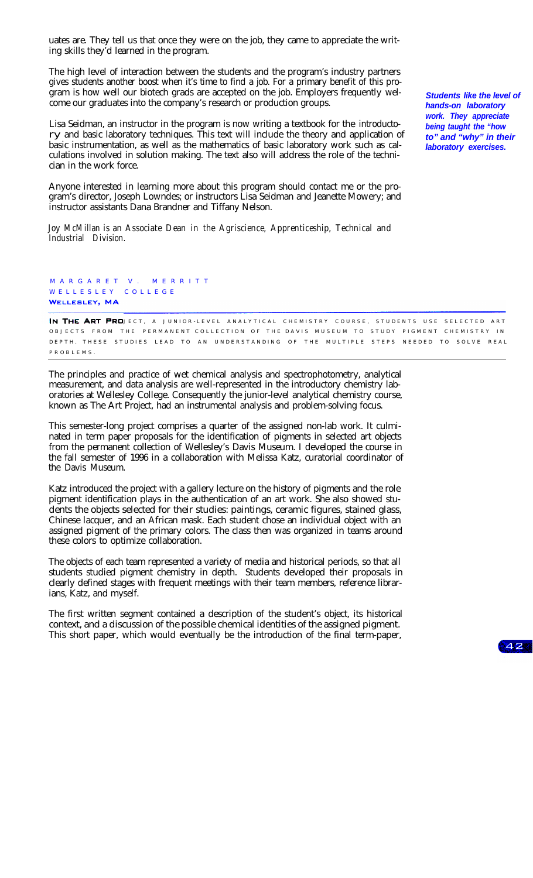uates are. They tell us that once they were on the job, they came to appreciate the writing skills they'd learned in the program.

The high level of interaction between the students and the program's industry partners gives students another boost when it's time to find a job. For a primary benefit of this program is how well our biotech grads are accepted on the job. Employers frequently welcome our graduates into the company's research or production groups.

***Students like the level of hands-on laboratory work. They appreciate being taught the "how to" and "why" in their laboratory exercises.***

Lisa Seidman, an instructor in the program is now writing a textbook for the introductory and basic laboratory techniques. This text will include the theory and application of basic instrumentation, as well as the mathematics of basic laboratory work such as calculations involved in solution making. The text also will address the role of the technician in the work force.

Anyone interested in learning more about this program should contact me or the program's director, Joseph Lowndes; or instructors Lisa Seidman and Jeanette Mowery; and instructor assistants Dana Brandner and Tiffany Nelson.

*Joy McMillan is an Associate Dean in the Agriscience, Apprenticeship, Technical and Industrial Division.*

MARGARET V. MERRITT
WELLESLEY COLLEGE
**WELLESLEY, MA**

**IN THE ART PRO**JECT, A JUNIOR-LEVEL ANALYTICAL CHEMISTRY COURSE, STUDENTS USE SELECTED ART OBJECTS FROM THE PERMANENT COLLECTION OF THE DAVIS MUSEUM TO STUDY PIGMENT CHEMISTRY IN DEPTH. THESE STUDIES LEAD TO AN UNDERSTANDING OF THE MULTIPLE STEPS NEEDED TO SOLVE REAL PROBLEMS.

The principles and practice of wet chemical analysis and spectrophotometry, analytical measurement, and data analysis are well-represented in the introductory chemistry laboratories at Wellesley College. Consequently the junior-level analytical chemistry course, known as The Art Project, had an instrumental analysis and problem-solving focus.

This semester-long project comprises a quarter of the assigned non-lab work. It culminated in term paper proposals for the identification of pigments in selected art objects from the permanent collection of Wellesley's Davis Museum. I developed the course in the fall semester of 1996 in a collaboration with Melissa Katz, curatorial coordinator of the Davis Museum.

Katz introduced the project with a gallery lecture on the history of pigments and the role pigment identification plays in the authentication of an art work. She also showed students the objects selected for their studies: paintings, ceramic figures, stained glass, Chinese lacquer, and an African mask. Each student chose an individual object with an assigned pigment of the primary colors. The class then was organized in teams around these colors to optimize collaboration.

The objects of each team represented a variety of media and historical periods, so that all students studied pigment chemistry in depth. Students developed their proposals in clearly defined stages with frequent meetings with their team members, reference librarians, Katz, and myself.

The first written segment contained a description of the student's object, its historical context, and a discussion of the possible chemical identities of the assigned pigment. This short paper, which would eventually be the introduction of the final term-paper,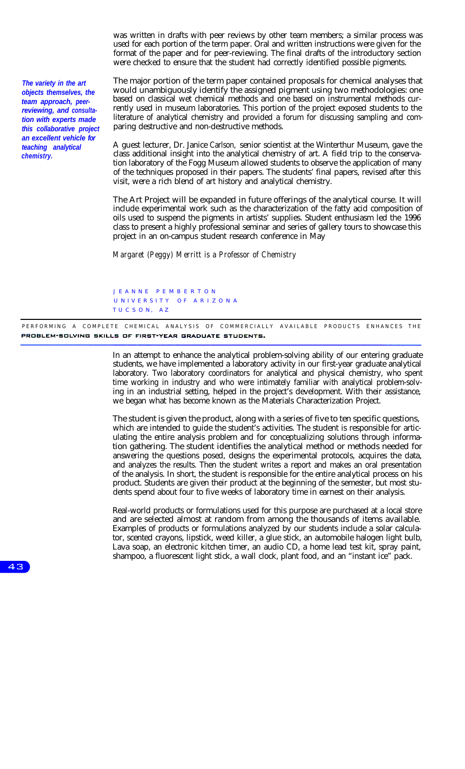was written in drafts with peer reviews by other team members; a similar process was used for each portion of the term paper. Oral and written instructions were given for the format of the paper and for peer-reviewing. The final drafts of the introductory section were checked to ensure that the student had correctly identified possible pigments.

***The variety in the art objects themselves, the team approach, peer-reviewing, and consultation with experts made this collaborative project an excellent vehicle for teaching analytical chemistry.***

The major portion of the term paper contained proposals for chemical analyses that would unambiguously identify the assigned pigment using two methodologies: one based on classical wet chemical methods and one based on instrumental methods currently used in museum laboratories. This portion of the project exposed students to the literature of analytical chemistry and provided a forum for discussing sampling and comparing destructive and non-destructive methods.

A guest lecturer, Dr. Janice Carlson, senior scientist at the Winterthur Museum, gave the class additional insight into the analytical chemistry of art. A field trip to the conservation laboratory of the Fogg Museum allowed students to observe the application of many of the techniques proposed in their papers. The students' final papers, revised after this visit, were a rich blend of art history and analytical chemistry.

The Art Project will be expanded in future offerings of the analytical course. It will include experimental work such as the characterization of the fatty acid composition of oils used to suspend the pigments in artists' supplies. Student enthusiasm led the 1996 class to present a highly professional seminar and series of gallery tours to showcase this project in an on-campus student research conference in May

*Margaret (Peggy) Merritt is a Professor of Chemistry*

JEANNE PEMBERTON
UNIVERSITY OF ARIZONA
TUCSON, AZ

## PERFORMING A COMPLETE CHEMICAL ANALYSIS OF COMMERCIALLY AVAILABLE PRODUCTS ENHANCES THE PROBLEM-SOLVING SKILLS OF FIRST-YEAR GRADUATE STUDENTS.

In an attempt to enhance the analytical problem-solving ability of our entering graduate students, we have implemented a laboratory activity in our first-year graduate analytical laboratory. Two laboratory coordinators for analytical and physical chemistry, who spent time working in industry and who were intimately familiar with analytical problem-solving in an industrial setting, helped in the project's development. With their assistance, we began what has become known as the Materials Characterization Project.

The student is given the product, along with a series of five to ten specific questions, which are intended to guide the student's activities. The student is responsible for articulating the entire analysis problem and for conceptualizing solutions through information gathering. The student identifies the analytical method or methods needed for answering the questions posed, designs the experimental protocols, acquires the data, and analyzes the results. Then the student writes a report and makes an oral presentation of the analysis. In short, the student is responsible for the entire analytical process on his product. Students are given their product at the beginning of the semester, but most students spend about four to five weeks of laboratory time in earnest on their analysis.

Real-world products or formulations used for this purpose are purchased at a local store and are selected almost at random from among the thousands of items available. Examples of products or formulations analyzed by our students include a solar calculator, scented crayons, lipstick, weed killer, a glue stick, an automobile halogen light bulb, Lava soap, an electronic kitchen timer, an audio CD, a home lead test kit, spray paint, shampoo, a fluorescent light stick, a wall clock, plant food, and an "instant ice" pack.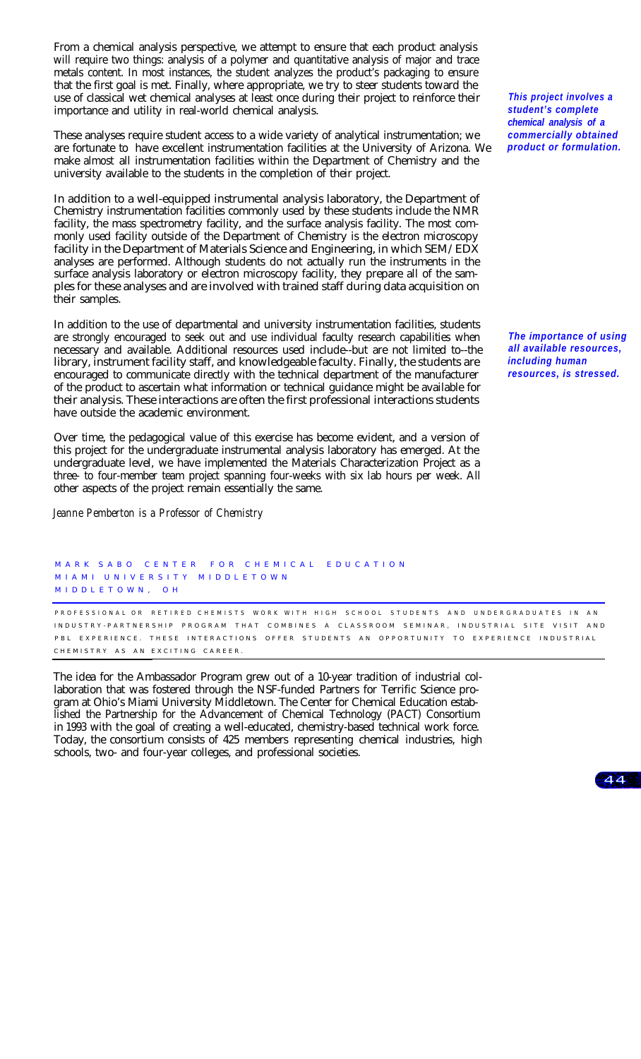From a chemical analysis perspective, we attempt to ensure that each product analysis will require two things: analysis of a polymer and quantitative analysis of major and trace metals content. In most instances, the student analyzes the product's packaging to ensure that the first goal is met. Finally, where appropriate, we try to steer students toward the use of classical wet chemical analyses at least once during their project to reinforce their importance and utility in real-world chemical analysis.

***This project involves a student's complete chemical analysis of a commercially obtained product or formulation.***

These analyses require student access to a wide variety of analytical instrumentation; we are fortunate to have excellent instrumentation facilities at the University of Arizona. We make almost all instrumentation facilities within the Department of Chemistry and the university available to the students in the completion of their project.

In addition to a well-equipped instrumental analysis laboratory, the Department of Chemistry instrumentation facilities commonly used by these students include the NMR facility, the mass spectrometry facility, and the surface analysis facility. The most commonly used facility outside of the Department of Chemistry is the electron microscopy facility in the Department of Materials Science and Engineering, in which SEM/EDX analyses are performed. Although students do not actually run the instruments in the surface analysis laboratory or electron microscopy facility, they prepare all of the samples for these analyses and are involved with trained staff during data acquisition on their samples.

In addition to the use of departmental and university instrumentation facilities, students are strongly encouraged to seek out and use individual faculty research capabilities when necessary and available. Additional resources used include--but are not limited to--the library, instrument facility staff, and knowledgeable faculty. Finally, the students are encouraged to communicate directly with the technical department of the manufacturer of the product to ascertain what information or technical guidance might be available for their analysis. These interactions are often the first professional interactions students have outside the academic environment.

***The importance of using all available resources, including human resources, is stressed.***

Over time, the pedagogical value of this exercise has become evident, and a version of this project for the undergraduate instrumental analysis laboratory has emerged. At the undergraduate level, we have implemented the Materials Characterization Project as a three- to four-member team project spanning four-weeks with six lab hours per week. All other aspects of the project remain essentially the same.

*Jeanne Pemberton is a Professor of Chemistry*

## MARK SABO CENTER FOR CHEMICAL EDUCATION
## MIAMI UNIVERSITY MIDDLETOWN
## MIDDLETOWN, OH

PROFESSIONAL OR RETIRED CHEMISTS WORK WITH HIGH SCHOOL STUDENTS AND UNDERGRADUATES IN AN INDUSTRY-PARTNERSHIP PROGRAM THAT COMBINES A CLASSROOM SEMINAR, INDUSTRIAL SITE VISIT AND PBL EXPERIENCE. THESE INTERACTIONS OFFER STUDENTS AN OPPORTUNITY TO EXPERIENCE INDUSTRIAL CHEMISTRY AS AN EXCITING CAREER.

The idea for the Ambassador Program grew out of a 10-year tradition of industrial collaboration that was fostered through the NSF-funded Partners for Terrific Science program at Ohio's Miami University Middletown. The Center for Chemical Education established the Partnership for the Advancement of Chemical Technology (PACT) Consortium in 1993 with the goal of creating a well-educated, chemistry-based technical work force. Today, the consortium consists of 425 members representing chemical industries, high schools, two- and four-year colleges, and professional societies.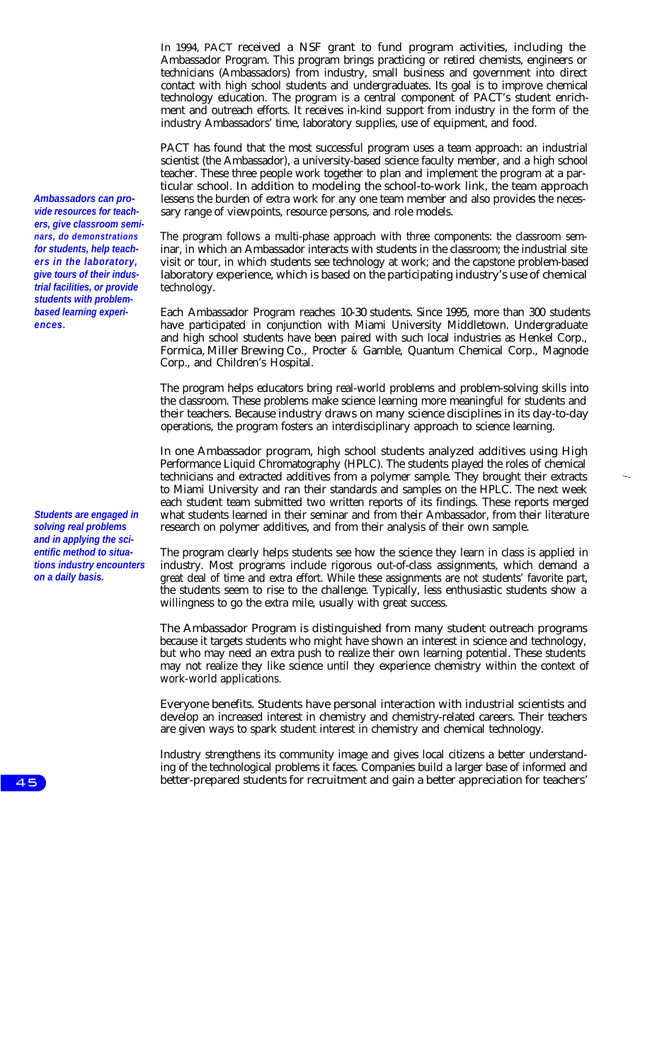In 1994, PACT received a NSF grant to fund program activities, including the Ambassador Program. This program brings practicing or retired chemists, engineers or technicians (Ambassadors) from industry, small business and government into direct contact with high school students and undergraduates. Its goal is to improve chemical technology education. The program is a central component of PACT's student enrichment and outreach efforts. It receives in-kind support from industry in the form of the industry Ambassadors' time, laboratory supplies, use of equipment, and food.

PACT has found that the most successful program uses a team approach: an industrial scientist (the Ambassador), a university-based science faculty member, and a high school teacher. These three people work together to plan and implement the program at a particular school. In addition to modeling the school-to-work link, the team approach lessens the burden of extra work for any one team member and also provides the necessary range of viewpoints, resource persons, and role models.

***Ambassadors can provide resources for teachers, give classroom seminars, do demonstrations for students, help teachers in the laboratory, give tours of their industrial facilities, or provide students with problem-based learning experiences.***

The program follows a multi-phase approach with three components: the classroom seminar, in which an Ambassador interacts with students in the classroom; the industrial site visit or tour, in which students see technology at work; and the capstone problem-based laboratory experience, which is based on the participating industry's use of chemical technology.

Each Ambassador Program reaches 10-30 students. Since 1995, more than 300 students have participated in conjunction with Miami University Middletown. Undergraduate and high school students have been paired with such local industries as Henkel Corp., Formica, Miller Brewing Co., Procter & Gamble, Quantum Chemical Corp., Magnode Corp., and Children's Hospital.

The program helps educators bring real-world problems and problem-solving skills into the classroom. These problems make science learning more meaningful for students and their teachers. Because industry draws on many science disciplines in its day-to-day operations, the program fosters an interdisciplinary approach to science learning.

In one Ambassador program, high school students analyzed additives using High Performance Liquid Chromatography (HPLC). The students played the roles of chemical technicians and extracted additives from a polymer sample. They brought their extracts to Miami University and ran their standards and samples on the HPLC. The next week each student team submitted two written reports of its findings. These reports merged what students learned in their seminar and from their Ambassador, from their literature research on polymer additives, and from their analysis of their own sample.

***Students are engaged in solving real problems and in applying the scientific method to situations industry encounters on a daily basis.***

The program clearly helps students see how the science they learn in class is applied in industry. Most programs include rigorous out-of-class assignments, which demand a great deal of time and extra effort. While these assignments are not students' favorite part, the students seem to rise to the challenge. Typically, less enthusiastic students show a willingness to go the extra mile, usually with great success.

The Ambassador Program is distinguished from many student outreach programs because it targets students who might have shown an interest in science and technology, but who may need an extra push to realize their own learning potential. These students may not realize they like science until they experience chemistry within the context of work-world applications.

Everyone benefits. Students have personal interaction with industrial scientists and develop an increased interest in chemistry and chemistry-related careers. Their teachers are given ways to spark student interest in chemistry and chemical technology.

Industry strengthens its community image and gives local citizens a better understanding of the technological problems it faces. Companies build a larger base of informed and better-prepared students for recruitment and gain a better appreciation for teachers'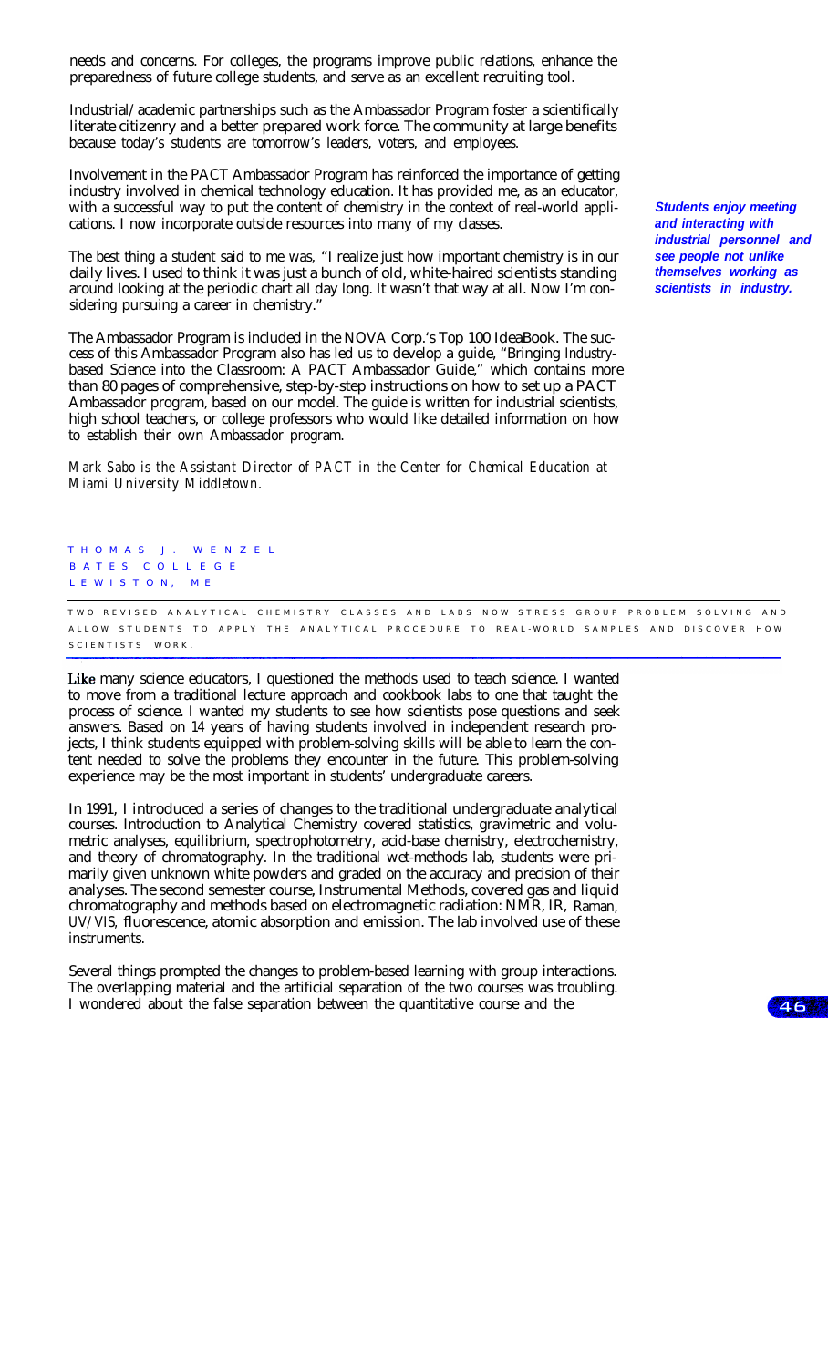needs and concerns. For colleges, the programs improve public relations, enhance the preparedness of future college students, and serve as an excellent recruiting tool.

Industrial/academic partnerships such as the Ambassador Program foster a scientifically literate citizenry and a better prepared work force. The community at large benefits because today's students are tomorrow's leaders, voters, and employees.

Involvement in the PACT Ambassador Program has reinforced the importance of getting industry involved in chemical technology education. It has provided me, as an educator, with a successful way to put the content of chemistry in the context of real-world applications. I now incorporate outside resources into many of my classes.

***Students enjoy meeting and interacting with industrial personnel and see people not unlike themselves working as scientists in industry.***

The best thing a student said to me was, "I realize just how important chemistry is in our daily lives. I used to think it was just a bunch of old, white-haired scientists standing around looking at the periodic chart all day long. It wasn't that way at all. Now I'm considering pursuing a career in chemistry."

The Ambassador Program is included in the NOVA Corp.'s Top 100 IdeaBook. The success of this Ambassador Program also has led us to develop a guide, "Bringing Industry-based Science into the Classroom: A PACT Ambassador Guide," which contains more than 80 pages of comprehensive, step-by-step instructions on how to set up a PACT Ambassador program, based on our model. The guide is written for industrial scientists, high school teachers, or college professors who would like detailed information on how to establish their own Ambassador program.

*Mark Sabo is the Assistant Director of PACT in the Center for Chemical Education at Miami University Middletown.*

THOMAS J. WENZEL
BATES COLLEGE
LEWISTON, ME

TWO REVISED ANALYTICAL CHEMISTRY CLASSES AND LABS NOW STRESS GROUP PROBLEM SOLVING AND ALLOW STUDENTS TO APPLY THE ANALYTICAL PROCEDURE TO REAL-WORLD SAMPLES AND DISCOVER HOW SCIENTISTS WORK.

Like many science educators, I questioned the methods used to teach science. I wanted to move from a traditional lecture approach and cookbook labs to one that taught the process of science. I wanted my students to see how scientists pose questions and seek answers. Based on 14 years of having students involved in independent research projects, I think students equipped with problem-solving skills will be able to learn the content needed to solve the problems they encounter in the future. This problem-solving experience may be the most important in students' undergraduate careers.

In 1991, I introduced a series of changes to the traditional undergraduate analytical courses. Introduction to Analytical Chemistry covered statistics, gravimetric and volumetric analyses, equilibrium, spectrophotometry, acid-base chemistry, electrochemistry, and theory of chromatography. In the traditional wet-methods lab, students were primarily given unknown white powders and graded on the accuracy and precision of their analyses. The second semester course, Instrumental Methods, covered gas and liquid chromatography and methods based on electromagnetic radiation: NMR, IR, Raman, UV/VIS, fluorescence, atomic absorption and emission. The lab involved use of these instruments.

Several things prompted the changes to problem-based learning with group interactions. The overlapping material and the artificial separation of the two courses was troubling. I wondered about the false separation between the quantitative course and the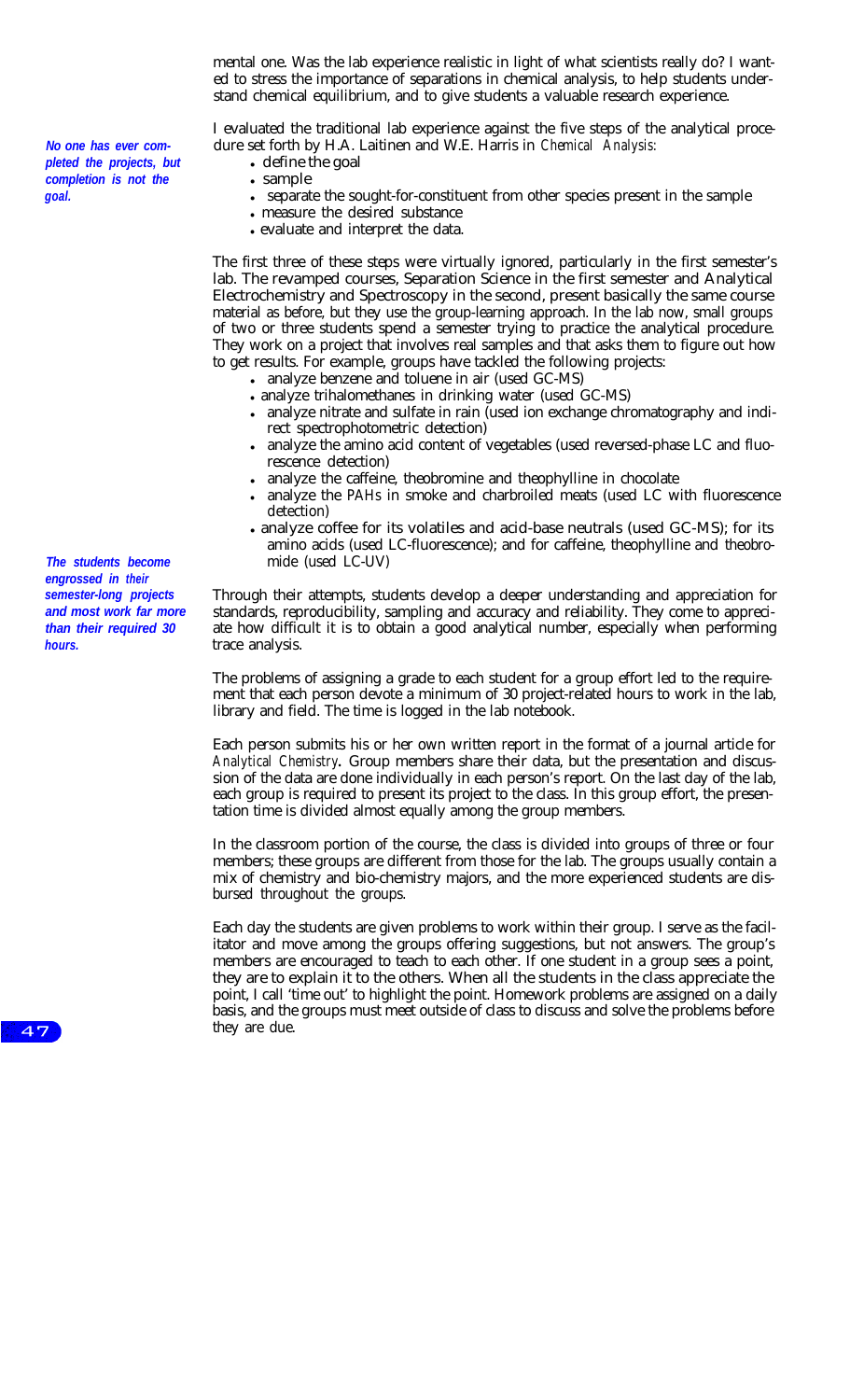mental one. Was the lab experience realistic in light of what scientists really do? I wanted to stress the importance of separations in chemical analysis, to help students understand chemical equilibrium, and to give students a valuable research experience.

*No one has ever completed the projects, but completion is not the goal.*

I evaluated the traditional lab experience against the five steps of the analytical procedure set forth by H.A. Laitinen and W.E. Harris in *Chemical Analysis*:

- define the goal
- sample
- separate the sought-for-constituent from other species present in the sample
- measure the desired substance
- evaluate and interpret the data.

The first three of these steps were virtually ignored, particularly in the first semester's lab. The revamped courses, Separation Science in the first semester and Analytical Electrochemistry and Spectroscopy in the second, present basically the same course material as before, but they use the group-learning approach. In the lab now, small groups of two or three students spend a semester trying to practice the analytical procedure. They work on a project that involves real samples and that asks them to figure out how to get results. For example, groups have tackled the following projects:

- analyze benzene and toluene in air (used GC-MS)
- analyze trihalomethanes in drinking water (used GC-MS)
- analyze nitrate and sulfate in rain (used ion exchange chromatography and indirect spectrophotometric detection)
- analyze the amino acid content of vegetables (used reversed-phase LC and fluorescence detection)
- analyze the caffeine, theobromine and theophylline in chocolate
- analyze the PAHs in smoke and charbroiled meats (used LC with fluorescence detection)
- analyze coffee for its volatiles and acid-base neutrals (used GC-MS); for its amino acids (used LC-fluorescence); and for caffeine, theophylline and theobromide (used LC-UV)

*The students become engrossed in their semester-long projects and most work far more than their required 30 hours.*

Through their attempts, students develop a deeper understanding and appreciation for standards, reproducibility, sampling and accuracy and reliability. They come to appreciate how difficult it is to obtain a good analytical number, especially when performing trace analysis.

The problems of assigning a grade to each student for a group effort led to the requirement that each person devote a minimum of 30 project-related hours to work in the lab, library and field. The time is logged in the lab notebook.

Each person submits his or her own written report in the format of a journal article for *Analytical Chemistry*. Group members share their data, but the presentation and discussion of the data are done individually in each person's report. On the last day of the lab, each group is required to present its project to the class. In this group effort, the presentation time is divided almost equally among the group members.

In the classroom portion of the course, the class is divided into groups of three or four members; these groups are different from those for the lab. The groups usually contain a mix of chemistry and bio-chemistry majors, and the more experienced students are disbursed throughout the groups.

Each day the students are given problems to work within their group. I serve as the facilitator and move among the groups offering suggestions, but not answers. The group's members are encouraged to teach to each other. If one student in a group sees a point, they are to explain it to the others. When all the students in the class appreciate the point, I call 'time out' to highlight the point. Homework problems are assigned on a daily basis, and the groups must meet outside of class to discuss and solve the problems before they are due.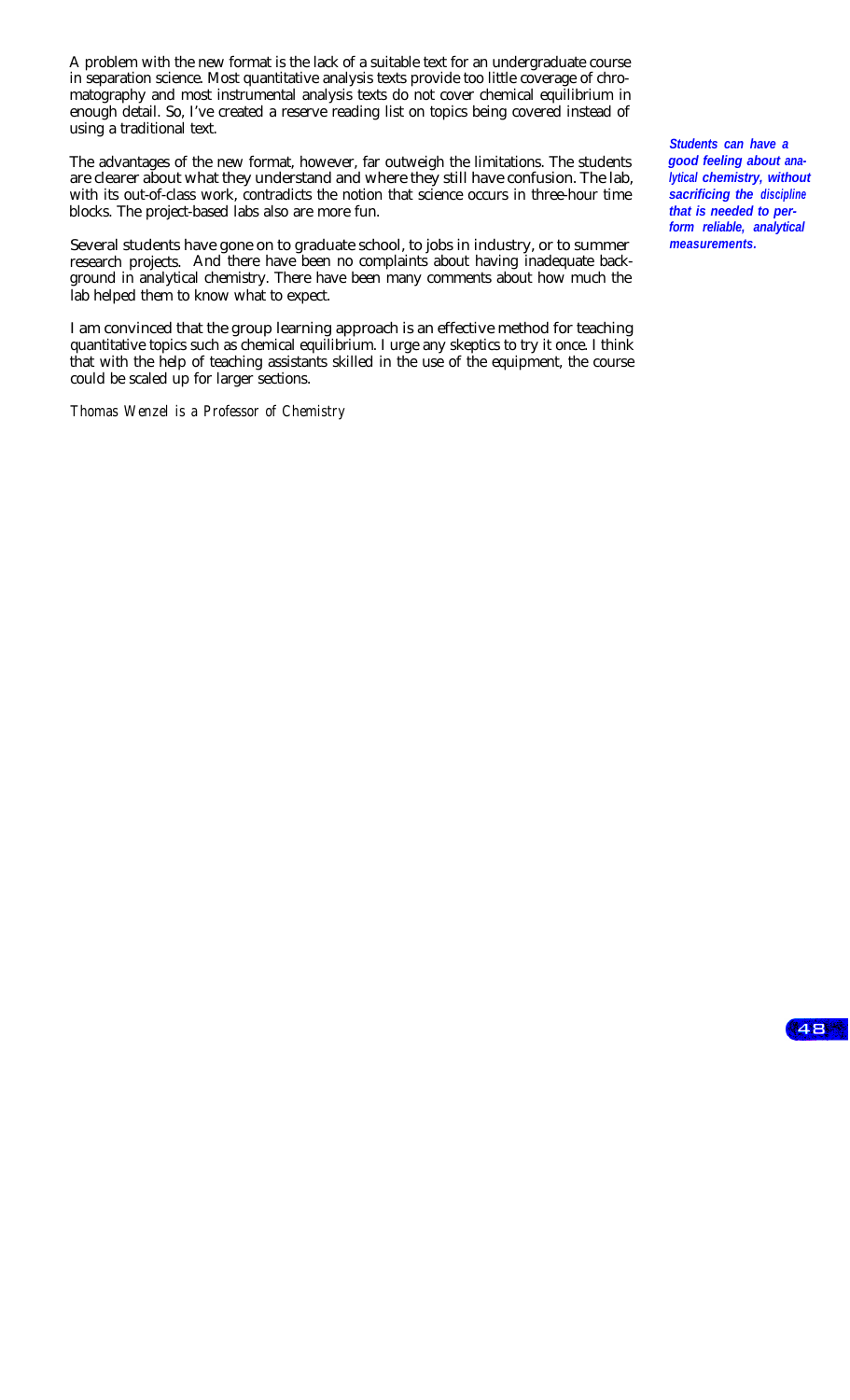A problem with the new format is the lack of a suitable text for an undergraduate course in separation science. Most quantitative analysis texts provide too little coverage of chromatography and most instrumental analysis texts do not cover chemical equilibrium in enough detail. So, I've created a reserve reading list on topics being covered instead of using a traditional text.

The advantages of the new format, however, far outweigh the limitations. The students are clearer about what they understand and where they still have confusion. The lab, with its out-of-class work, contradicts the notion that science occurs in three-hour time blocks. The project-based labs also are more fun.

***Students can have a good feeling about analytical chemistry, without sacrificing the discipline that is needed to perform reliable, analytical measurements.***

Several students have gone on to graduate school, to jobs in industry, or to summer research projects. And there have been no complaints about having inadequate background in analytical chemistry. There have been many comments about how much the lab helped them to know what to expect.

I am convinced that the group learning approach is an effective method for teaching quantitative topics such as chemical equilibrium. I urge any skeptics to try it once. I think that with the help of teaching assistants skilled in the use of the equipment, the course could be scaled up for larger sections.

*Thomas Wenzel is a Professor of Chemistry*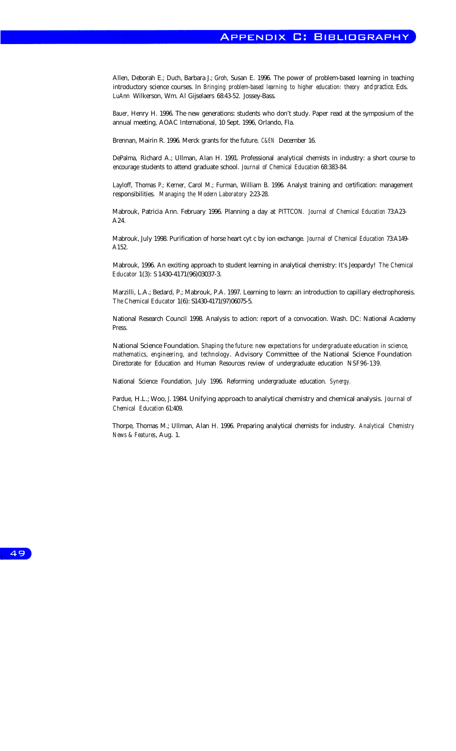# Appendix C: Bibliography

Allen, Deborah E.; Duch, Barbara J.; Groh, Susan E. 1996. The power of problem-based learning in teaching introductory science courses. In *Bringing problem-based learning to higher education: theory and practice*. Eds. LuAnn Wilkerson, Wm. Al Gijselaers 68:43-52. Jossey-Bass.

Bauer, Henry H. 1996. The new generations: students who don't study. Paper read at the symposium of the annual meeting, AOAC International, 10 Sept. 1996, Orlando, Fla.

Brennan, Mairin R. 1996. Merck grants for the future. *C&EN* December 16.

DePalma, Richard A.; Ullman, Alan H. 1991. Professional analytical chemists in industry: a short course to encourage students to attend graduate school. *Journal of Chemical Education* 68:383-84.

Layloff, Thomas P.; Kerner, Carol M.; Furman, William B. 1996. Analyst training and certification: management responsibilities. *Managing the Modern Laboratory* 2:23-28.

Mabrouk, Patricia Ann. February 1996. Planning a day at PITTCON. *Journal of Chemical Education* 73:A23-A24.

Mabrouk, July 1998. Purification of horse heart cyt c by ion exchange. *Journal of Chemical Education* 73:A149-A152.

Mabrouk, 1996. An exciting approach to student learning in analytical chemistry: It's Jeopardy! *The Chemical Educator* 1(3): S 1430-4171(96)03037-3.

Marzilli, L.A.; Bedard, P.; Mabrouk, P.A. 1997. Learning to learn: an introduction to capillary electrophoresis. *The Chemical Educator* 1(6): S1430-4171(97)06075-5.

National Research Council 1998. Analysis to action: report of a convocation. Wash. DC: National Academy Press.

National Science Foundation. *Shaping the future: new expectations for undergraduate education in science, mathematics, engineering, and technology*. Advisory Committee of the National Science Foundation Directorate for Education and Human Resources review of undergraduate education NSF96-139.

National Science Foundation, July 1996. Reforming undergraduate education. *Synergy.*

Pardue, H.L.; Woo, J. 1984. Unifying approach to analytical chemistry and chemical analysis. *Journal of Chemical Education* 61:409.

Thorpe, Thomas M.; Ullman, Alan H. 1996. Preparing analytical chemists for industry. *Analytical Chemistry News & Features*, Aug. 1.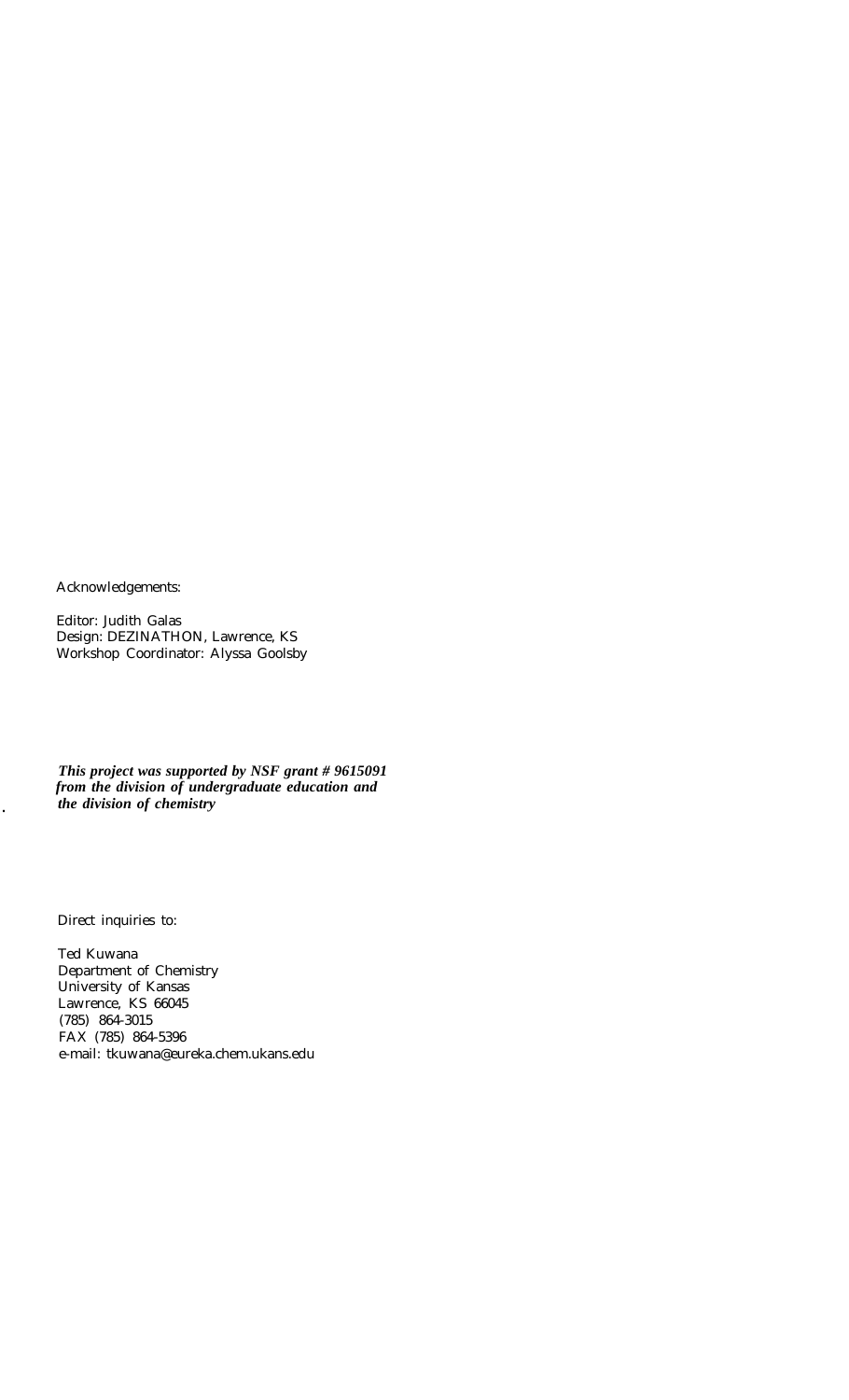Acknowledgements:

Editor: Judith Galas
Design: DEZINATHON, Lawrence, KS
Workshop Coordinator: Alyssa Goolsby

***This project was supported by NSF grant # 9615091 from the division of undergraduate education and the division of chemistry***

Direct inquiries to:

Ted Kuwana
Department of Chemistry
University of Kansas
Lawrence, KS 66045
(785) 864-3015
FAX (785) 864-5396
e-mail: tkuwana@eureka.chem.ukans.edu